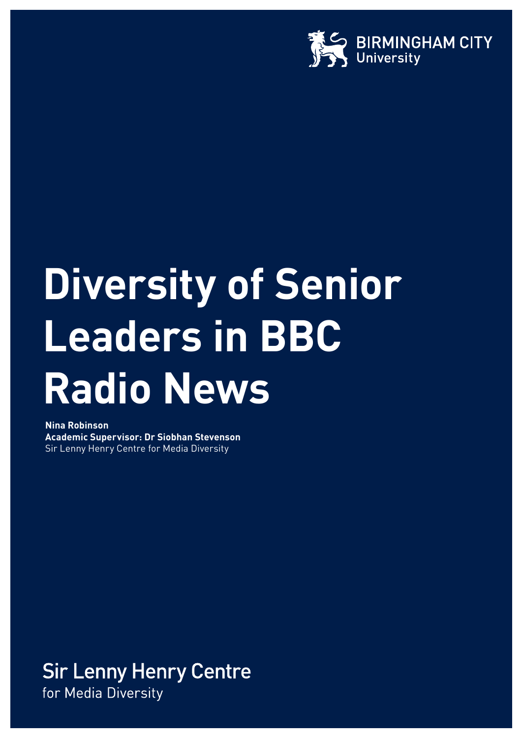BIRMINGHAM CITY
University

# Diversity of Senior Leaders in BBC Radio News

**Nina Robinson**
**Academic Supervisor: Dr Siobhan Stevenson**
Sir Lenny Henry Centre for Media Diversity

Sir Lenny Henry Centre
for Media Diversity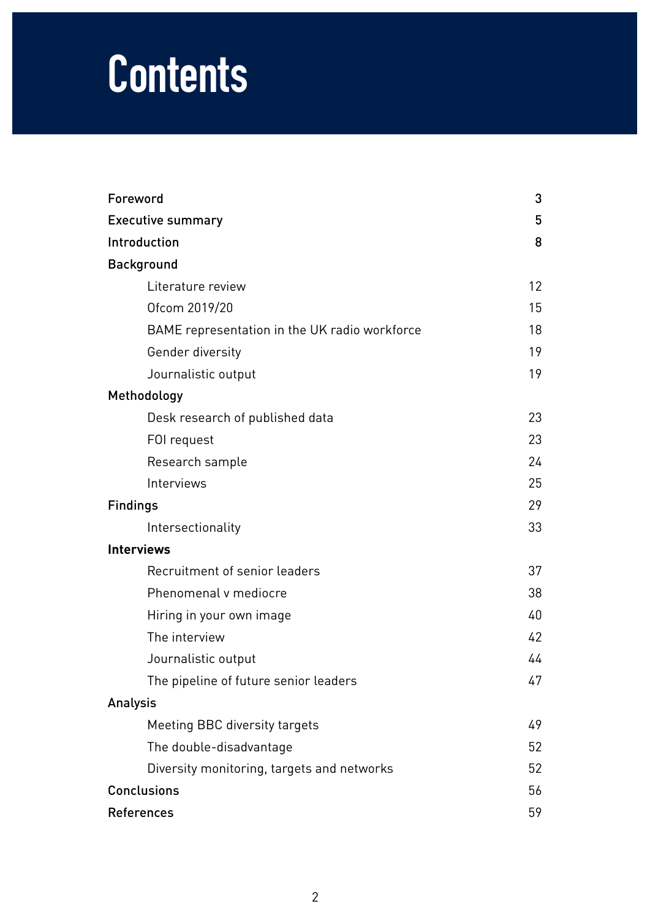# Contents

| | |
|---|---|
| Foreword | 3 |
| Executive summary | 5 |
| Introduction | 8 |
| Background | |
| Literature review | 12 |
| Ofcom 2019/20 | 15 |
| BAME representation in the UK radio workforce | 18 |
| Gender diversity | 19 |
| Journalistic output | 19 |
| Methodology | |
| Desk research of published data | 23 |
| FOI request | 23 |
| Research sample | 24 |
| Interviews | 25 |
| Findings | 29 |
| Intersectionality | 33 |
| **Interviews** | |
| Recruitment of senior leaders | 37 |
| Phenomenal v mediocre | 38 |
| Hiring in your own image | 40 |
| The interview | 42 |
| Journalistic output | 44 |
| The pipeline of future senior leaders | 47 |
| Analysis | |
| Meeting BBC diversity targets | 49 |
| The double-disadvantage | 52 |
| Diversity monitoring, targets and networks | 52 |
| Conclusions | 56 |
| References | 59 |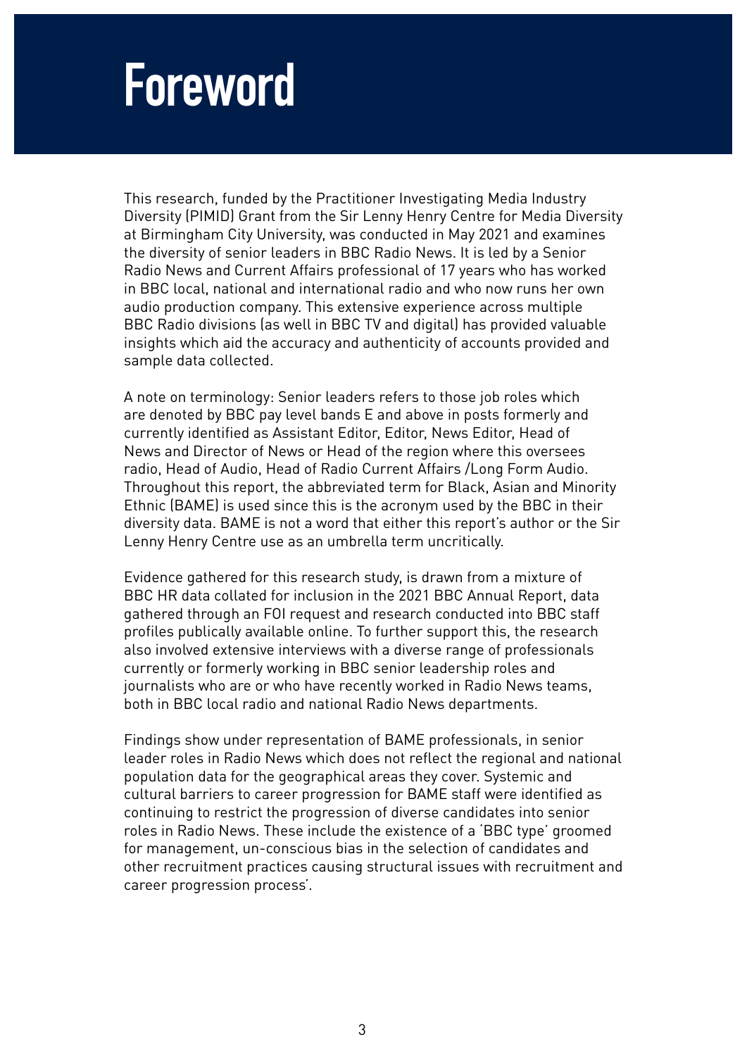# Foreword

This research, funded by the Practitioner Investigating Media Industry Diversity (PIMID) Grant from the Sir Lenny Henry Centre for Media Diversity at Birmingham City University, was conducted in May 2021 and examines the diversity of senior leaders in BBC Radio News. It is led by a Senior Radio News and Current Affairs professional of 17 years who has worked in BBC local, national and international radio and who now runs her own audio production company. This extensive experience across multiple BBC Radio divisions (as well in BBC TV and digital) has provided valuable insights which aid the accuracy and authenticity of accounts provided and sample data collected.

A note on terminology: Senior leaders refers to those job roles which are denoted by BBC pay level bands E and above in posts formerly and currently identified as Assistant Editor, Editor, News Editor, Head of News and Director of News or Head of the region where this oversees radio, Head of Audio, Head of Radio Current Affairs /Long Form Audio. Throughout this report, the abbreviated term for Black, Asian and Minority Ethnic (BAME) is used since this is the acronym used by the BBC in their diversity data. BAME is not a word that either this report's author or the Sir Lenny Henry Centre use as an umbrella term uncritically.

Evidence gathered for this research study, is drawn from a mixture of BBC HR data collated for inclusion in the 2021 BBC Annual Report, data gathered through an FOI request and research conducted into BBC staff profiles publically available online. To further support this, the research also involved extensive interviews with a diverse range of professionals currently or formerly working in BBC senior leadership roles and journalists who are or who have recently worked in Radio News teams, both in BBC local radio and national Radio News departments.

Findings show under representation of BAME professionals, in senior leader roles in Radio News which does not reflect the regional and national population data for the geographical areas they cover. Systemic and cultural barriers to career progression for BAME staff were identified as continuing to restrict the progression of diverse candidates into senior roles in Radio News. These include the existence of a 'BBC type' groomed for management, un-conscious bias in the selection of candidates and other recruitment practices causing structural issues with recruitment and career progression process'.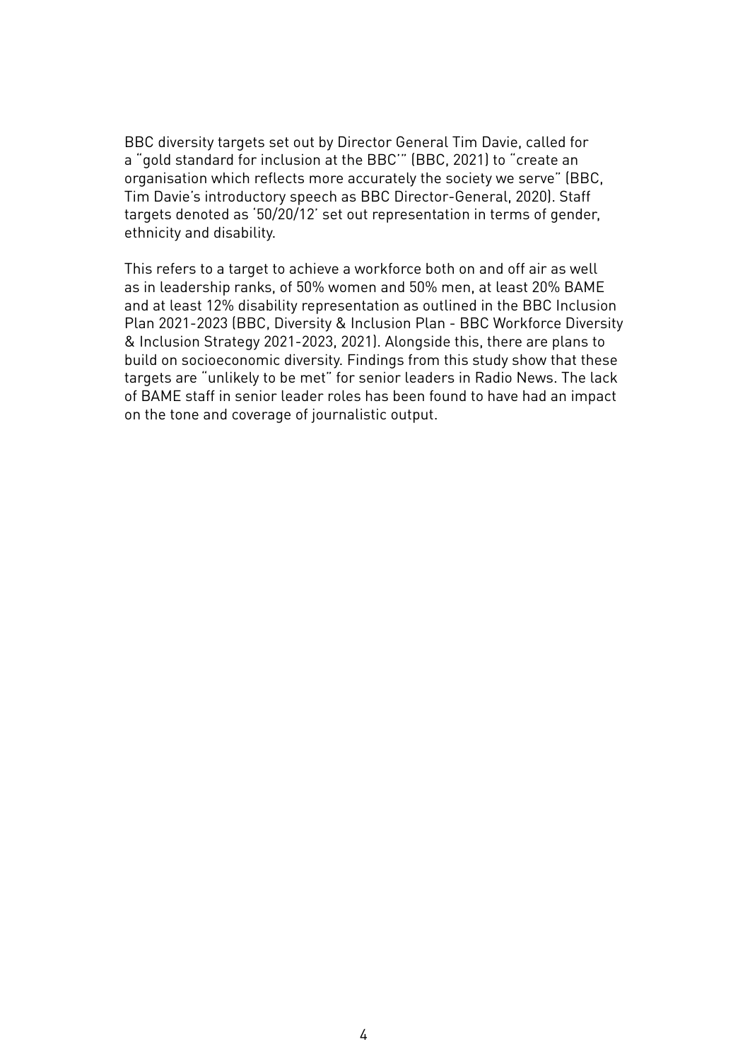BBC diversity targets set out by Director General Tim Davie, called for a "gold standard for inclusion at the BBC'" (BBC, 2021) to "create an organisation which reflects more accurately the society we serve" (BBC, Tim Davie's introductory speech as BBC Director-General, 2020). Staff targets denoted as '50/20/12' set out representation in terms of gender, ethnicity and disability.

This refers to a target to achieve a workforce both on and off air as well as in leadership ranks, of 50% women and 50% men, at least 20% BAME and at least 12% disability representation as outlined in the BBC Inclusion Plan 2021-2023 (BBC, Diversity & Inclusion Plan - BBC Workforce Diversity & Inclusion Strategy 2021-2023, 2021). Alongside this, there are plans to build on socioeconomic diversity. Findings from this study show that these targets are "unlikely to be met" for senior leaders in Radio News. The lack of BAME staff in senior leader roles has been found to have had an impact on the tone and coverage of journalistic output.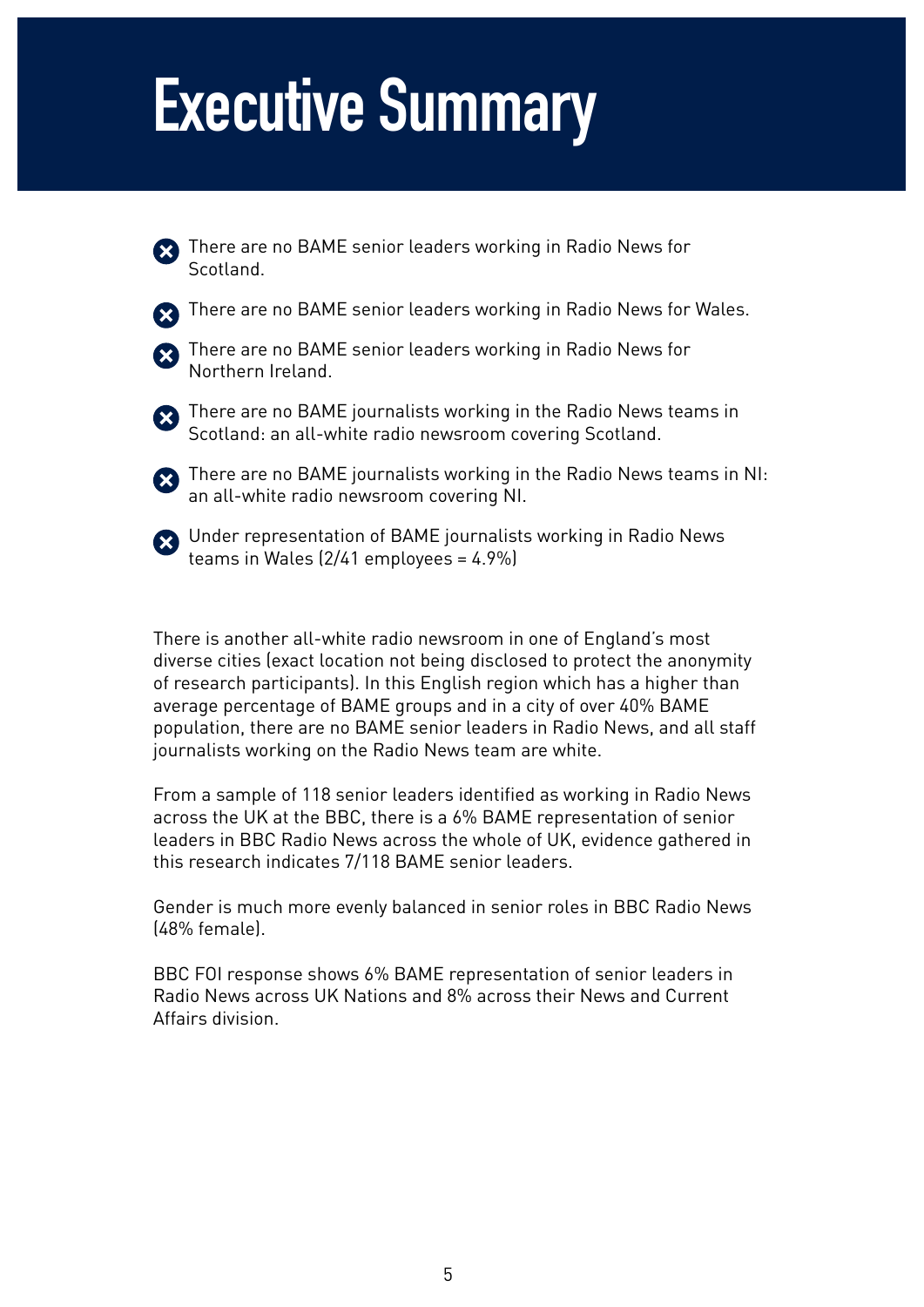# Executive Summary

- There are no BAME senior leaders working in Radio News for Scotland.
- There are no BAME senior leaders working in Radio News for Wales.
- There are no BAME senior leaders working in Radio News for Northern Ireland.
- There are no BAME journalists working in the Radio News teams in Scotland: an all-white radio newsroom covering Scotland.
- There are no BAME journalists working in the Radio News teams in NI: an all-white radio newsroom covering NI.
- Under representation of BAME journalists working in Radio News teams in Wales (2/41 employees = 4.9%)

There is another all-white radio newsroom in one of England's most diverse cities (exact location not being disclosed to protect the anonymity of research participants). In this English region which has a higher than average percentage of BAME groups and in a city of over 40% BAME population, there are no BAME senior leaders in Radio News, and all staff journalists working on the Radio News team are white.

From a sample of 118 senior leaders identified as working in Radio News across the UK at the BBC, there is a 6% BAME representation of senior leaders in BBC Radio News across the whole of UK, evidence gathered in this research indicates 7/118 BAME senior leaders.

Gender is much more evenly balanced in senior roles in BBC Radio News (48% female).

BBC FOI response shows 6% BAME representation of senior leaders in Radio News across UK Nations and 8% across their News and Current Affairs division.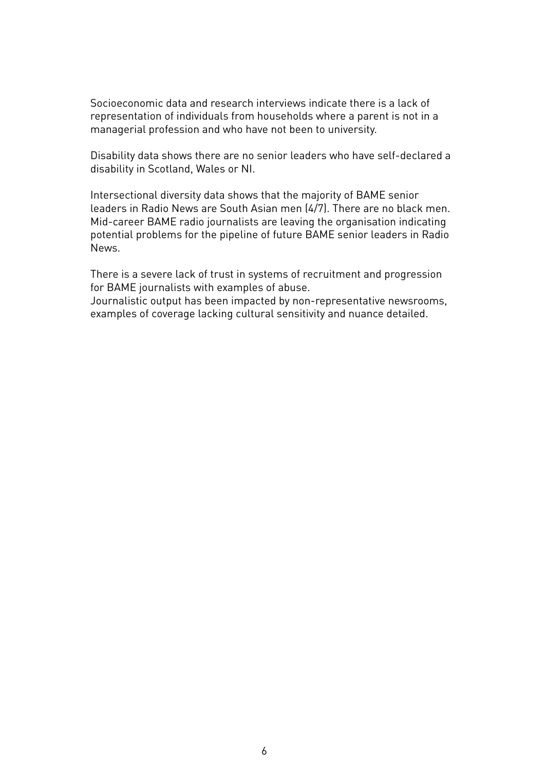Socioeconomic data and research interviews indicate there is a lack of representation of individuals from households where a parent is not in a managerial profession and who have not been to university.

Disability data shows there are no senior leaders who have self-declared a disability in Scotland, Wales or NI.

Intersectional diversity data shows that the majority of BAME senior leaders in Radio News are South Asian men (4/7). There are no black men. Mid-career BAME radio journalists are leaving the organisation indicating potential problems for the pipeline of future BAME senior leaders in Radio News.

There is a severe lack of trust in systems of recruitment and progression for BAME journalists with examples of abuse.
Journalistic output has been impacted by non-representative newsrooms, examples of coverage lacking cultural sensitivity and nuance detailed.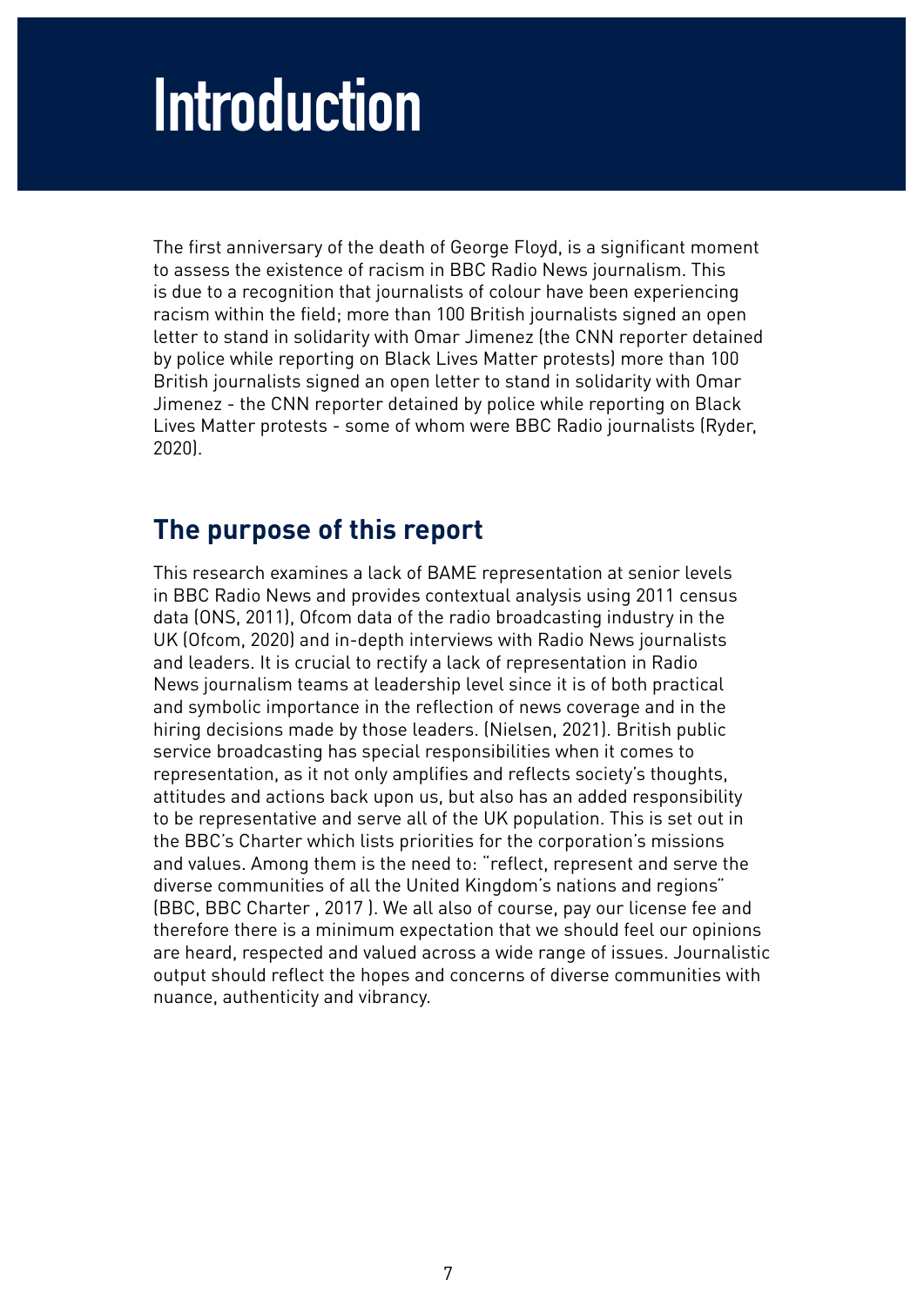# Introduction

The first anniversary of the death of George Floyd, is a significant moment to assess the existence of racism in BBC Radio News journalism. This is due to a recognition that journalists of colour have been experiencing racism within the field; more than 100 British journalists signed an open letter to stand in solidarity with Omar Jimenez (the CNN reporter detained by police while reporting on Black Lives Matter protests) more than 100 British journalists signed an open letter to stand in solidarity with Omar Jimenez - the CNN reporter detained by police while reporting on Black Lives Matter protests - some of whom were BBC Radio journalists (Ryder, 2020).

## The purpose of this report

This research examines a lack of BAME representation at senior levels in BBC Radio News and provides contextual analysis using 2011 census data (ONS, 2011), Ofcom data of the radio broadcasting industry in the UK (Ofcom, 2020) and in-depth interviews with Radio News journalists and leaders. It is crucial to rectify a lack of representation in Radio News journalism teams at leadership level since it is of both practical and symbolic importance in the reflection of news coverage and in the hiring decisions made by those leaders. (Nielsen, 2021). British public service broadcasting has special responsibilities when it comes to representation, as it not only amplifies and reflects society's thoughts, attitudes and actions back upon us, but also has an added responsibility to be representative and serve all of the UK population. This is set out in the BBC's Charter which lists priorities for the corporation's missions and values. Among them is the need to: "reflect, represent and serve the diverse communities of all the United Kingdom's nations and regions" (BBC, BBC Charter , 2017 ). We all also of course, pay our license fee and therefore there is a minimum expectation that we should feel our opinions are heard, respected and valued across a wide range of issues. Journalistic output should reflect the hopes and concerns of diverse communities with nuance, authenticity and vibrancy.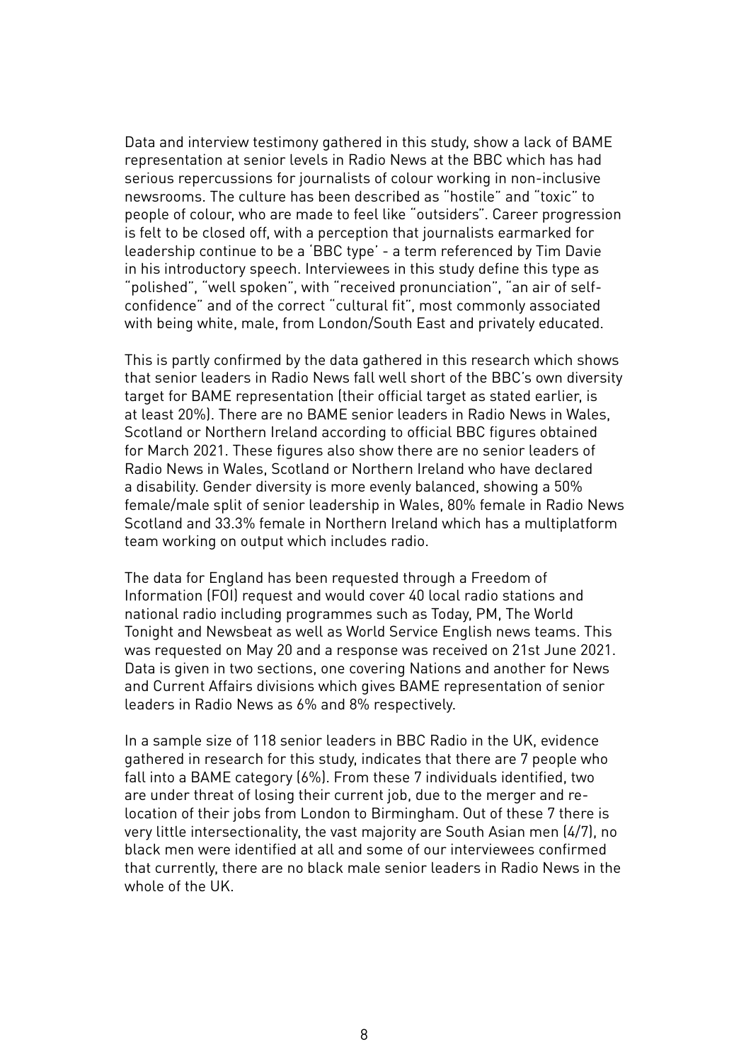Data and interview testimony gathered in this study, show a lack of BAME representation at senior levels in Radio News at the BBC which has had serious repercussions for journalists of colour working in non-inclusive newsrooms. The culture has been described as "hostile" and "toxic" to people of colour, who are made to feel like "outsiders". Career progression is felt to be closed off, with a perception that journalists earmarked for leadership continue to be a 'BBC type' - a term referenced by Tim Davie in his introductory speech. Interviewees in this study define this type as "polished", "well spoken", with "received pronunciation", "an air of self-confidence" and of the correct "cultural fit", most commonly associated with being white, male, from London/South East and privately educated.

This is partly confirmed by the data gathered in this research which shows that senior leaders in Radio News fall well short of the BBC's own diversity target for BAME representation (their official target as stated earlier, is at least 20%). There are no BAME senior leaders in Radio News in Wales, Scotland or Northern Ireland according to official BBC figures obtained for March 2021. These figures also show there are no senior leaders of Radio News in Wales, Scotland or Northern Ireland who have declared a disability. Gender diversity is more evenly balanced, showing a 50% female/male split of senior leadership in Wales, 80% female in Radio News Scotland and 33.3% female in Northern Ireland which has a multiplatform team working on output which includes radio.

The data for England has been requested through a Freedom of Information (FOI) request and would cover 40 local radio stations and national radio including programmes such as Today, PM, The World Tonight and Newsbeat as well as World Service English news teams. This was requested on May 20 and a response was received on 21st June 2021. Data is given in two sections, one covering Nations and another for News and Current Affairs divisions which gives BAME representation of senior leaders in Radio News as 6% and 8% respectively.

In a sample size of 118 senior leaders in BBC Radio in the UK, evidence gathered in research for this study, indicates that there are 7 people who fall into a BAME category (6%). From these 7 individuals identified, two are under threat of losing their current job, due to the merger and re-location of their jobs from London to Birmingham. Out of these 7 there is very little intersectionality, the vast majority are South Asian men (4/7), no black men were identified at all and some of our interviewees confirmed that currently, there are no black male senior leaders in Radio News in the whole of the UK.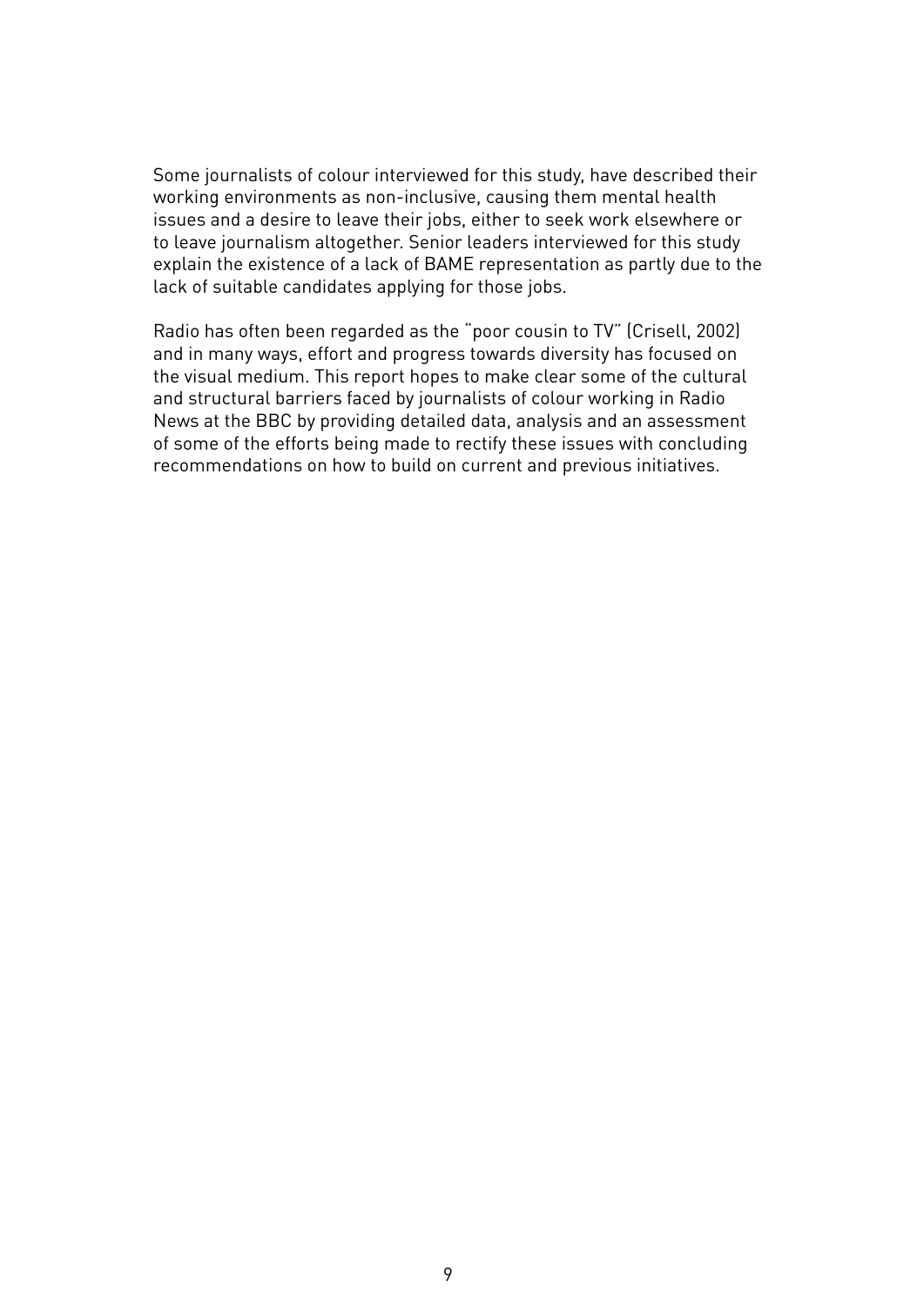Some journalists of colour interviewed for this study, have described their working environments as non-inclusive, causing them mental health issues and a desire to leave their jobs, either to seek work elsewhere or to leave journalism altogether. Senior leaders interviewed for this study explain the existence of a lack of BAME representation as partly due to the lack of suitable candidates applying for those jobs.

Radio has often been regarded as the "poor cousin to TV" (Crisell, 2002) and in many ways, effort and progress towards diversity has focused on the visual medium. This report hopes to make clear some of the cultural and structural barriers faced by journalists of colour working in Radio News at the BBC by providing detailed data, analysis and an assessment of some of the efforts being made to rectify these issues with concluding recommendations on how to build on current and previous initiatives.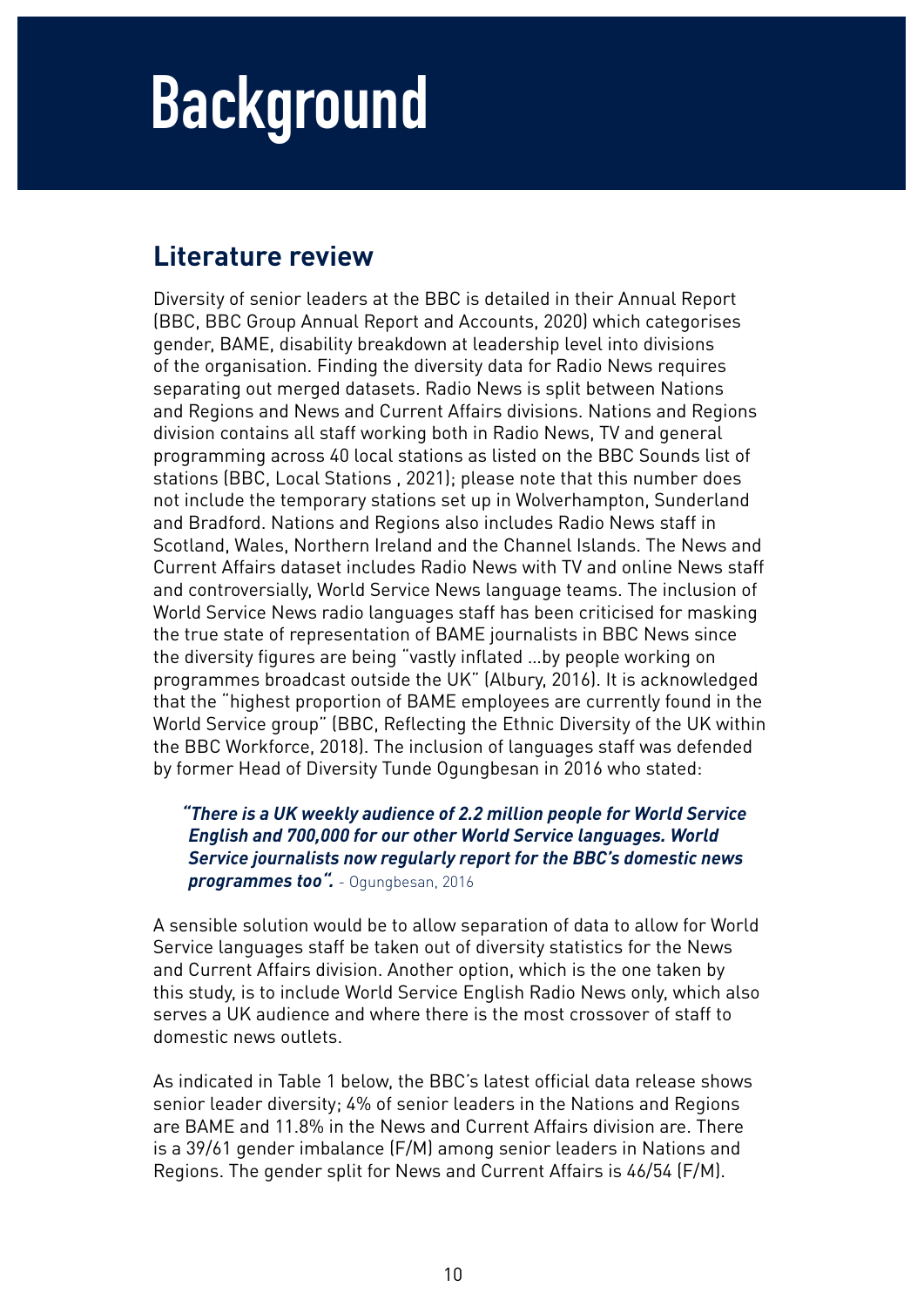# Background

## Literature review

Diversity of senior leaders at the BBC is detailed in their Annual Report (BBC, BBC Group Annual Report and Accounts, 2020) which categorises gender, BAME, disability breakdown at leadership level into divisions of the organisation. Finding the diversity data for Radio News requires separating out merged datasets. Radio News is split between Nations and Regions and News and Current Affairs divisions. Nations and Regions division contains all staff working both in Radio News, TV and general programming across 40 local stations as listed on the BBC Sounds list of stations (BBC, Local Stations , 2021); please note that this number does not include the temporary stations set up in Wolverhampton, Sunderland and Bradford. Nations and Regions also includes Radio News staff in Scotland, Wales, Northern Ireland and the Channel Islands. The News and Current Affairs dataset includes Radio News with TV and online News staff and controversially, World Service News language teams. The inclusion of World Service News radio languages staff has been criticised for masking the true state of representation of BAME journalists in BBC News since the diversity figures are being "vastly inflated …by people working on programmes broadcast outside the UK" (Albury, 2016). It is acknowledged that the "highest proportion of BAME employees are currently found in the World Service group" (BBC, Reflecting the Ethnic Diversity of the UK within the BBC Workforce, 2018). The inclusion of languages staff was defended by former Head of Diversity Tunde Ogungbesan in 2016 who stated:

> ***"There is a UK weekly audience of 2.2 million people for World Service English and 700,000 for our other World Service languages. World Service journalists now regularly report for the BBC's domestic news programmes too".*** - Ogungbesan, 2016

A sensible solution would be to allow separation of data to allow for World Service languages staff be taken out of diversity statistics for the News and Current Affairs division. Another option, which is the one taken by this study, is to include World Service English Radio News only, which also serves a UK audience and where there is the most crossover of staff to domestic news outlets.

As indicated in Table 1 below, the BBC's latest official data release shows senior leader diversity; 4% of senior leaders in the Nations and Regions are BAME and 11.8% in the News and Current Affairs division are. There is a 39/61 gender imbalance (F/M) among senior leaders in Nations and Regions. The gender split for News and Current Affairs is 46/54 (F/M).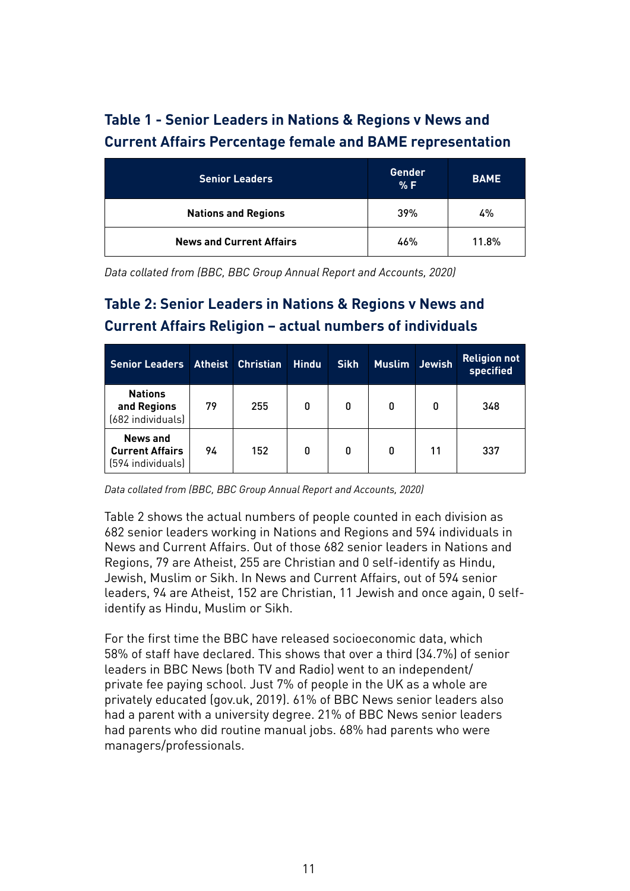## Table 1 - Senior Leaders in Nations & Regions v News and Current Affairs Percentage female and BAME representation

| Senior Leaders | Gender % F | BAME |
|---|---|---|
| **Nations and Regions** | 39% | 4% |
| **News and Current Affairs** | 46% | 11.8% |

*Data collated from (BBC, BBC Group Annual Report and Accounts, 2020)*

## Table 2: Senior Leaders in Nations & Regions v News and Current Affairs Religion – actual numbers of individuals

| Senior Leaders | Atheist | Christian | Hindu | Sikh | Muslim | Jewish | Religion not specified |
|---|---|---|---|---|---|---|---|
| **Nations and Regions** (682 individuals) | 79 | 255 | 0 | 0 | 0 | 0 | 348 |
| **News and Current Affairs** (594 individuals) | 94 | 152 | 0 | 0 | 0 | 11 | 337 |

*Data collated from (BBC, BBC Group Annual Report and Accounts, 2020)*

Table 2 shows the actual numbers of people counted in each division as 682 senior leaders working in Nations and Regions and 594 individuals in News and Current Affairs. Out of those 682 senior leaders in Nations and Regions, 79 are Atheist, 255 are Christian and 0 self-identify as Hindu, Jewish, Muslim or Sikh. In News and Current Affairs, out of 594 senior leaders, 94 are Atheist, 152 are Christian, 11 Jewish and once again, 0 self-identify as Hindu, Muslim or Sikh.

For the first time the BBC have released socioeconomic data, which 58% of staff have declared. This shows that over a third (34.7%) of senior leaders in BBC News (both TV and Radio) went to an independent/private fee paying school. Just 7% of people in the UK as a whole are privately educated (gov.uk, 2019). 61% of BBC News senior leaders also had a parent with a university degree. 21% of BBC News senior leaders had parents who did routine manual jobs. 68% had parents who were managers/professionals.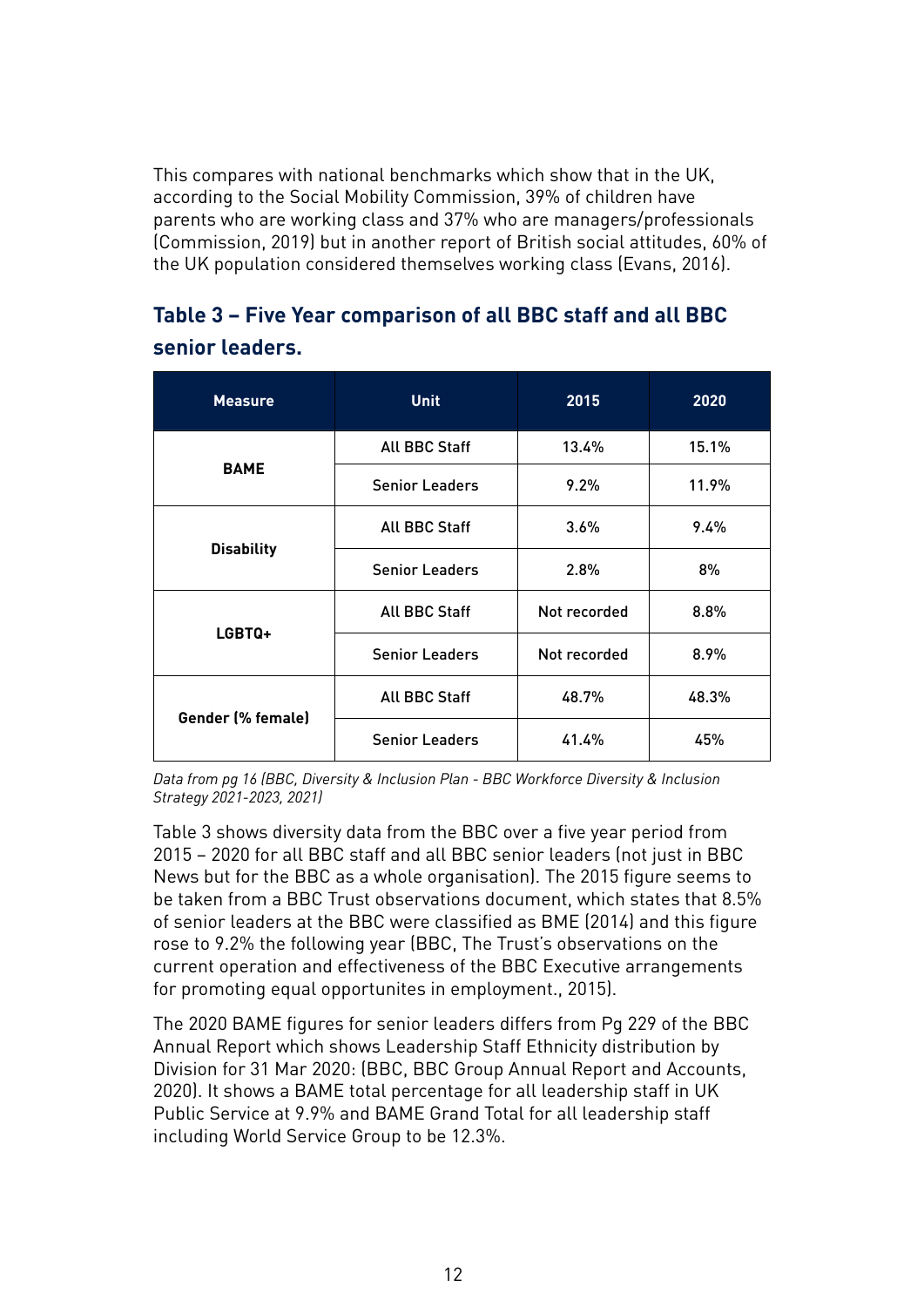This compares with national benchmarks which show that in the UK, according to the Social Mobility Commission, 39% of children have parents who are working class and 37% who are managers/professionals (Commission, 2019) but in another report of British social attitudes, 60% of the UK population considered themselves working class (Evans, 2016).

## Table 3 – Five Year comparison of all BBC staff and all BBC senior leaders.

| Measure | Unit | 2015 | 2020 |
|---|---|---|---|
| BAME | All BBC Staff | 13.4% | 15.1% |
| | Senior Leaders | 9.2% | 11.9% |
| Disability | All BBC Staff | 3.6% | 9.4% |
| | Senior Leaders | 2.8% | 8% |
| LGBTQ+ | All BBC Staff | Not recorded | 8.8% |
| | Senior Leaders | Not recorded | 8.9% |
| Gender (% female) | All BBC Staff | 48.7% | 48.3% |
| | Senior Leaders | 41.4% | 45% |

*Data from pg 16 (BBC, Diversity & Inclusion Plan - BBC Workforce Diversity & Inclusion Strategy 2021-2023, 2021)*

Table 3 shows diversity data from the BBC over a five year period from 2015 – 2020 for all BBC staff and all BBC senior leaders (not just in BBC News but for the BBC as a whole organisation). The 2015 figure seems to be taken from a BBC Trust observations document, which states that 8.5% of senior leaders at the BBC were classified as BME (2014) and this figure rose to 9.2% the following year (BBC, The Trust's observations on the current operation and effectiveness of the BBC Executive arrangements for promoting equal opportunites in employment., 2015).

The 2020 BAME figures for senior leaders differs from Pg 229 of the BBC Annual Report which shows Leadership Staff Ethnicity distribution by Division for 31 Mar 2020: (BBC, BBC Group Annual Report and Accounts, 2020). It shows a BAME total percentage for all leadership staff in UK Public Service at 9.9% and BAME Grand Total for all leadership staff including World Service Group to be 12.3%.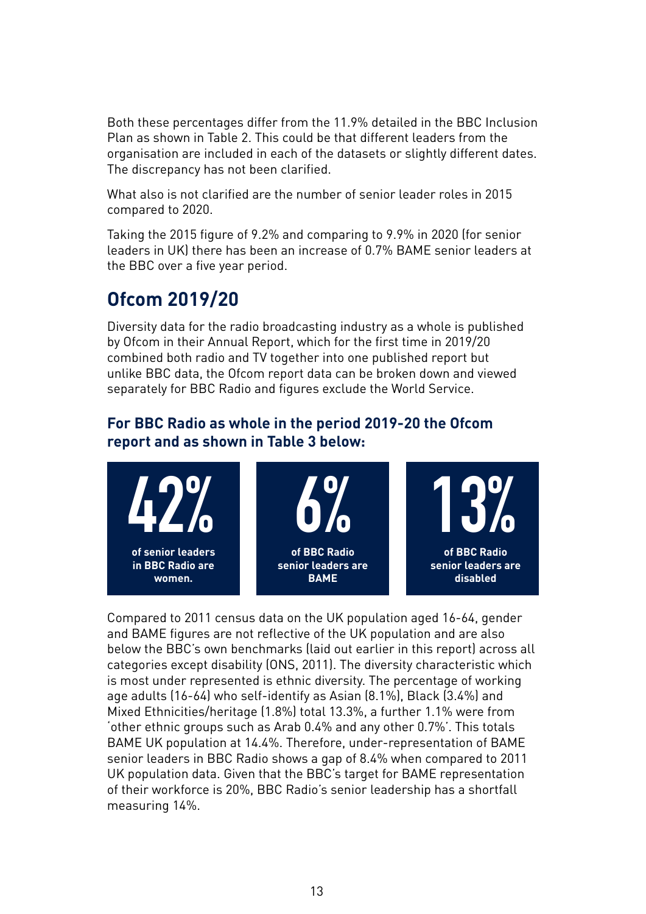Both these percentages differ from the 11.9% detailed in the BBC Inclusion Plan as shown in Table 2. This could be that different leaders from the organisation are included in each of the datasets or slightly different dates. The discrepancy has not been clarified.

What also is not clarified are the number of senior leader roles in 2015 compared to 2020.

Taking the 2015 figure of 9.2% and comparing to 9.9% in 2020 (for senior leaders in UK) there has been an increase of 0.7% BAME senior leaders at the BBC over a five year period.

## Ofcom 2019/20

Diversity data for the radio broadcasting industry as a whole is published by Ofcom in their Annual Report, which for the first time in 2019/20 combined both radio and TV together into one published report but unlike BBC data, the Ofcom report data can be broken down and viewed separately for BBC Radio and figures exclude the World Service.

### For BBC Radio as whole in the period 2019-20 the Ofcom report and as shown in Table 3 below:

**42%**
**of senior leaders in BBC Radio are women.**

**6%**
**of BBC Radio senior leaders are BAME**

**13%**
**of BBC Radio senior leaders are disabled**

Compared to 2011 census data on the UK population aged 16-64, gender and BAME figures are not reflective of the UK population and are also below the BBC's own benchmarks (laid out earlier in this report) across all categories except disability (ONS, 2011). The diversity characteristic which is most under represented is ethnic diversity. The percentage of working age adults (16-64) who self-identify as Asian (8.1%), Black (3.4%) and Mixed Ethnicities/heritage (1.8%) total 13.3%, a further 1.1% were from 'other ethnic groups such as Arab 0.4% and any other 0.7%'. This totals BAME UK population at 14.4%. Therefore, under-representation of BAME senior leaders in BBC Radio shows a gap of 8.4% when compared to 2011 UK population data. Given that the BBC's target for BAME representation of their workforce is 20%, BBC Radio's senior leadership has a shortfall measuring 14%.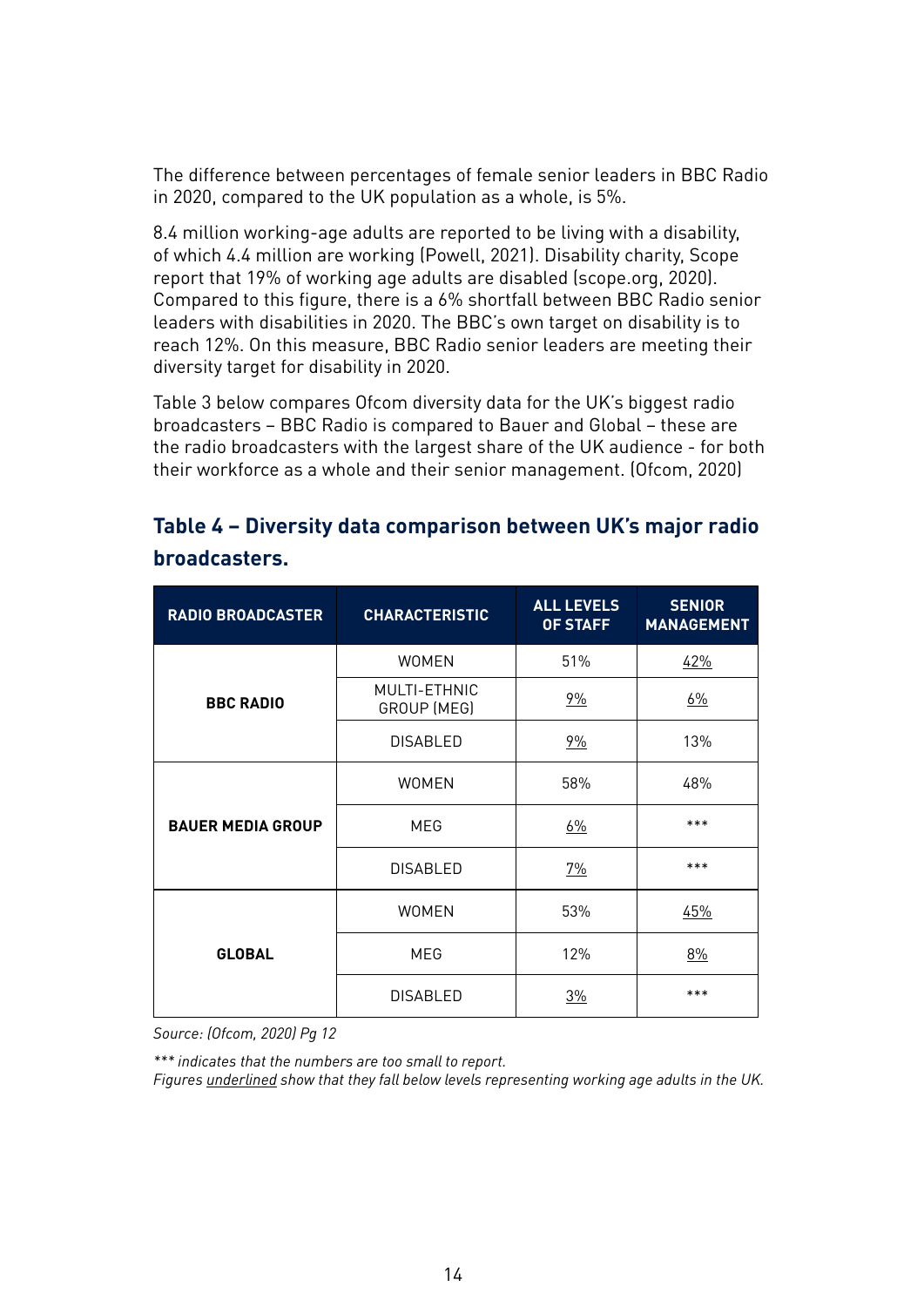The difference between percentages of female senior leaders in BBC Radio in 2020, compared to the UK population as a whole, is 5%.

8.4 million working-age adults are reported to be living with a disability, of which 4.4 million are working (Powell, 2021). Disability charity, Scope report that 19% of working age adults are disabled (scope.org, 2020). Compared to this figure, there is a 6% shortfall between BBC Radio senior leaders with disabilities in 2020. The BBC's own target on disability is to reach 12%. On this measure, BBC Radio senior leaders are meeting their diversity target for disability in 2020.

Table 3 below compares Ofcom diversity data for the UK's biggest radio broadcasters – BBC Radio is compared to Bauer and Global – these are the radio broadcasters with the largest share of the UK audience - for both their workforce as a whole and their senior management. (Ofcom, 2020)

## Table 4 – Diversity data comparison between UK's major radio broadcasters.

| RADIO BROADCASTER | CHARACTERISTIC | ALL LEVELS OF STAFF | SENIOR MANAGEMENT |
|---|---|---|---|
| **BBC RADIO** | WOMEN | 51% | <u>42%</u> |
| | MULTI-ETHNIC GROUP (MEG) | <u>9%</u> | <u>6%</u> |
| | DISABLED | <u>9%</u> | 13% |
| **BAUER MEDIA GROUP** | WOMEN | 58% | 48% |
| | MEG | <u>6%</u> | *** |
| | DISABLED | <u>7%</u> | *** |
| **GLOBAL** | WOMEN | 53% | <u>45%</u> |
| | MEG | 12% | <u>8%</u> |
| | DISABLED | <u>3%</u> | *** |

*Source: (Ofcom, 2020) Pg 12*

**** indicates that the numbers are too small to report.*
*Figures <u>underlined</u> show that they fall below levels representing working age adults in the UK.*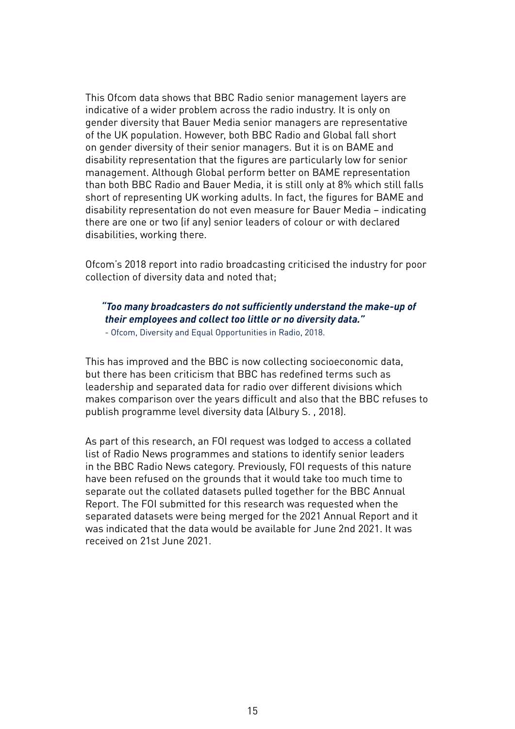This Ofcom data shows that BBC Radio senior management layers are indicative of a wider problem across the radio industry. It is only on gender diversity that Bauer Media senior managers are representative of the UK population. However, both BBC Radio and Global fall short on gender diversity of their senior managers. But it is on BAME and disability representation that the figures are particularly low for senior management. Although Global perform better on BAME representation than both BBC Radio and Bauer Media, it is still only at 8% which still falls short of representing UK working adults. In fact, the figures for BAME and disability representation do not even measure for Bauer Media – indicating there are one or two (if any) senior leaders of colour or with declared disabilities, working there.

Ofcom's 2018 report into radio broadcasting criticised the industry for poor collection of diversity data and noted that;

> ***"Too many broadcasters do not sufficiently understand the make-up of their employees and collect too little or no diversity data."***
>
> - Ofcom, Diversity and Equal Opportunities in Radio, 2018.

This has improved and the BBC is now collecting socioeconomic data, but there has been criticism that BBC has redefined terms such as leadership and separated data for radio over different divisions which makes comparison over the years difficult and also that the BBC refuses to publish programme level diversity data (Albury S. , 2018).

As part of this research, an FOI request was lodged to access a collated list of Radio News programmes and stations to identify senior leaders in the BBC Radio News category. Previously, FOI requests of this nature have been refused on the grounds that it would take too much time to separate out the collated datasets pulled together for the BBC Annual Report. The FOI submitted for this research was requested when the separated datasets were being merged for the 2021 Annual Report and it was indicated that the data would be available for June 2nd 2021. It was received on 21st June 2021.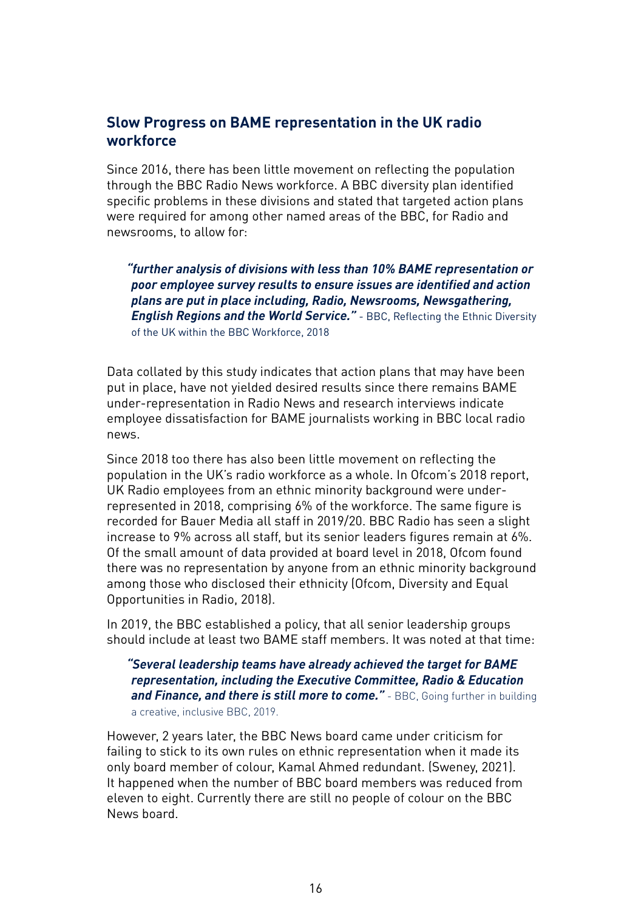## Slow Progress on BAME representation in the UK radio workforce

Since 2016, there has been little movement on reflecting the population through the BBC Radio News workforce. A BBC diversity plan identified specific problems in these divisions and stated that targeted action plans were required for among other named areas of the BBC, for Radio and newsrooms, to allow for:

> ***"further analysis of divisions with less than 10% BAME representation or poor employee survey results to ensure issues are identified and action plans are put in place including, Radio, Newsrooms, Newsgathering, English Regions and the World Service."*** - BBC, Reflecting the Ethnic Diversity of the UK within the BBC Workforce, 2018

Data collated by this study indicates that action plans that may have been put in place, have not yielded desired results since there remains BAME under-representation in Radio News and research interviews indicate employee dissatisfaction for BAME journalists working in BBC local radio news.

Since 2018 too there has also been little movement on reflecting the population in the UK's radio workforce as a whole. In Ofcom's 2018 report, UK Radio employees from an ethnic minority background were under-represented in 2018, comprising 6% of the workforce. The same figure is recorded for Bauer Media all staff in 2019/20. BBC Radio has seen a slight increase to 9% across all staff, but its senior leaders figures remain at 6%. Of the small amount of data provided at board level in 2018, Ofcom found there was no representation by anyone from an ethnic minority background among those who disclosed their ethnicity (Ofcom, Diversity and Equal Opportunities in Radio, 2018).

In 2019, the BBC established a policy, that all senior leadership groups should include at least two BAME staff members. It was noted at that time:

> ***"Several leadership teams have already achieved the target for BAME representation, including the Executive Committee, Radio & Education and Finance, and there is still more to come."*** - BBC, Going further in building a creative, inclusive BBC, 2019.

However, 2 years later, the BBC News board came under criticism for failing to stick to its own rules on ethnic representation when it made its only board member of colour, Kamal Ahmed redundant. (Sweney, 2021). It happened when the number of BBC board members was reduced from eleven to eight. Currently there are still no people of colour on the BBC News board.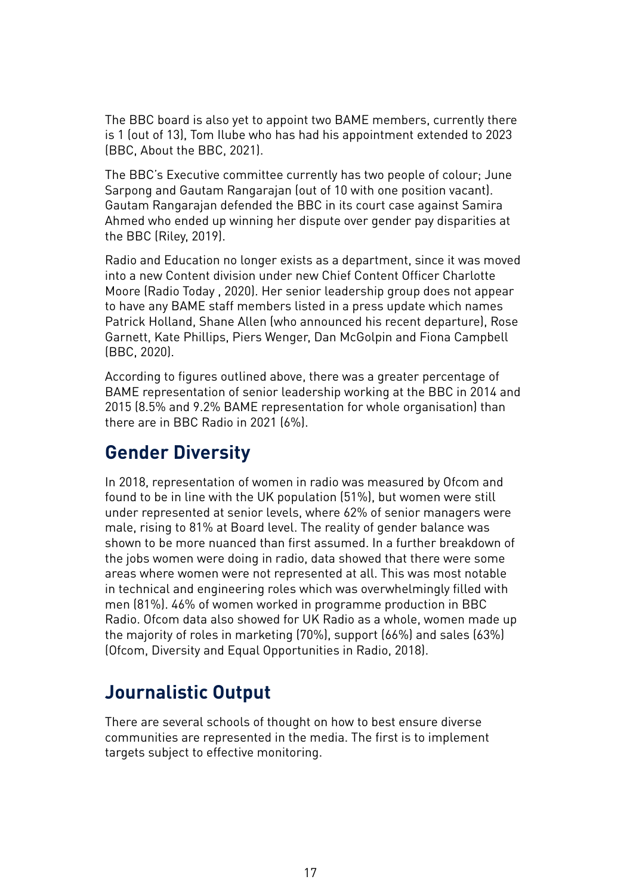The BBC board is also yet to appoint two BAME members, currently there is 1 (out of 13), Tom Ilube who has had his appointment extended to 2023 (BBC, About the BBC, 2021).

The BBC's Executive committee currently has two people of colour; June Sarpong and Gautam Rangarajan (out of 10 with one position vacant). Gautam Rangarajan defended the BBC in its court case against Samira Ahmed who ended up winning her dispute over gender pay disparities at the BBC (Riley, 2019).

Radio and Education no longer exists as a department, since it was moved into a new Content division under new Chief Content Officer Charlotte Moore (Radio Today , 2020). Her senior leadership group does not appear to have any BAME staff members listed in a press update which names Patrick Holland, Shane Allen (who announced his recent departure), Rose Garnett, Kate Phillips, Piers Wenger, Dan McGolpin and Fiona Campbell (BBC, 2020).

According to figures outlined above, there was a greater percentage of BAME representation of senior leadership working at the BBC in 2014 and 2015 (8.5% and 9.2% BAME representation for whole organisation) than there are in BBC Radio in 2021 (6%).

## Gender Diversity

In 2018, representation of women in radio was measured by Ofcom and found to be in line with the UK population (51%), but women were still under represented at senior levels, where 62% of senior managers were male, rising to 81% at Board level. The reality of gender balance was shown to be more nuanced than first assumed. In a further breakdown of the jobs women were doing in radio, data showed that there were some areas where women were not represented at all. This was most notable in technical and engineering roles which was overwhelmingly filled with men (81%). 46% of women worked in programme production in BBC Radio. Ofcom data also showed for UK Radio as a whole, women made up the majority of roles in marketing (70%), support (66%) and sales (63%) (Ofcom, Diversity and Equal Opportunities in Radio, 2018).

## Journalistic Output

There are several schools of thought on how to best ensure diverse communities are represented in the media. The first is to implement targets subject to effective monitoring.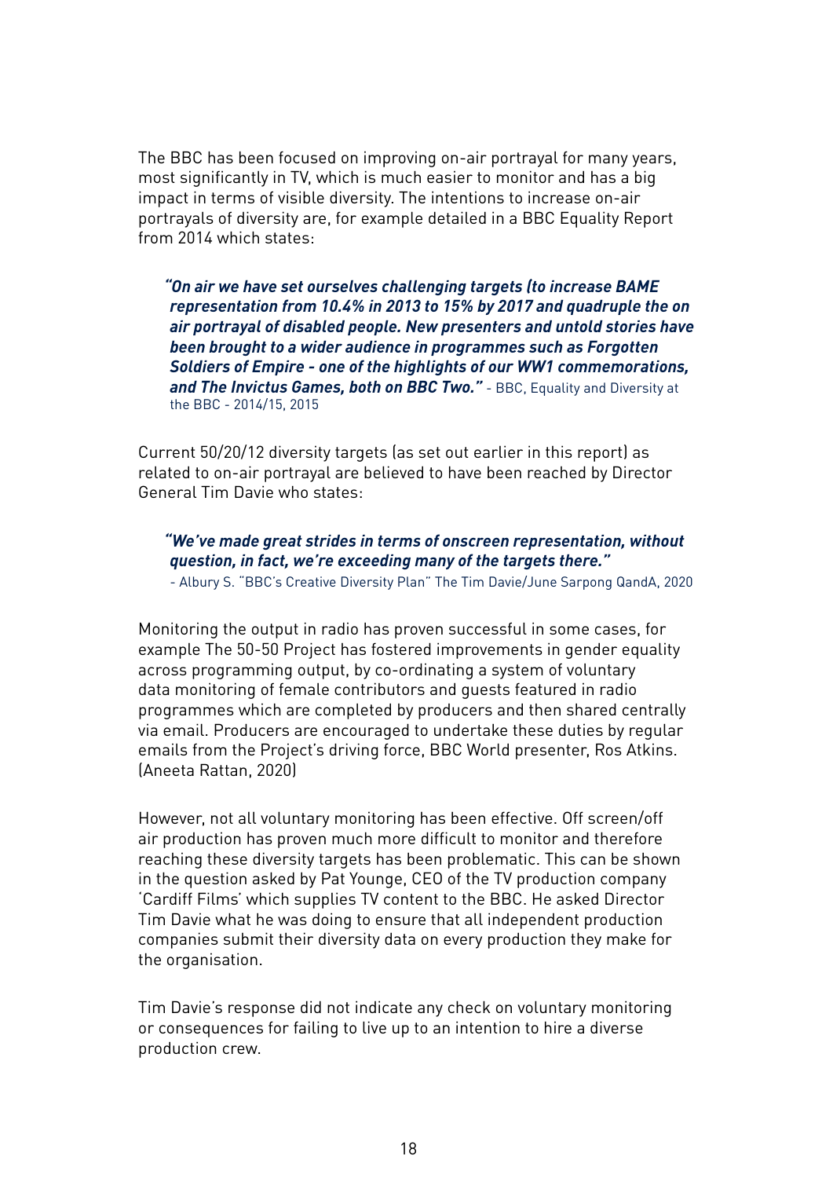The BBC has been focused on improving on-air portrayal for many years, most significantly in TV, which is much easier to monitor and has a big impact in terms of visible diversity. The intentions to increase on-air portrayals of diversity are, for example detailed in a BBC Equality Report from 2014 which states:

> ***"On air we have set ourselves challenging targets (to increase BAME representation from 10.4% in 2013 to 15% by 2017 and quadruple the on air portrayal of disabled people. New presenters and untold stories have been brought to a wider audience in programmes such as Forgotten Soldiers of Empire - one of the highlights of our WW1 commemorations, and The Invictus Games, both on BBC Two."*** - BBC, Equality and Diversity at the BBC - 2014/15, 2015

Current 50/20/12 diversity targets (as set out earlier in this report) as related to on-air portrayal are believed to have been reached by Director General Tim Davie who states:

> ***"We've made great strides in terms of onscreen representation, without question, in fact, we're exceeding many of the targets there."***
> - Albury S. "BBC's Creative Diversity Plan" The Tim Davie/June Sarpong QandA, 2020

Monitoring the output in radio has proven successful in some cases, for example The 50-50 Project has fostered improvements in gender equality across programming output, by co-ordinating a system of voluntary data monitoring of female contributors and guests featured in radio programmes which are completed by producers and then shared centrally via email. Producers are encouraged to undertake these duties by regular emails from the Project's driving force, BBC World presenter, Ros Atkins. (Aneeta Rattan, 2020)

However, not all voluntary monitoring has been effective. Off screen/off air production has proven much more difficult to monitor and therefore reaching these diversity targets has been problematic. This can be shown in the question asked by Pat Younge, CEO of the TV production company 'Cardiff Films' which supplies TV content to the BBC. He asked Director Tim Davie what he was doing to ensure that all independent production companies submit their diversity data on every production they make for the organisation.

Tim Davie's response did not indicate any check on voluntary monitoring or consequences for failing to live up to an intention to hire a diverse production crew.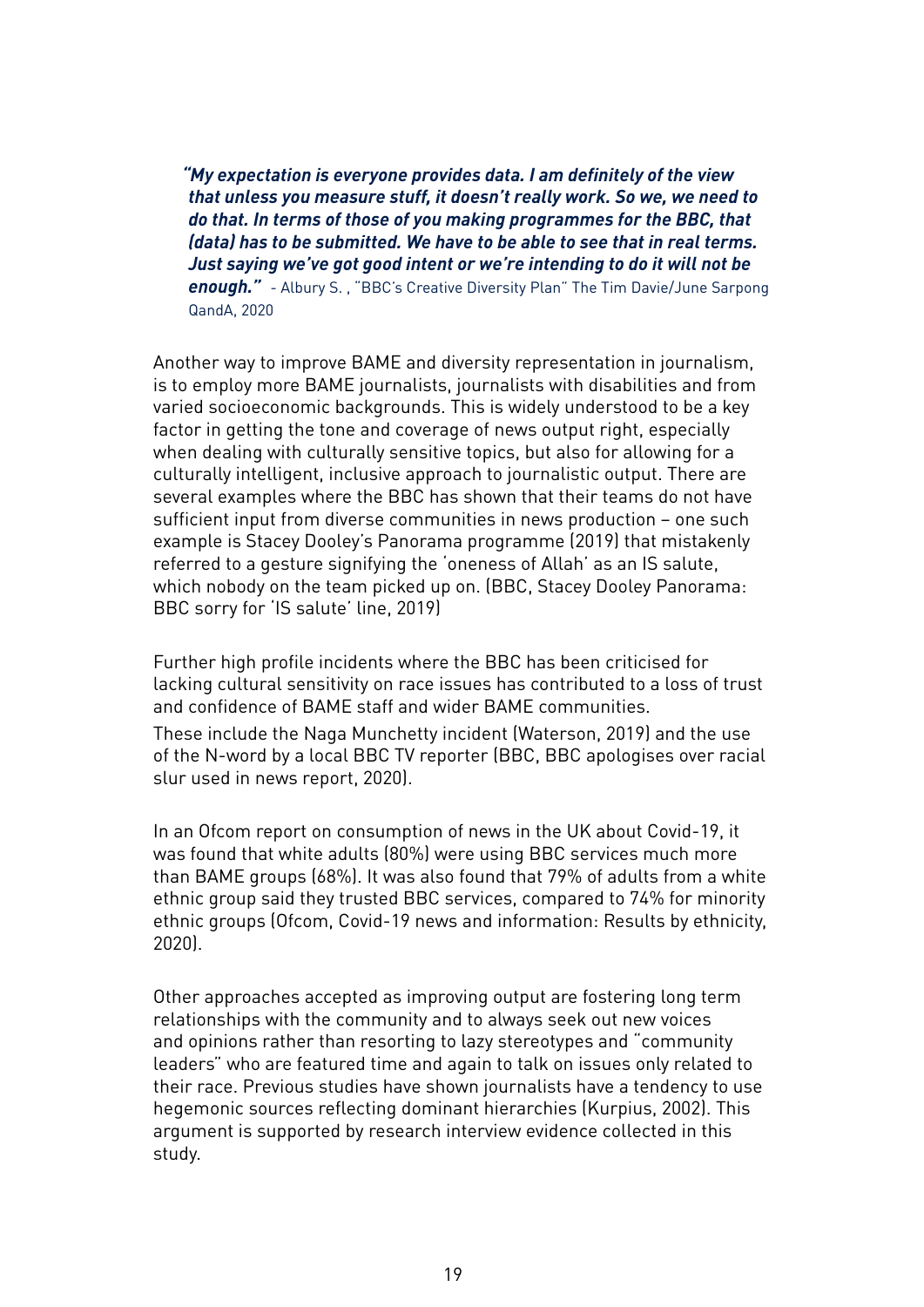> ***"My expectation is everyone provides data. I am definitely of the view that unless you measure stuff, it doesn't really work. So we, we need to do that. In terms of those of you making programmes for the BBC, that (data) has to be submitted. We have to be able to see that in real terms. Just saying we've got good intent or we're intending to do it will not be enough."*** - Albury S. , "BBC's Creative Diversity Plan" The Tim Davie/June Sarpong QandA, 2020

Another way to improve BAME and diversity representation in journalism, is to employ more BAME journalists, journalists with disabilities and from varied socioeconomic backgrounds. This is widely understood to be a key factor in getting the tone and coverage of news output right, especially when dealing with culturally sensitive topics, but also for allowing for a culturally intelligent, inclusive approach to journalistic output. There are several examples where the BBC has shown that their teams do not have sufficient input from diverse communities in news production – one such example is Stacey Dooley's Panorama programme (2019) that mistakenly referred to a gesture signifying the 'oneness of Allah' as an IS salute, which nobody on the team picked up on. (BBC, Stacey Dooley Panorama: BBC sorry for 'IS salute' line, 2019)

Further high profile incidents where the BBC has been criticised for lacking cultural sensitivity on race issues has contributed to a loss of trust and confidence of BAME staff and wider BAME communities.

These include the Naga Munchetty incident (Waterson, 2019) and the use of the N-word by a local BBC TV reporter (BBC, BBC apologises over racial slur used in news report, 2020).

In an Ofcom report on consumption of news in the UK about Covid-19, it was found that white adults (80%) were using BBC services much more than BAME groups (68%). It was also found that 79% of adults from a white ethnic group said they trusted BBC services, compared to 74% for minority ethnic groups (Ofcom, Covid-19 news and information: Results by ethnicity, 2020).

Other approaches accepted as improving output are fostering long term relationships with the community and to always seek out new voices and opinions rather than resorting to lazy stereotypes and "community leaders" who are featured time and again to talk on issues only related to their race. Previous studies have shown journalists have a tendency to use hegemonic sources reflecting dominant hierarchies (Kurpius, 2002). This argument is supported by research interview evidence collected in this study.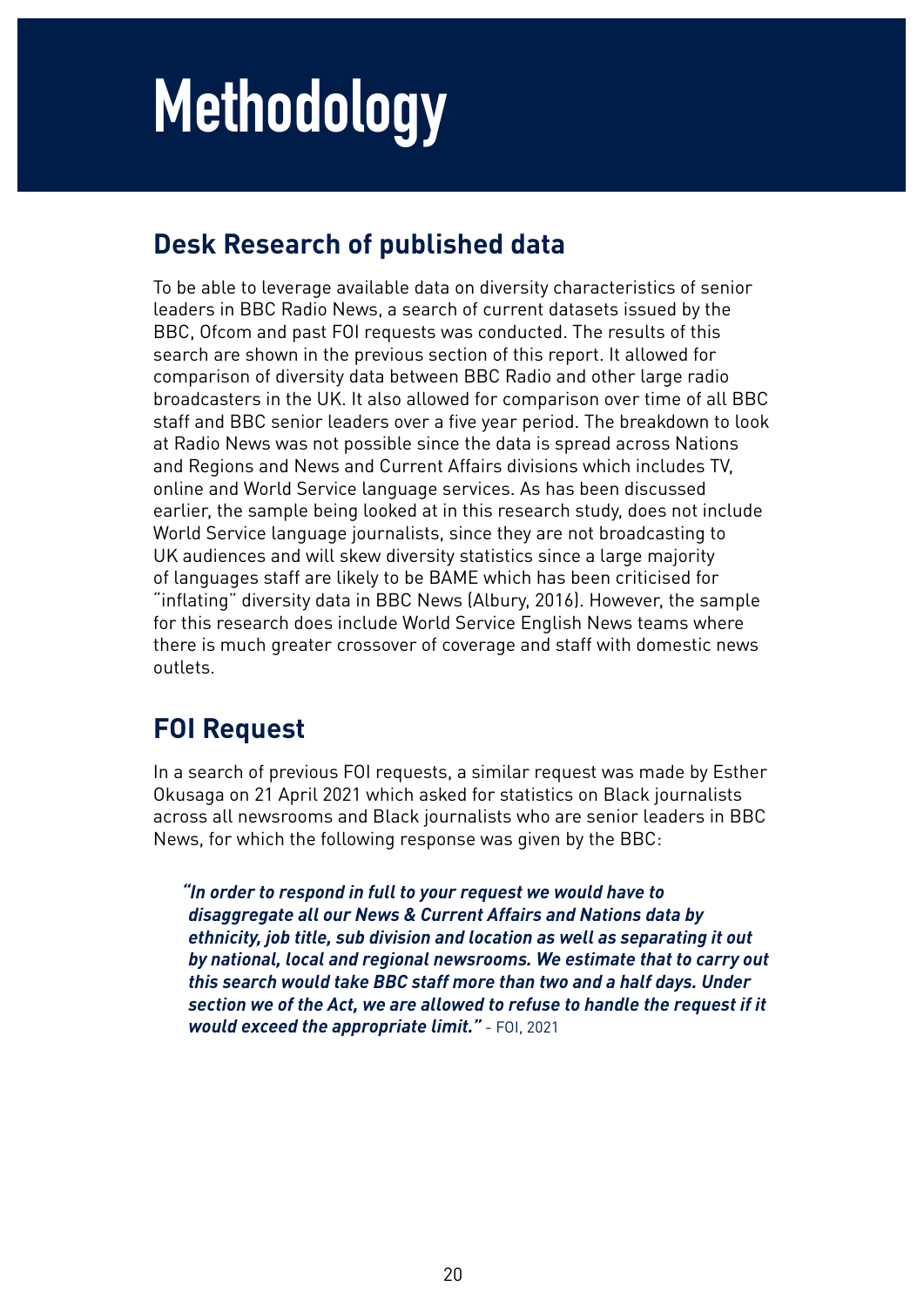# Methodology

## Desk Research of published data

To be able to leverage available data on diversity characteristics of senior leaders in BBC Radio News, a search of current datasets issued by the BBC, Ofcom and past FOI requests was conducted. The results of this search are shown in the previous section of this report. It allowed for comparison of diversity data between BBC Radio and other large radio broadcasters in the UK. It also allowed for comparison over time of all BBC staff and BBC senior leaders over a five year period. The breakdown to look at Radio News was not possible since the data is spread across Nations and Regions and News and Current Affairs divisions which includes TV, online and World Service language services. As has been discussed earlier, the sample being looked at in this research study, does not include World Service language journalists, since they are not broadcasting to UK audiences and will skew diversity statistics since a large majority of languages staff are likely to be BAME which has been criticised for "inflating" diversity data in BBC News (Albury, 2016). However, the sample for this research does include World Service English News teams where there is much greater crossover of coverage and staff with domestic news outlets.

## FOI Request

In a search of previous FOI requests, a similar request was made by Esther Okusaga on 21 April 2021 which asked for statistics on Black journalists across all newsrooms and Black journalists who are senior leaders in BBC News, for which the following response was given by the BBC:

> ***"In order to respond in full to your request we would have to disaggregate all our News & Current Affairs and Nations data by ethnicity, job title, sub division and location as well as separating it out by national, local and regional newsrooms. We estimate that to carry out this search would take BBC staff more than two and a half days. Under section we of the Act, we are allowed to refuse to handle the request if it would exceed the appropriate limit."*** - FOI, 2021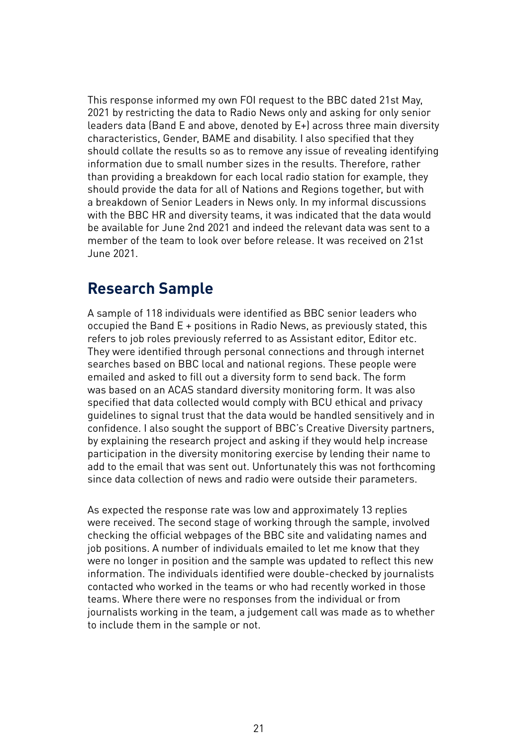This response informed my own FOI request to the BBC dated 21st May, 2021 by restricting the data to Radio News only and asking for only senior leaders data (Band E and above, denoted by E+) across three main diversity characteristics, Gender, BAME and disability. I also specified that they should collate the results so as to remove any issue of revealing identifying information due to small number sizes in the results. Therefore, rather than providing a breakdown for each local radio station for example, they should provide the data for all of Nations and Regions together, but with a breakdown of Senior Leaders in News only. In my informal discussions with the BBC HR and diversity teams, it was indicated that the data would be available for June 2nd 2021 and indeed the relevant data was sent to a member of the team to look over before release. It was received on 21st June 2021.

## Research Sample

A sample of 118 individuals were identified as BBC senior leaders who occupied the Band E + positions in Radio News, as previously stated, this refers to job roles previously referred to as Assistant editor, Editor etc. They were identified through personal connections and through internet searches based on BBC local and national regions. These people were emailed and asked to fill out a diversity form to send back. The form was based on an ACAS standard diversity monitoring form. It was also specified that data collected would comply with BCU ethical and privacy guidelines to signal trust that the data would be handled sensitively and in confidence. I also sought the support of BBC's Creative Diversity partners, by explaining the research project and asking if they would help increase participation in the diversity monitoring exercise by lending their name to add to the email that was sent out. Unfortunately this was not forthcoming since data collection of news and radio were outside their parameters.

As expected the response rate was low and approximately 13 replies were received. The second stage of working through the sample, involved checking the official webpages of the BBC site and validating names and job positions. A number of individuals emailed to let me know that they were no longer in position and the sample was updated to reflect this new information. The individuals identified were double-checked by journalists contacted who worked in the teams or who had recently worked in those teams. Where there were no responses from the individual or from journalists working in the team, a judgement call was made as to whether to include them in the sample or not.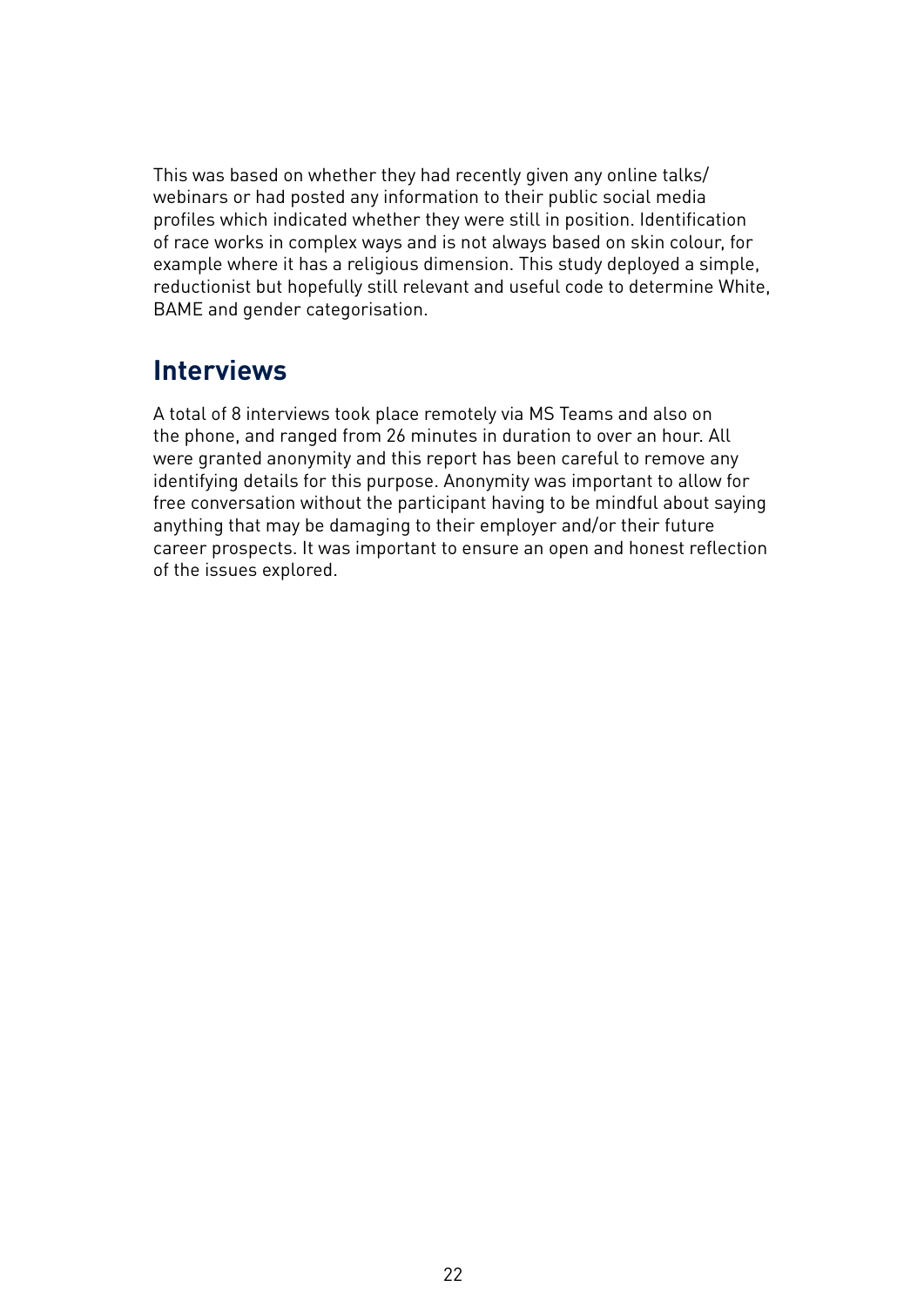This was based on whether they had recently given any online talks/ webinars or had posted any information to their public social media profiles which indicated whether they were still in position. Identification of race works in complex ways and is not always based on skin colour, for example where it has a religious dimension. This study deployed a simple, reductionist but hopefully still relevant and useful code to determine White, BAME and gender categorisation.

## Interviews

A total of 8 interviews took place remotely via MS Teams and also on the phone, and ranged from 26 minutes in duration to over an hour. All were granted anonymity and this report has been careful to remove any identifying details for this purpose. Anonymity was important to allow for free conversation without the participant having to be mindful about saying anything that may be damaging to their employer and/or their future career prospects. It was important to ensure an open and honest reflection of the issues explored.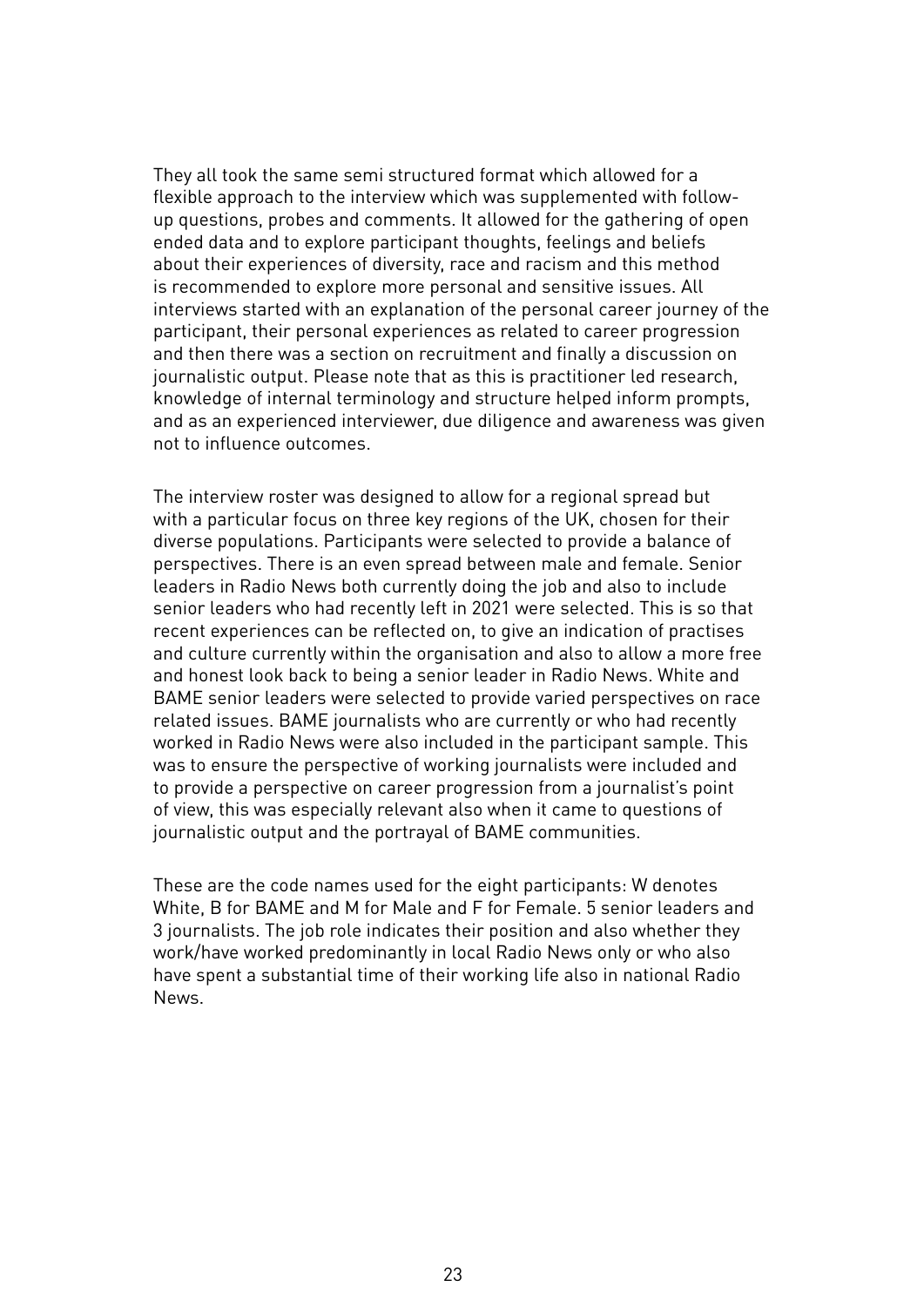They all took the same semi structured format which allowed for a flexible approach to the interview which was supplemented with follow-up questions, probes and comments. It allowed for the gathering of open ended data and to explore participant thoughts, feelings and beliefs about their experiences of diversity, race and racism and this method is recommended to explore more personal and sensitive issues. All interviews started with an explanation of the personal career journey of the participant, their personal experiences as related to career progression and then there was a section on recruitment and finally a discussion on journalistic output. Please note that as this is practitioner led research, knowledge of internal terminology and structure helped inform prompts, and as an experienced interviewer, due diligence and awareness was given not to influence outcomes.

The interview roster was designed to allow for a regional spread but with a particular focus on three key regions of the UK, chosen for their diverse populations. Participants were selected to provide a balance of perspectives. There is an even spread between male and female. Senior leaders in Radio News both currently doing the job and also to include senior leaders who had recently left in 2021 were selected. This is so that recent experiences can be reflected on, to give an indication of practises and culture currently within the organisation and also to allow a more free and honest look back to being a senior leader in Radio News. White and BAME senior leaders were selected to provide varied perspectives on race related issues. BAME journalists who are currently or who had recently worked in Radio News were also included in the participant sample. This was to ensure the perspective of working journalists were included and to provide a perspective on career progression from a journalist's point of view, this was especially relevant also when it came to questions of journalistic output and the portrayal of BAME communities.

These are the code names used for the eight participants: W denotes White, B for BAME and M for Male and F for Female. 5 senior leaders and 3 journalists. The job role indicates their position and also whether they work/have worked predominantly in local Radio News only or who also have spent a substantial time of their working life also in national Radio News.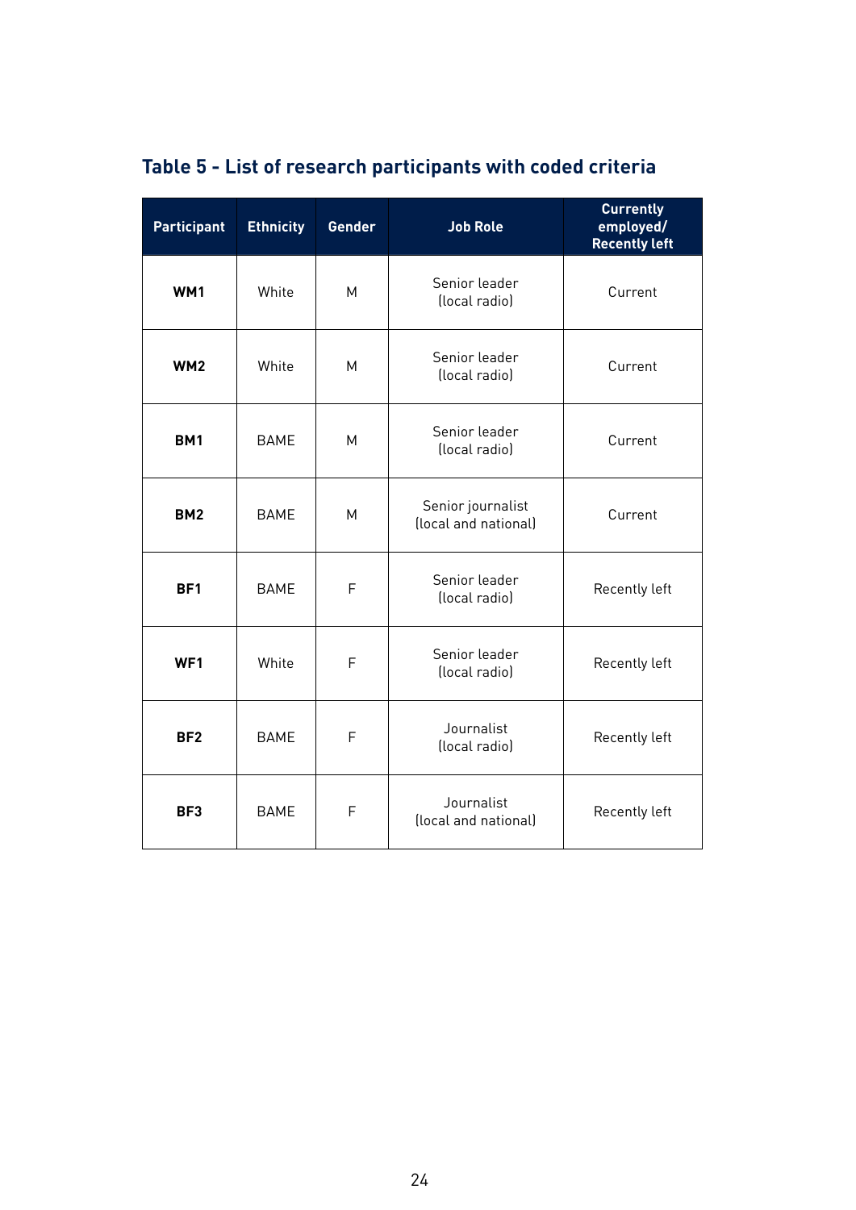## Table 5 - List of research participants with coded criteria

| Participant | Ethnicity | Gender | Job Role | Currently employed/ Recently left |
|---|---|---|---|---|
| **WM1** | White | M | Senior leader (local radio) | Current |
| **WM2** | White | M | Senior leader (local radio) | Current |
| **BM1** | BAME | M | Senior leader (local radio) | Current |
| **BM2** | BAME | M | Senior journalist (local and national) | Current |
| **BF1** | BAME | F | Senior leader (local radio) | Recently left |
| **WF1** | White | F | Senior leader (local radio) | Recently left |
| **BF2** | BAME | F | Journalist (local radio) | Recently left |
| **BF3** | BAME | F | Journalist (local and national) | Recently left |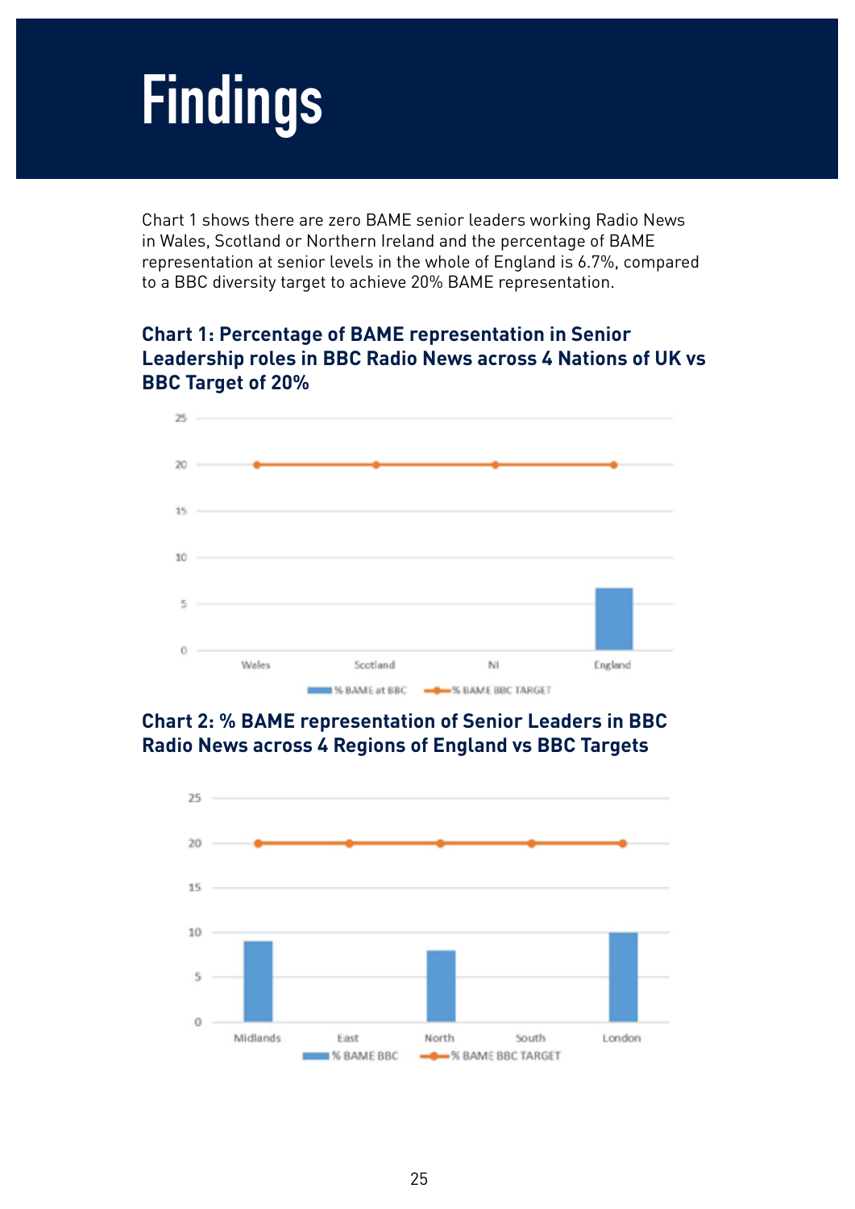# Findings

Chart 1 shows there are zero BAME senior leaders working Radio News in Wales, Scotland or Northern Ireland and the percentage of BAME representation at senior levels in the whole of England is 6.7%, compared to a BBC diversity target to achieve 20% BAME representation.

### Chart 1: Percentage of BAME representation in Senior Leadership roles in BBC Radio News across 4 Nations of UK vs BBC Target of 20%

25
20
15
10
5
0
Wales
Scotland
NI
England
% BAME at BBC
% BAME BBC TARGET

### Chart 2: % BAME representation of Senior Leaders in BBC Radio News across 4 Regions of England vs BBC Targets

25
20
15
10
5
0
Midlands
East
North
South
London
% BAME BBC
% BAME BBC TARGET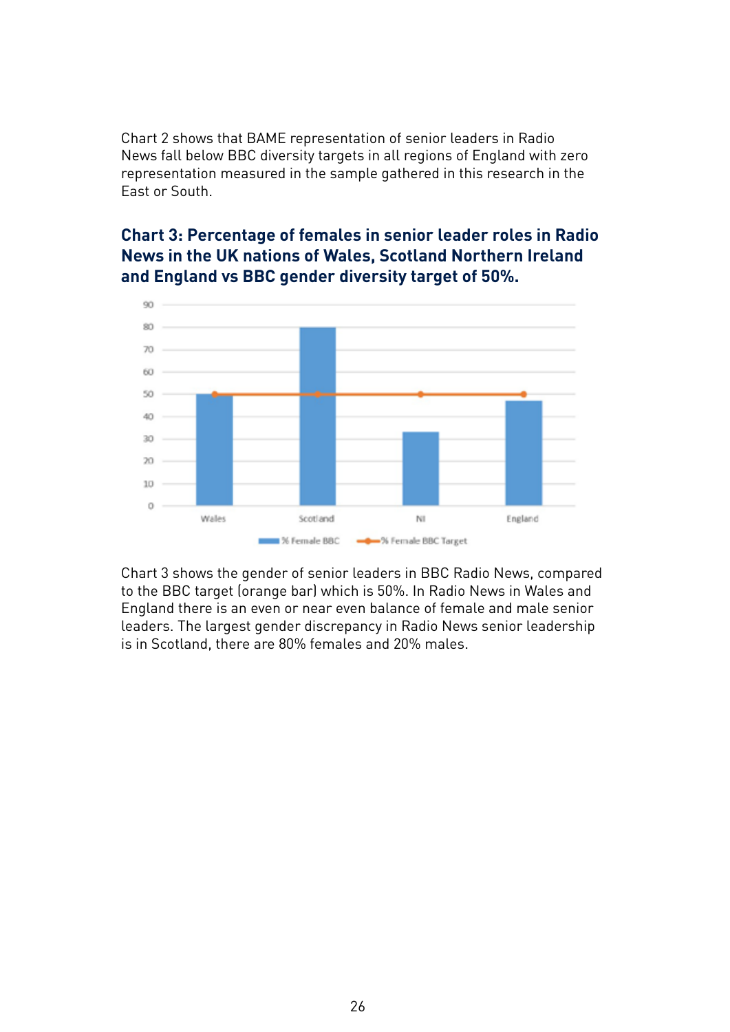Chart 2 shows that BAME representation of senior leaders in Radio News fall below BBC diversity targets in all regions of England with zero representation measured in the sample gathered in this research in the East or South.

### Chart 3: Percentage of females in senior leader roles in Radio News in the UK nations of Wales, Scotland Northern Ireland and England vs BBC gender diversity target of 50%.

90
80
70
60
50
40
30
20
10
0

Wales
Scotland
NI
England

% Female BBC
% Female BBC Target

Chart 3 shows the gender of senior leaders in BBC Radio News, compared to the BBC target (orange bar) which is 50%. In Radio News in Wales and England there is an even or near even balance of female and male senior leaders. The largest gender discrepancy in Radio News senior leadership is in Scotland, there are 80% females and 20% males.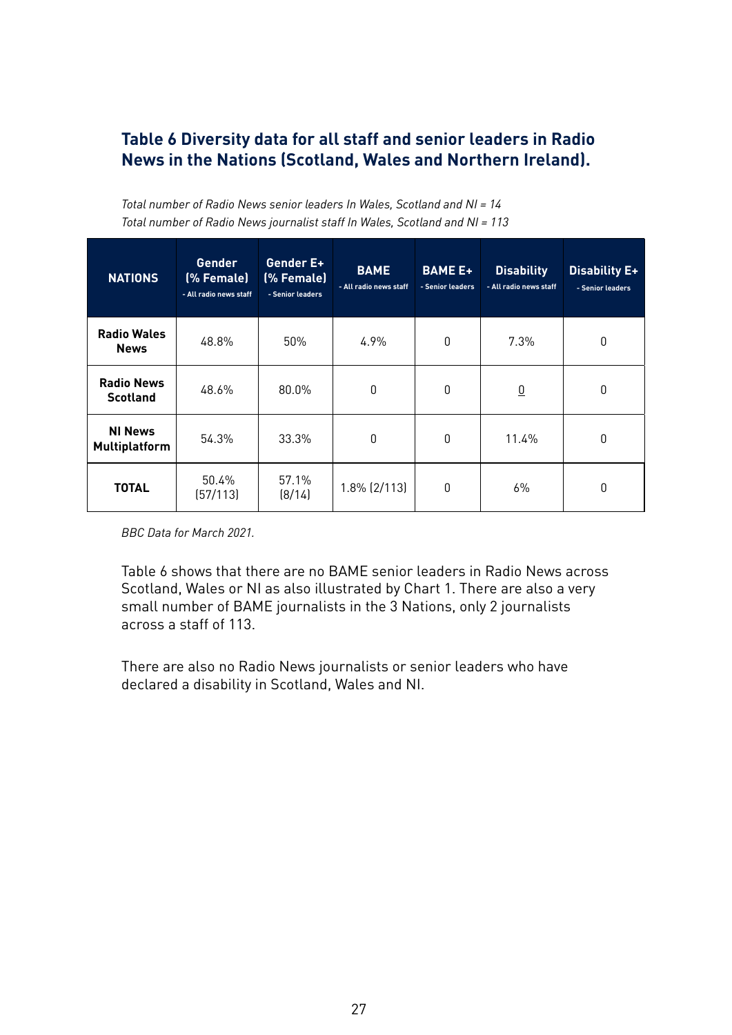## Table 6 Diversity data for all staff and senior leaders in Radio News in the Nations (Scotland, Wales and Northern Ireland).

*Total number of Radio News senior leaders In Wales, Scotland and NI = 14*
*Total number of Radio News journalist staff In Wales, Scotland and NI = 113*

| NATIONS | Gender (% Female) - All radio news staff | Gender E+ (% Female) - Senior leaders | BAME - All radio news staff | BAME E+ - Senior leaders | Disability - All radio news staff | Disability E+ - Senior leaders |
|---|---|---|---|---|---|---|
| **Radio Wales News** | 48.8% | 50% | 4.9% | 0 | 7.3% | 0 |
| **Radio News Scotland** | 48.6% | 80.0% | 0 | 0 | 0 | 0 |
| **NI News Multiplatform** | 54.3% | 33.3% | 0 | 0 | 11.4% | 0 |
| **TOTAL** | 50.4% (57/113) | 57.1% (8/14) | 1.8% (2/113) | 0 | 6% | 0 |

*BBC Data for March 2021.*

Table 6 shows that there are no BAME senior leaders in Radio News across Scotland, Wales or NI as also illustrated by Chart 1. There are also a very small number of BAME journalists in the 3 Nations, only 2 journalists across a staff of 113.

There are also no Radio News journalists or senior leaders who have declared a disability in Scotland, Wales and NI.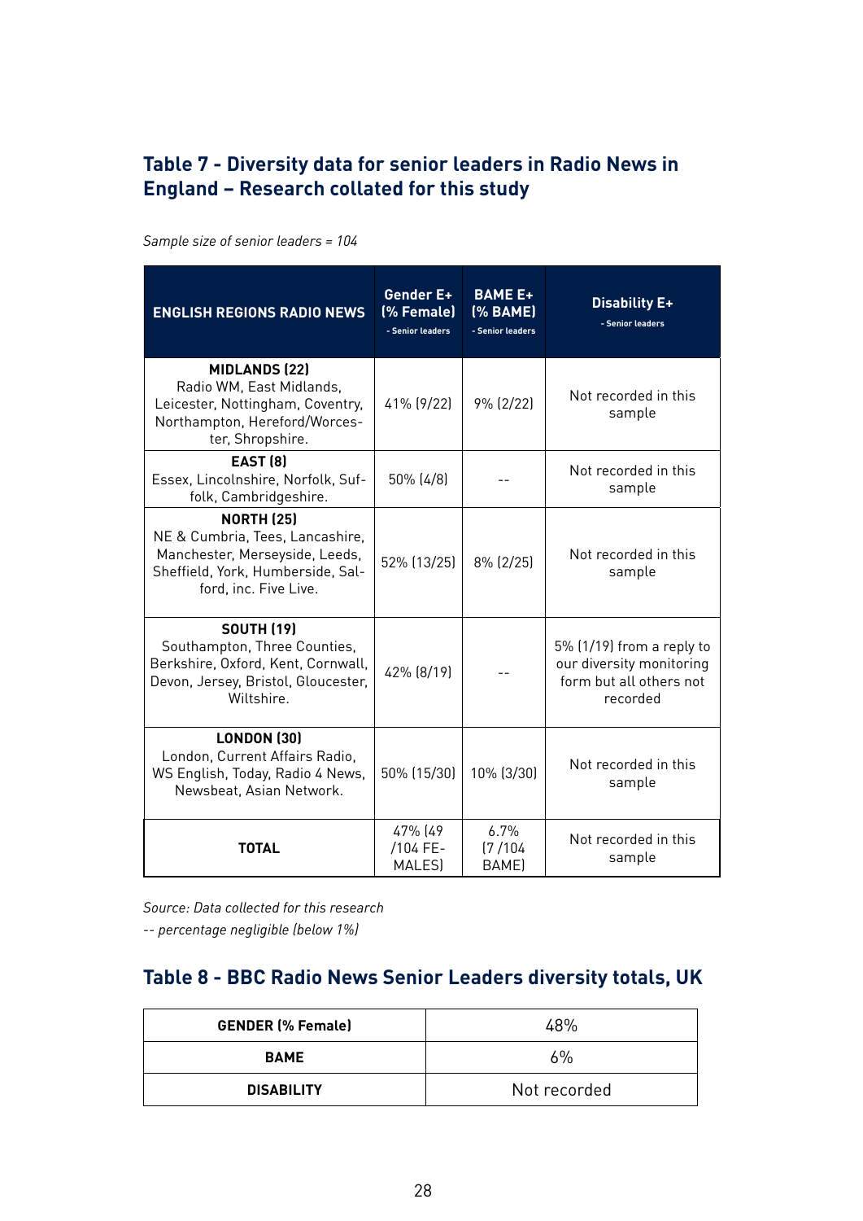## Table 7 - Diversity data for senior leaders in Radio News in England – Research collated for this study

*Sample size of senior leaders = 104*

| ENGLISH REGIONS RADIO NEWS | Gender E+ (% Female) - Senior leaders | BAME E+ (% BAME) - Senior leaders | Disability E+ - Senior leaders |
|---|---|---|---|
| **MIDLANDS (22)** Radio WM, East Midlands, Leicester, Nottingham, Coventry, Northampton, Hereford/Worcester, Shropshire. | 41% (9/22) | 9% (2/22) | Not recorded in this sample |
| **EAST (8)** Essex, Lincolnshire, Norfolk, Suffolk, Cambridgeshire. | 50% (4/8) | -- | Not recorded in this sample |
| **NORTH (25)** NE & Cumbria, Tees, Lancashire, Manchester, Merseyside, Leeds, Sheffield, York, Humberside, Salford, inc. Five Live. | 52% (13/25) | 8% (2/25) | Not recorded in this sample |
| **SOUTH (19)** Southampton, Three Counties, Berkshire, Oxford, Kent, Cornwall, Devon, Jersey, Bristol, Gloucester, Wiltshire. | 42% (8/19) | -- | 5% (1/19) from a reply to our diversity monitoring form but all others not recorded |
| **LONDON (30)** London, Current Affairs Radio, WS English, Today, Radio 4 News, Newsbeat, Asian Network. | 50% (15/30) | 10% (3/30) | Not recorded in this sample |
| **TOTAL** | 47% (49 /104 FEMALES) | 6.7% (7 /104 BAME) | Not recorded in this sample |

*Source: Data collected for this research*

*-- percentage negligible (below 1%)*

## Table 8 - BBC Radio News Senior Leaders diversity totals, UK

| | |
|---|---|
| **GENDER (% Female)** | 48% |
| **BAME** | 6% |
| **DISABILITY** | Not recorded |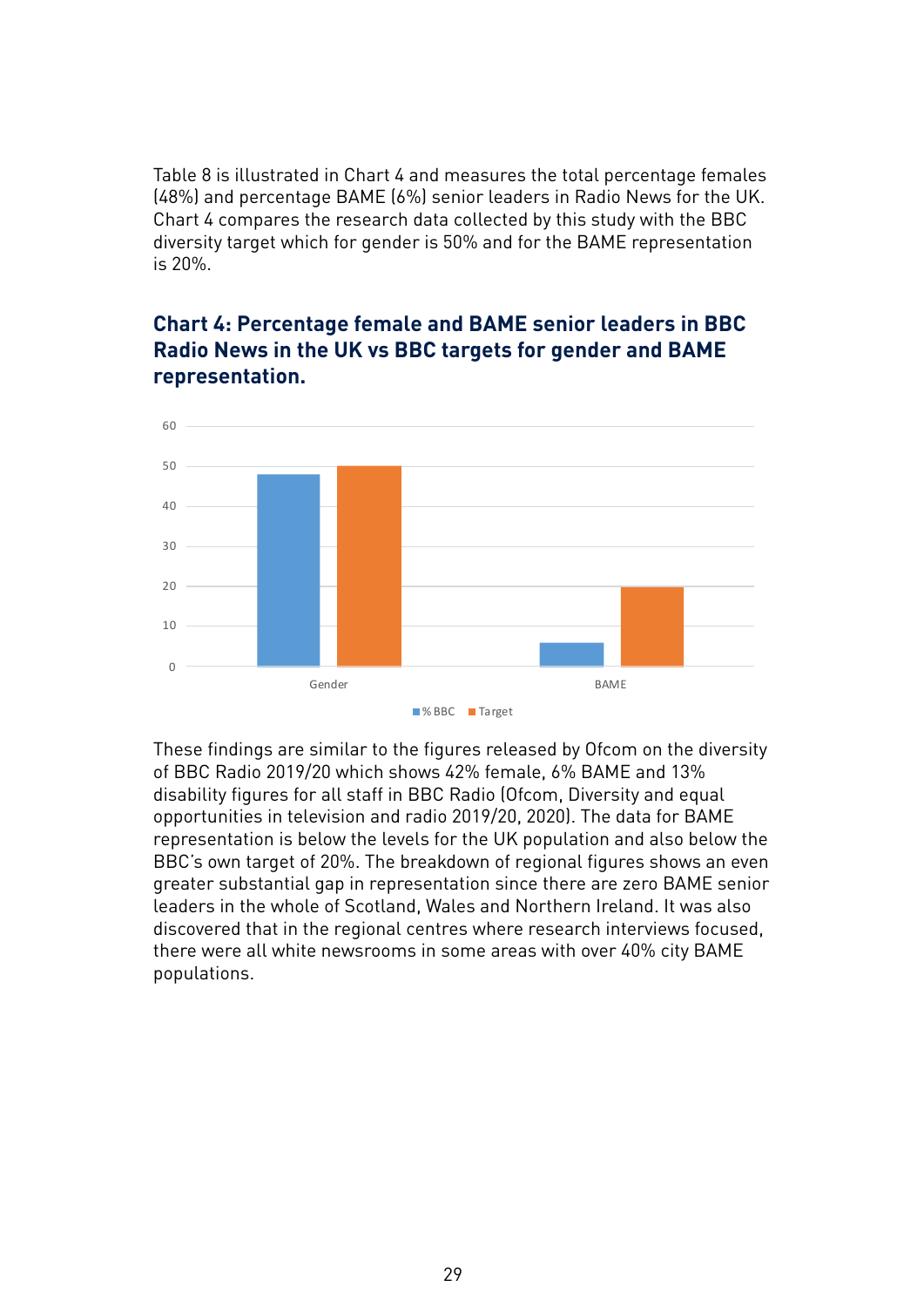Table 8 is illustrated in Chart 4 and measures the total percentage females (48%) and percentage BAME (6%) senior leaders in Radio News for the UK. Chart 4 compares the research data collected by this study with the BBC diversity target which for gender is 50% and for the BAME representation is 20%.

## Chart 4: Percentage female and BAME senior leaders in BBC Radio News in the UK vs BBC targets for gender and BAME representation.

60
50
40
30
20
10
0

Gender
BAME

% BBC
Target

These findings are similar to the figures released by Ofcom on the diversity of BBC Radio 2019/20 which shows 42% female, 6% BAME and 13% disability figures for all staff in BBC Radio (Ofcom, Diversity and equal opportunities in television and radio 2019/20, 2020). The data for BAME representation is below the levels for the UK population and also below the BBC's own target of 20%. The breakdown of regional figures shows an even greater substantial gap in representation since there are zero BAME senior leaders in the whole of Scotland, Wales and Northern Ireland. It was also discovered that in the regional centres where research interviews focused, there were all white newsrooms in some areas with over 40% city BAME populations.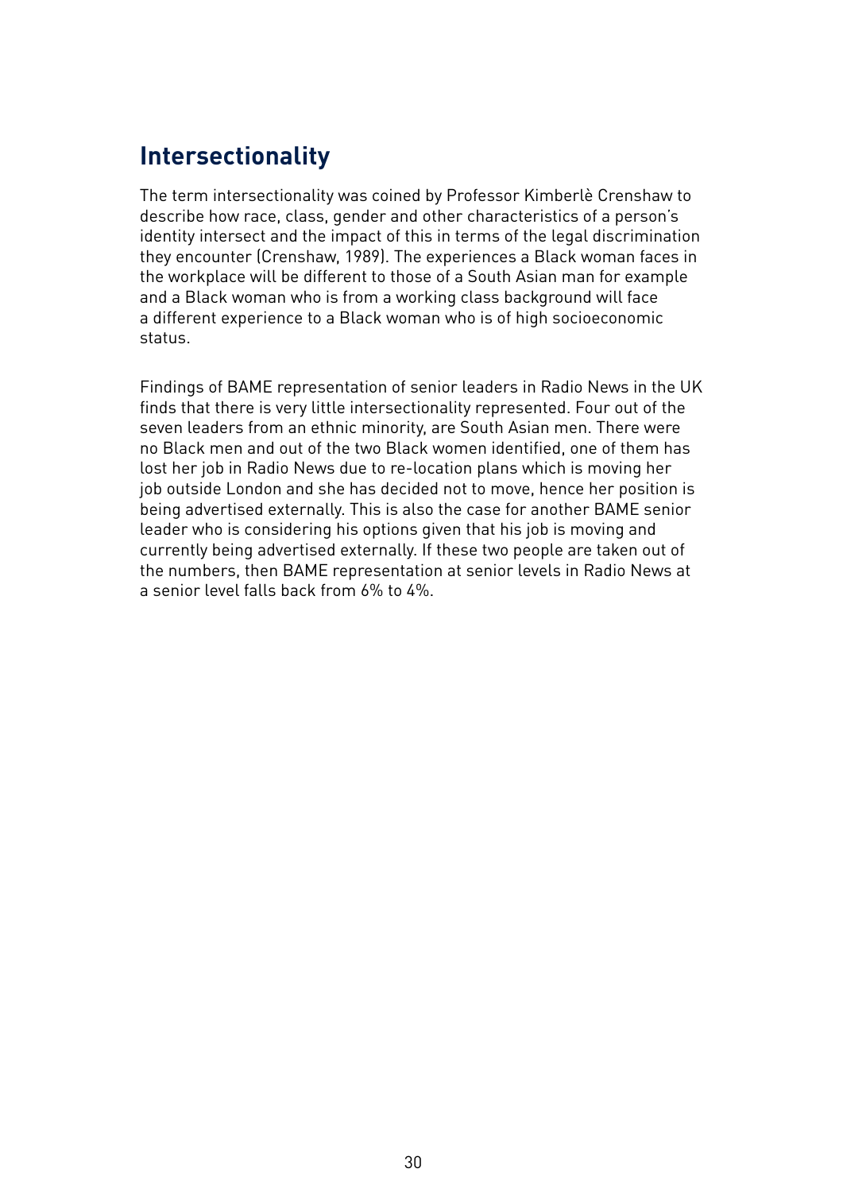## Intersectionality

The term intersectionality was coined by Professor Kimberlè Crenshaw to describe how race, class, gender and other characteristics of a person's identity intersect and the impact of this in terms of the legal discrimination they encounter (Crenshaw, 1989). The experiences a Black woman faces in the workplace will be different to those of a South Asian man for example and a Black woman who is from a working class background will face a different experience to a Black woman who is of high socioeconomic status.

Findings of BAME representation of senior leaders in Radio News in the UK finds that there is very little intersectionality represented. Four out of the seven leaders from an ethnic minority, are South Asian men. There were no Black men and out of the two Black women identified, one of them has lost her job in Radio News due to re-location plans which is moving her job outside London and she has decided not to move, hence her position is being advertised externally. This is also the case for another BAME senior leader who is considering his options given that his job is moving and currently being advertised externally. If these two people are taken out of the numbers, then BAME representation at senior levels in Radio News at a senior level falls back from 6% to 4%.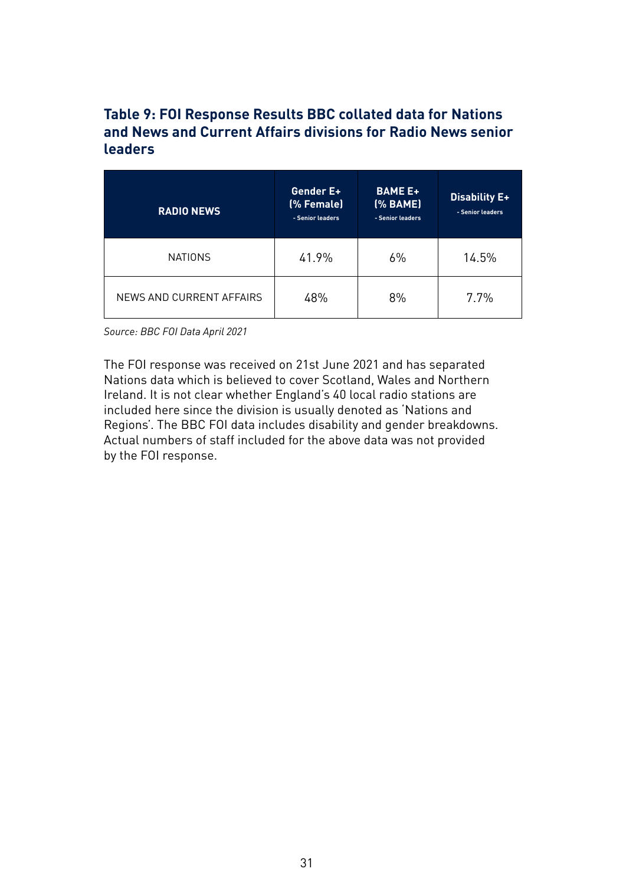### Table 9: FOI Response Results BBC collated data for Nations and News and Current Affairs divisions for Radio News senior leaders

| RADIO NEWS | Gender E+ (% Female) - Senior leaders | BAME E+ (% BAME) - Senior leaders | Disability E+ - Senior leaders |
|---|---|---|---|
| NATIONS | 41.9% | 6% | 14.5% |
| NEWS AND CURRENT AFFAIRS | 48% | 8% | 7.7% |

*Source: BBC FOI Data April 2021*

The FOI response was received on 21st June 2021 and has separated Nations data which is believed to cover Scotland, Wales and Northern Ireland. It is not clear whether England's 40 local radio stations are included here since the division is usually denoted as 'Nations and Regions'. The BBC FOI data includes disability and gender breakdowns. Actual numbers of staff included for the above data was not provided by the FOI response.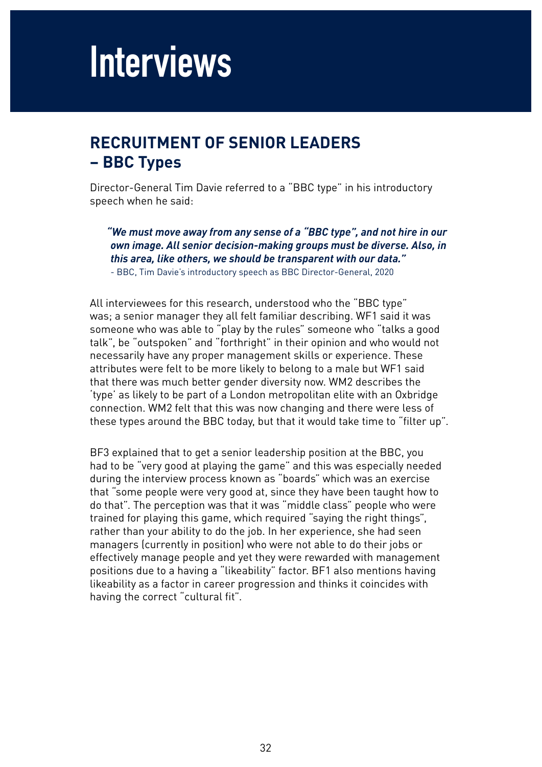# Interviews

## RECRUITMENT OF SENIOR LEADERS – BBC Types

Director-General Tim Davie referred to a "BBC type" in his introductory speech when he said:

> ***"We must move away from any sense of a "BBC type", and not hire in our own image. All senior decision-making groups must be diverse. Also, in this area, like others, we should be transparent with our data."***
> - BBC, Tim Davie's introductory speech as BBC Director-General, 2020

All interviewees for this research, understood who the "BBC type" was; a senior manager they all felt familiar describing. WF1 said it was someone who was able to "play by the rules" someone who "talks a good talk", be "outspoken" and "forthright" in their opinion and who would not necessarily have any proper management skills or experience. These attributes were felt to be more likely to belong to a male but WF1 said that there was much better gender diversity now. WM2 describes the 'type' as likely to be part of a London metropolitan elite with an Oxbridge connection. WM2 felt that this was now changing and there were less of these types around the BBC today, but that it would take time to "filter up".

BF3 explained that to get a senior leadership position at the BBC, you had to be "very good at playing the game" and this was especially needed during the interview process known as "boards" which was an exercise that "some people were very good at, since they have been taught how to do that". The perception was that it was "middle class" people who were trained for playing this game, which required "saying the right things", rather than your ability to do the job. In her experience, she had seen managers (currently in position) who were not able to do their jobs or effectively manage people and yet they were rewarded with management positions due to a having a "likeability" factor. BF1 also mentions having likeability as a factor in career progression and thinks it coincides with having the correct "cultural fit".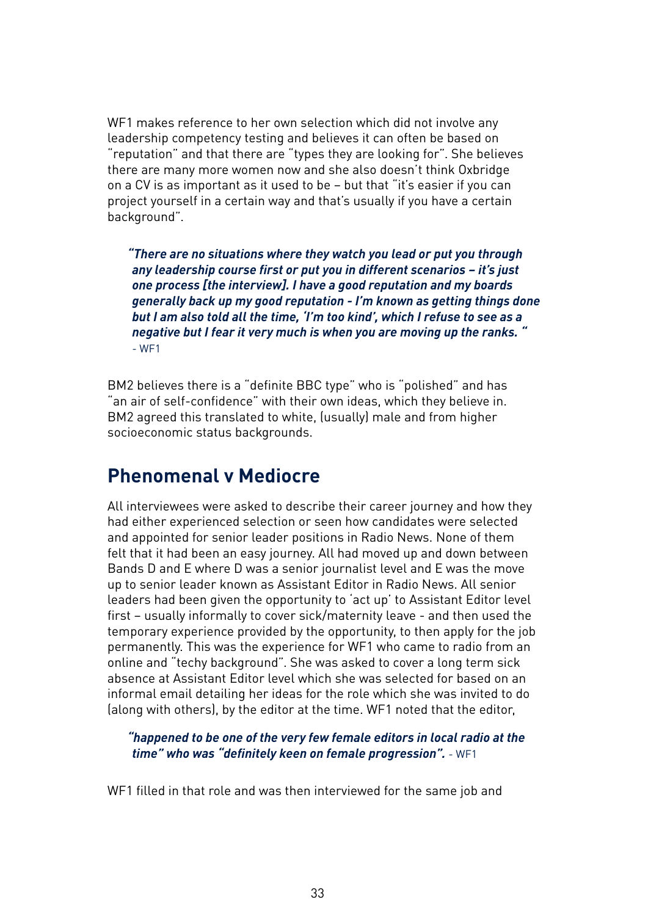WF1 makes reference to her own selection which did not involve any leadership competency testing and believes it can often be based on "reputation" and that there are "types they are looking for". She believes there are many more women now and she also doesn't think Oxbridge on a CV is as important as it used to be – but that "it's easier if you can project yourself in a certain way and that's usually if you have a certain background".

> ***"There are no situations where they watch you lead or put you through any leadership course first or put you in different scenarios – it's just one process [the interview]. I have a good reputation and my boards generally back up my good reputation - I'm known as getting things done but I am also told all the time, 'I'm too kind', which I refuse to see as a negative but I fear it very much is when you are moving up the ranks. "***
> - WF1

BM2 believes there is a "definite BBC type" who is "polished" and has "an air of self-confidence" with their own ideas, which they believe in. BM2 agreed this translated to white, (usually) male and from higher socioeconomic status backgrounds.

## Phenomenal v Mediocre

All interviewees were asked to describe their career journey and how they had either experienced selection or seen how candidates were selected and appointed for senior leader positions in Radio News. None of them felt that it had been an easy journey. All had moved up and down between Bands D and E where D was a senior journalist level and E was the move up to senior leader known as Assistant Editor in Radio News. All senior leaders had been given the opportunity to 'act up' to Assistant Editor level first – usually informally to cover sick/maternity leave - and then used the temporary experience provided by the opportunity, to then apply for the job permanently. This was the experience for WF1 who came to radio from an online and "techy background". She was asked to cover a long term sick absence at Assistant Editor level which she was selected for based on an informal email detailing her ideas for the role which she was invited to do (along with others), by the editor at the time. WF1 noted that the editor,

> ***"happened to be one of the very few female editors in local radio at the time" who was "definitely keen on female progression".*** - WF1

WF1 filled in that role and was then interviewed for the same job and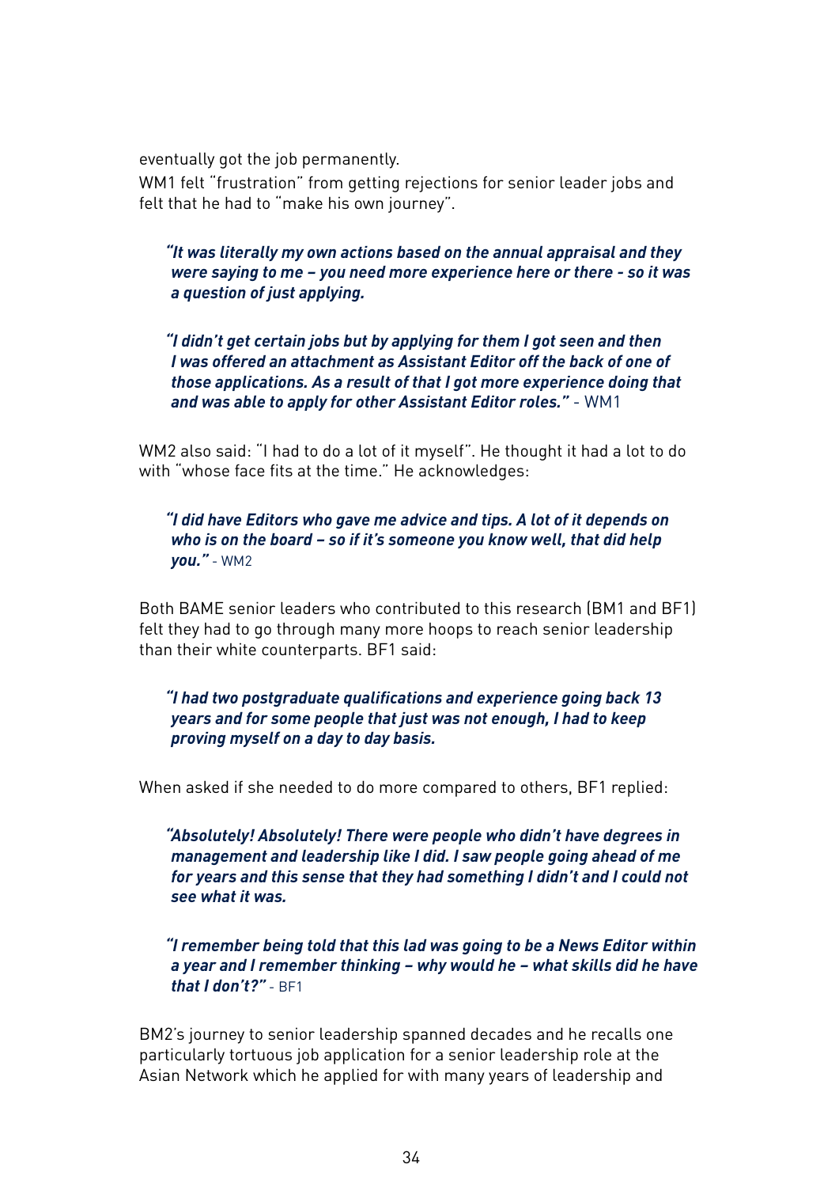eventually got the job permanently.

WM1 felt "frustration" from getting rejections for senior leader jobs and felt that he had to "make his own journey".

> ***"It was literally my own actions based on the annual appraisal and they were saying to me – you need more experience here or there - so it was a question of just applying.***
>
> ***"I didn't get certain jobs but by applying for them I got seen and then I was offered an attachment as Assistant Editor off the back of one of those applications. As a result of that I got more experience doing that and was able to apply for other Assistant Editor roles."*** - WM1

WM2 also said: "I had to do a lot of it myself". He thought it had a lot to do with "whose face fits at the time." He acknowledges:

> ***"I did have Editors who gave me advice and tips. A lot of it depends on who is on the board – so if it's someone you know well, that did help you."*** - WM2

Both BAME senior leaders who contributed to this research (BM1 and BF1) felt they had to go through many more hoops to reach senior leadership than their white counterparts. BF1 said:

> ***"I had two postgraduate qualifications and experience going back 13 years and for some people that just was not enough, I had to keep proving myself on a day to day basis.***

When asked if she needed to do more compared to others, BF1 replied:

> ***"Absolutely! Absolutely! There were people who didn't have degrees in management and leadership like I did. I saw people going ahead of me for years and this sense that they had something I didn't and I could not see what it was.***
>
> ***"I remember being told that this lad was going to be a News Editor within a year and I remember thinking – why would he – what skills did he have that I don't?"*** - BF1

BM2's journey to senior leadership spanned decades and he recalls one particularly tortuous job application for a senior leadership role at the Asian Network which he applied for with many years of leadership and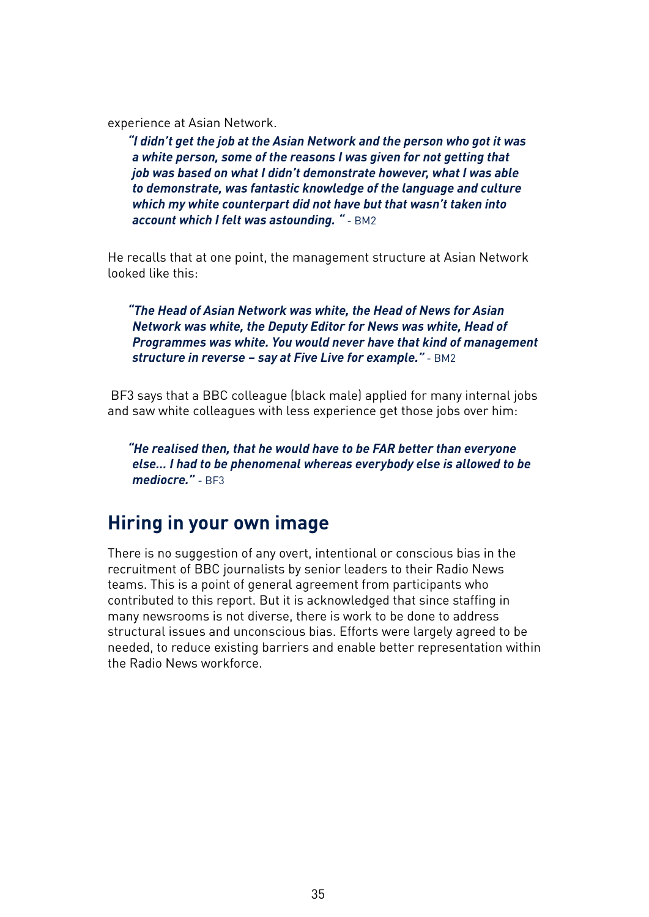experience at Asian Network.

> ***"I didn't get the job at the Asian Network and the person who got it was a white person, some of the reasons I was given for not getting that job was based on what I didn't demonstrate however, what I was able to demonstrate, was fantastic knowledge of the language and culture which my white counterpart did not have but that wasn't taken into account which I felt was astounding. "*** - BM2

He recalls that at one point, the management structure at Asian Network looked like this:

> ***"The Head of Asian Network was white, the Head of News for Asian Network was white, the Deputy Editor for News was white, Head of Programmes was white. You would never have that kind of management structure in reverse – say at Five Live for example."*** - BM2

BF3 says that a BBC colleague (black male) applied for many internal jobs and saw white colleagues with less experience get those jobs over him:

> ***"He realised then, that he would have to be FAR better than everyone else... I had to be phenomenal whereas everybody else is allowed to be mediocre."*** - BF3

## Hiring in your own image

There is no suggestion of any overt, intentional or conscious bias in the recruitment of BBC journalists by senior leaders to their Radio News teams. This is a point of general agreement from participants who contributed to this report. But it is acknowledged that since staffing in many newsrooms is not diverse, there is work to be done to address structural issues and unconscious bias. Efforts were largely agreed to be needed, to reduce existing barriers and enable better representation within the Radio News workforce.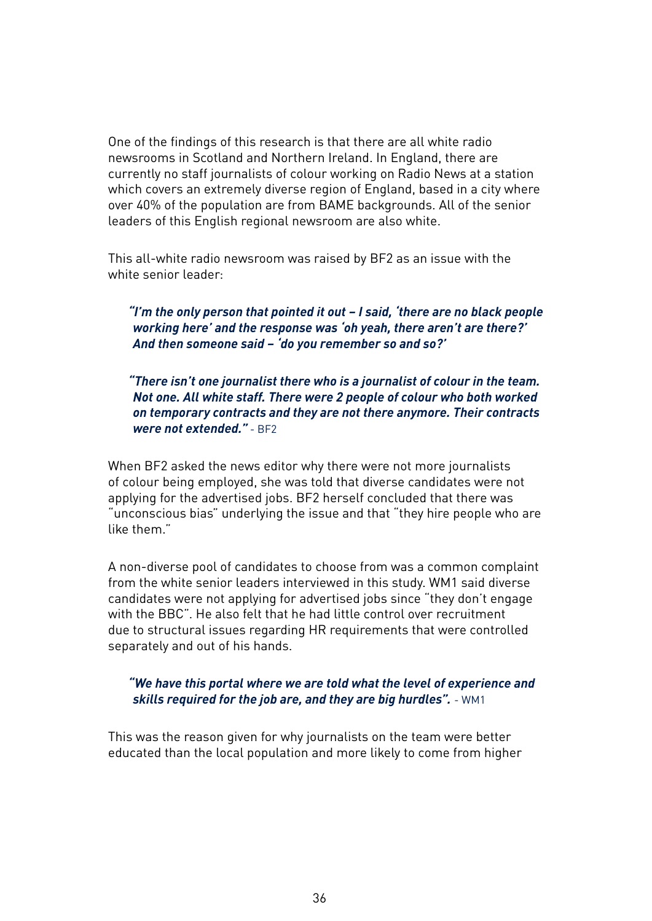One of the findings of this research is that there are all white radio newsrooms in Scotland and Northern Ireland. In England, there are currently no staff journalists of colour working on Radio News at a station which covers an extremely diverse region of England, based in a city where over 40% of the population are from BAME backgrounds. All of the senior leaders of this English regional newsroom are also white.

This all-white radio newsroom was raised by BF2 as an issue with the white senior leader:

> ***"I'm the only person that pointed it out – I said, 'there are no black people working here' and the response was 'oh yeah, there aren't are there?' And then someone said – 'do you remember so and so?'***

> ***"There isn't one journalist there who is a journalist of colour in the team. Not one. All white staff. There were 2 people of colour who both worked on temporary contracts and they are not there anymore. Their contracts were not extended."*** - BF2

When BF2 asked the news editor why there were not more journalists of colour being employed, she was told that diverse candidates were not applying for the advertised jobs. BF2 herself concluded that there was "unconscious bias" underlying the issue and that "they hire people who are like them."

A non-diverse pool of candidates to choose from was a common complaint from the white senior leaders interviewed in this study. WM1 said diverse candidates were not applying for advertised jobs since "they don't engage with the BBC". He also felt that he had little control over recruitment due to structural issues regarding HR requirements that were controlled separately and out of his hands.

> ***"We have this portal where we are told what the level of experience and skills required for the job are, and they are big hurdles".*** - WM1

This was the reason given for why journalists on the team were better educated than the local population and more likely to come from higher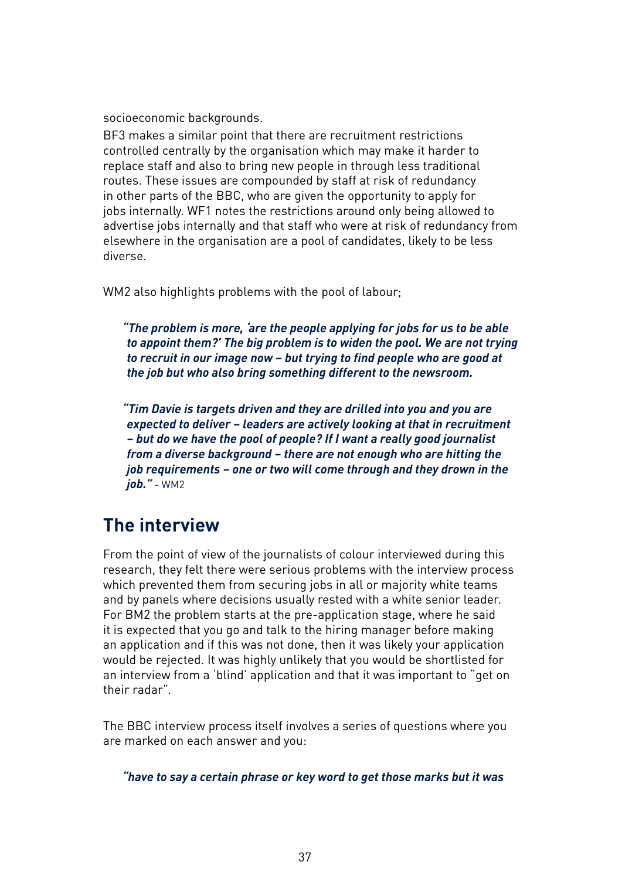socioeconomic backgrounds.

BF3 makes a similar point that there are recruitment restrictions controlled centrally by the organisation which may make it harder to replace staff and also to bring new people in through less traditional routes. These issues are compounded by staff at risk of redundancy in other parts of the BBC, who are given the opportunity to apply for jobs internally. WF1 notes the restrictions around only being allowed to advertise jobs internally and that staff who were at risk of redundancy from elsewhere in the organisation are a pool of candidates, likely to be less diverse.

WM2 also highlights problems with the pool of labour;

> ***"The problem is more, 'are the people applying for jobs for us to be able to appoint them?' The big problem is to widen the pool. We are not trying to recruit in our image now – but trying to find people who are good at the job but who also bring something different to the newsroom.***

> ***"Tim Davie is targets driven and they are drilled into you and you are expected to deliver – leaders are actively looking at that in recruitment – but do we have the pool of people? If I want a really good journalist from a diverse background – there are not enough who are hitting the job requirements – one or two will come through and they drown in the job."*** - WM2

## The interview

From the point of view of the journalists of colour interviewed during this research, they felt there were serious problems with the interview process which prevented them from securing jobs in all or majority white teams and by panels where decisions usually rested with a white senior leader. For BM2 the problem starts at the pre-application stage, where he said it is expected that you go and talk to the hiring manager before making an application and if this was not done, then it was likely your application would be rejected. It was highly unlikely that you would be shortlisted for an interview from a 'blind' application and that it was important to "get on their radar".

The BBC interview process itself involves a series of questions where you are marked on each answer and you:

> ***"have to say a certain phrase or key word to get those marks but it was***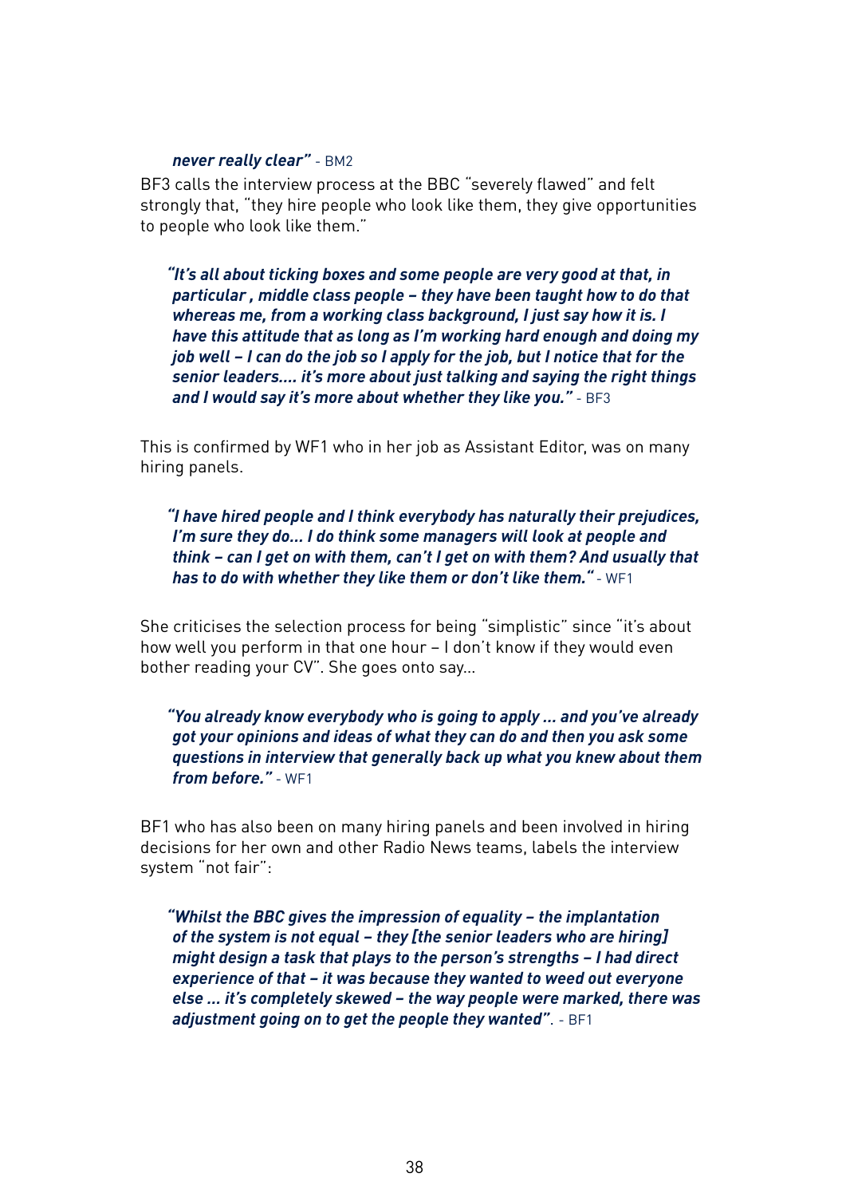***never really clear"*** - BM2

BF3 calls the interview process at the BBC "severely flawed" and felt strongly that, "they hire people who look like them, they give opportunities to people who look like them."

> ***"It's all about ticking boxes and some people are very good at that, in particular , middle class people – they have been taught how to do that whereas me, from a working class background, I just say how it is. I have this attitude that as long as I'm working hard enough and doing my job well – I can do the job so I apply for the job, but I notice that for the senior leaders.... it's more about just talking and saying the right things and I would say it's more about whether they like you."*** - BF3

This is confirmed by WF1 who in her job as Assistant Editor, was on many hiring panels.

> ***"I have hired people and I think everybody has naturally their prejudices, I'm sure they do... I do think some managers will look at people and think – can I get on with them, can't I get on with them? And usually that has to do with whether they like them or don't like them."*** - WF1

She criticises the selection process for being "simplistic" since "it's about how well you perform in that one hour – I don't know if they would even bother reading your CV". She goes onto say...

> ***"You already know everybody who is going to apply ... and you've already got your opinions and ideas of what they can do and then you ask some questions in interview that generally back up what you knew about them from before."*** - WF1

BF1 who has also been on many hiring panels and been involved in hiring decisions for her own and other Radio News teams, labels the interview system "not fair":

> ***"Whilst the BBC gives the impression of equality – the implantation of the system is not equal – they [the senior leaders who are hiring] might design a task that plays to the person's strengths – I had direct experience of that – it was because they wanted to weed out everyone else ... it's completely skewed – the way people were marked, there was adjustment going on to get the people they wanted"***. - BF1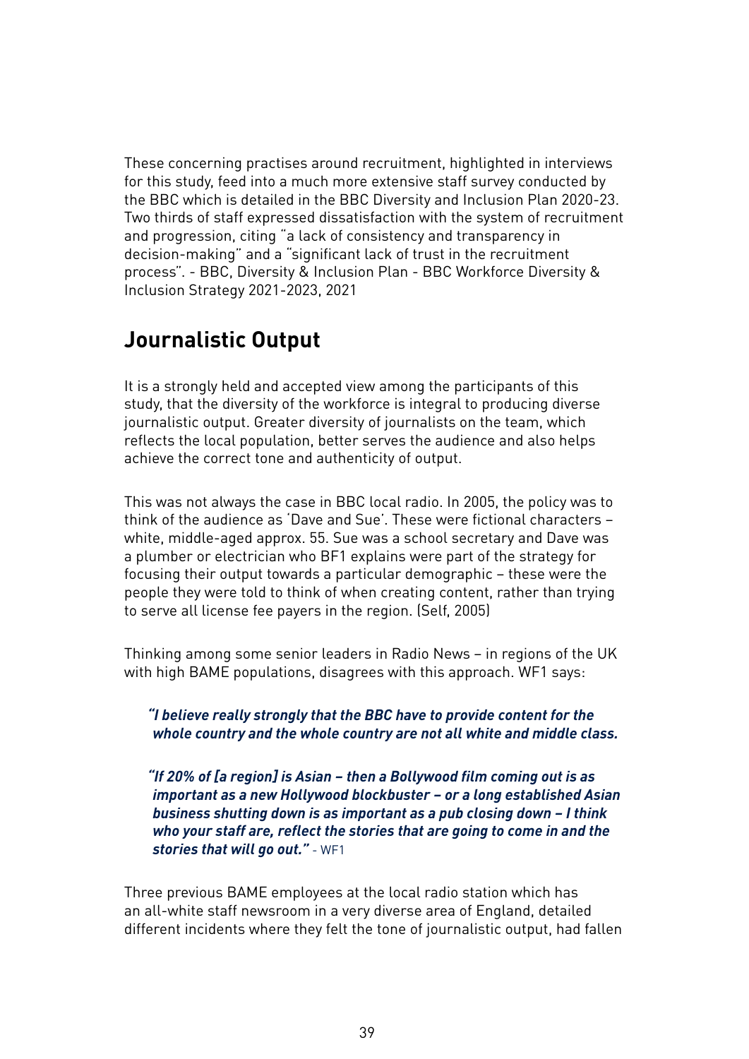These concerning practises around recruitment, highlighted in interviews for this study, feed into a much more extensive staff survey conducted by the BBC which is detailed in the BBC Diversity and Inclusion Plan 2020-23. Two thirds of staff expressed dissatisfaction with the system of recruitment and progression, citing "a lack of consistency and transparency in decision-making" and a "significant lack of trust in the recruitment process". - BBC, Diversity & Inclusion Plan - BBC Workforce Diversity & Inclusion Strategy 2021-2023, 2021

## Journalistic Output

It is a strongly held and accepted view among the participants of this study, that the diversity of the workforce is integral to producing diverse journalistic output. Greater diversity of journalists on the team, which reflects the local population, better serves the audience and also helps achieve the correct tone and authenticity of output.

This was not always the case in BBC local radio. In 2005, the policy was to think of the audience as 'Dave and Sue'. These were fictional characters – white, middle-aged approx. 55. Sue was a school secretary and Dave was a plumber or electrician who BF1 explains were part of the strategy for focusing their output towards a particular demographic – these were the people they were told to think of when creating content, rather than trying to serve all license fee payers in the region. (Self, 2005)

Thinking among some senior leaders in Radio News – in regions of the UK with high BAME populations, disagrees with this approach. WF1 says:

> ***"I believe really strongly that the BBC have to provide content for the whole country and the whole country are not all white and middle class.***
>
> ***"If 20% of [a region] is Asian – then a Bollywood film coming out is as important as a new Hollywood blockbuster – or a long established Asian business shutting down is as important as a pub closing down – I think who your staff are, reflect the stories that are going to come in and the stories that will go out."*** - WF1

Three previous BAME employees at the local radio station which has an all-white staff newsroom in a very diverse area of England, detailed different incidents where they felt the tone of journalistic output, had fallen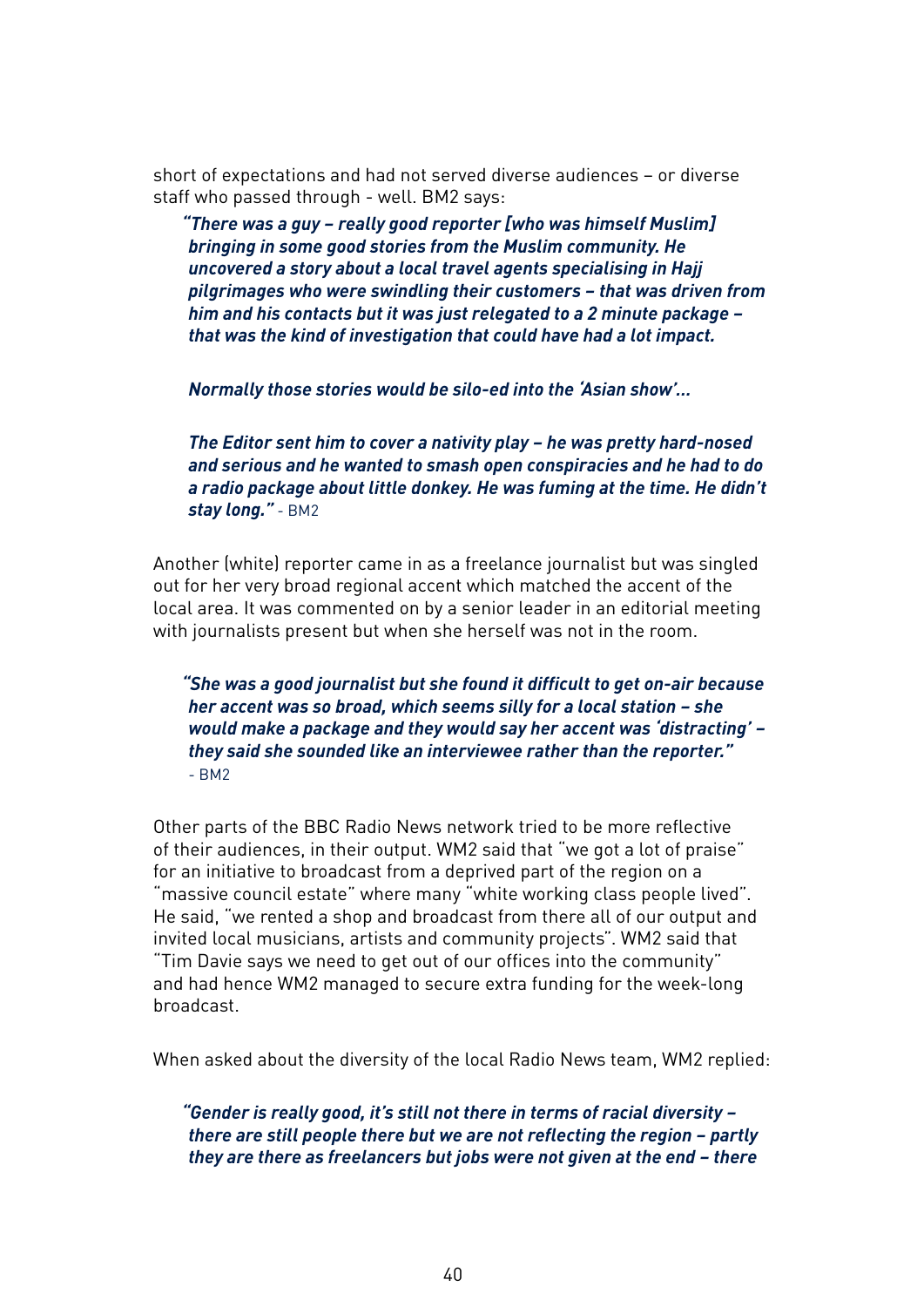short of expectations and had not served diverse audiences – or diverse staff who passed through - well. BM2 says:

> ***"There was a guy – really good reporter [who was himself Muslim] bringing in some good stories from the Muslim community. He uncovered a story about a local travel agents specialising in Hajj pilgrimages who were swindling their customers – that was driven from him and his contacts but it was just relegated to a 2 minute package – that was the kind of investigation that could have had a lot impact.***
>
> ***Normally those stories would be silo-ed into the 'Asian show'…***
>
> ***The Editor sent him to cover a nativity play – he was pretty hard-nosed and serious and he wanted to smash open conspiracies and he had to do a radio package about little donkey. He was fuming at the time. He didn't stay long."*** - BM2

Another (white) reporter came in as a freelance journalist but was singled out for her very broad regional accent which matched the accent of the local area. It was commented on by a senior leader in an editorial meeting with journalists present but when she herself was not in the room.

> ***"She was a good journalist but she found it difficult to get on-air because her accent was so broad, which seems silly for a local station – she would make a package and they would say her accent was 'distracting' – they said she sounded like an interviewee rather than the reporter."*** - BM2

Other parts of the BBC Radio News network tried to be more reflective of their audiences, in their output. WM2 said that "we got a lot of praise" for an initiative to broadcast from a deprived part of the region on a "massive council estate" where many "white working class people lived". He said, "we rented a shop and broadcast from there all of our output and invited local musicians, artists and community projects". WM2 said that "Tim Davie says we need to get out of our offices into the community" and had hence WM2 managed to secure extra funding for the week-long broadcast.

When asked about the diversity of the local Radio News team, WM2 replied:

> ***"Gender is really good, it's still not there in terms of racial diversity – there are still people there but we are not reflecting the region – partly they are there as freelancers but jobs were not given at the end – there***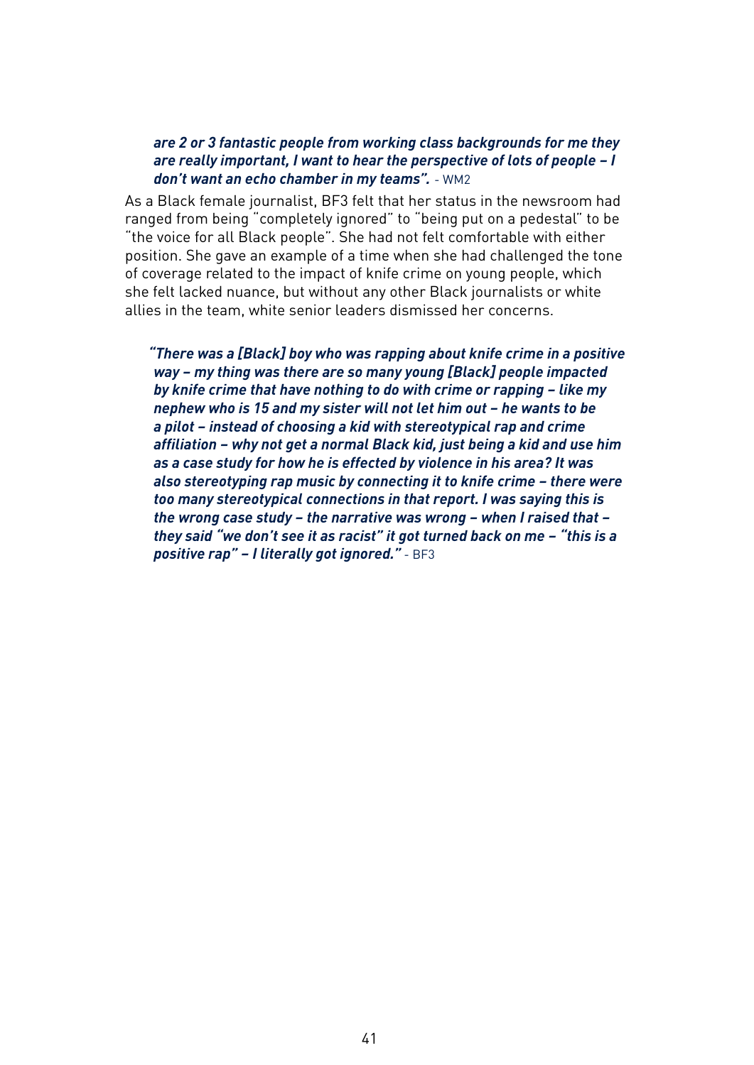***are 2 or 3 fantastic people from working class backgrounds for me they are really important, I want to hear the perspective of lots of people – I don't want an echo chamber in my teams".*** - WM2

As a Black female journalist, BF3 felt that her status in the newsroom had ranged from being "completely ignored" to "being put on a pedestal" to be "the voice for all Black people". She had not felt comfortable with either position. She gave an example of a time when she had challenged the tone of coverage related to the impact of knife crime on young people, which she felt lacked nuance, but without any other Black journalists or white allies in the team, white senior leaders dismissed her concerns.

> ***"There was a [Black] boy who was rapping about knife crime in a positive way – my thing was there are so many young [Black] people impacted by knife crime that have nothing to do with crime or rapping – like my nephew who is 15 and my sister will not let him out – he wants to be a pilot – instead of choosing a kid with stereotypical rap and crime affiliation – why not get a normal Black kid, just being a kid and use him as a case study for how he is effected by violence in his area? It was also stereotyping rap music by connecting it to knife crime – there were too many stereotypical connections in that report. I was saying this is the wrong case study – the narrative was wrong – when I raised that – they said "we don't see it as racist" it got turned back on me – "this is a positive rap" – I literally got ignored."*** - BF3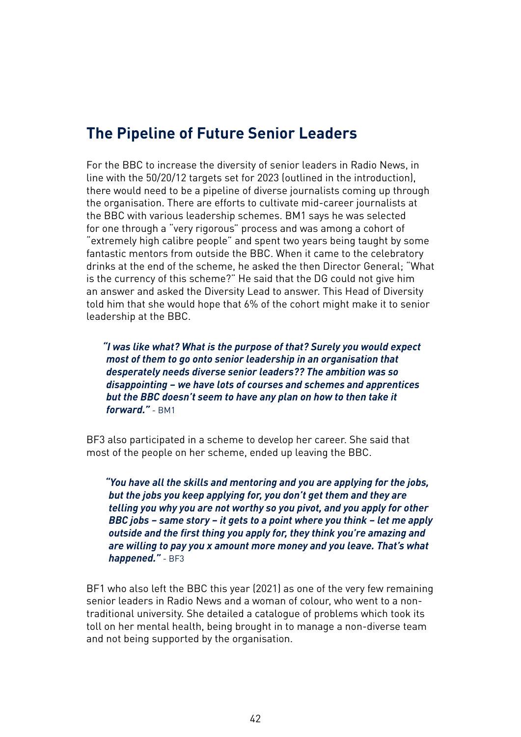## The Pipeline of Future Senior Leaders

For the BBC to increase the diversity of senior leaders in Radio News, in line with the 50/20/12 targets set for 2023 (outlined in the introduction), there would need to be a pipeline of diverse journalists coming up through the organisation. There are efforts to cultivate mid-career journalists at the BBC with various leadership schemes. BM1 says he was selected for one through a "very rigorous" process and was among a cohort of "extremely high calibre people" and spent two years being taught by some fantastic mentors from outside the BBC. When it came to the celebratory drinks at the end of the scheme, he asked the then Director General; "What is the currency of this scheme?" He said that the DG could not give him an answer and asked the Diversity Lead to answer. This Head of Diversity told him that she would hope that 6% of the cohort might make it to senior leadership at the BBC.

> ***"I was like what? What is the purpose of that? Surely you would expect most of them to go onto senior leadership in an organisation that desperately needs diverse senior leaders?? The ambition was so disappointing – we have lots of courses and schemes and apprentices but the BBC doesn't seem to have any plan on how to then take it forward."*** - BM1

BF3 also participated in a scheme to develop her career. She said that most of the people on her scheme, ended up leaving the BBC.

> ***"You have all the skills and mentoring and you are applying for the jobs, but the jobs you keep applying for, you don't get them and they are telling you why you are not worthy so you pivot, and you apply for other BBC jobs – same story – it gets to a point where you think – let me apply outside and the first thing you apply for, they think you're amazing and are willing to pay you x amount more money and you leave. That's what happened."*** - BF3

BF1 who also left the BBC this year (2021) as one of the very few remaining senior leaders in Radio News and a woman of colour, who went to a non-traditional university. She detailed a catalogue of problems which took its toll on her mental health, being brought in to manage a non-diverse team and not being supported by the organisation.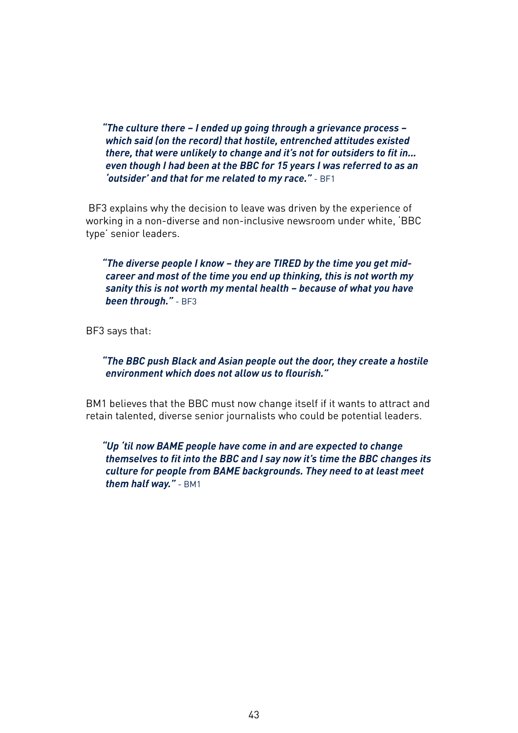> ***"The culture there – I ended up going through a grievance process – which said (on the record) that hostile, entrenched attitudes existed there, that were unlikely to change and it's not for outsiders to fit in... even though I had been at the BBC for 15 years I was referred to as an 'outsider' and that for me related to my race."*** - BF1

BF3 explains why the decision to leave was driven by the experience of working in a non-diverse and non-inclusive newsroom under white, 'BBC type' senior leaders.

> ***"The diverse people I know – they are TIRED by the time you get mid-career and most of the time you end up thinking, this is not worth my sanity this is not worth my mental health – because of what you have been through."*** - BF3

BF3 says that:

> ***"The BBC push Black and Asian people out the door, they create a hostile environment which does not allow us to flourish."***

BM1 believes that the BBC must now change itself if it wants to attract and retain talented, diverse senior journalists who could be potential leaders.

> ***"Up 'til now BAME people have come in and are expected to change themselves to fit into the BBC and I say now it's time the BBC changes its culture for people from BAME backgrounds. They need to at least meet them half way."*** - BM1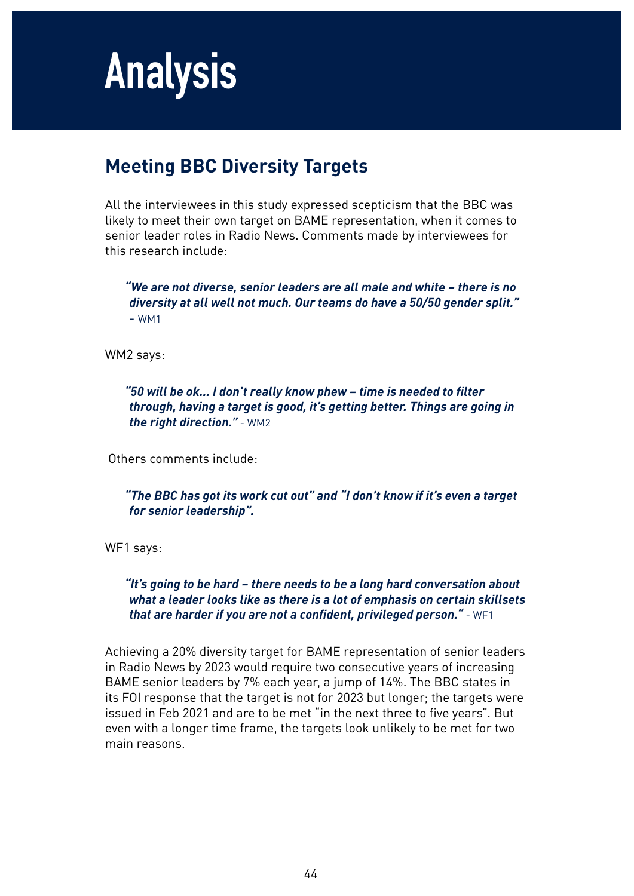# Analysis

## Meeting BBC Diversity Targets

All the interviewees in this study expressed scepticism that the BBC was likely to meet their own target on BAME representation, when it comes to senior leader roles in Radio News. Comments made by interviewees for this research include:

> ***"We are not diverse, senior leaders are all male and white – there is no diversity at all well not much. Our teams do have a 50/50 gender split."***
> - WM1

WM2 says:

> ***"50 will be ok… I don't really know phew – time is needed to filter through, having a target is good, it's getting better. Things are going in the right direction."*** - WM2

Others comments include:

> ***"The BBC has got its work cut out" and "I don't know if it's even a target for senior leadership".***

WF1 says:

> ***"It's going to be hard – there needs to be a long hard conversation about what a leader looks like as there is a lot of emphasis on certain skillsets that are harder if you are not a confident, privileged person."*** - WF1

Achieving a 20% diversity target for BAME representation of senior leaders in Radio News by 2023 would require two consecutive years of increasing BAME senior leaders by 7% each year, a jump of 14%. The BBC states in its FOI response that the target is not for 2023 but longer; the targets were issued in Feb 2021 and are to be met "in the next three to five years". But even with a longer time frame, the targets look unlikely to be met for two main reasons.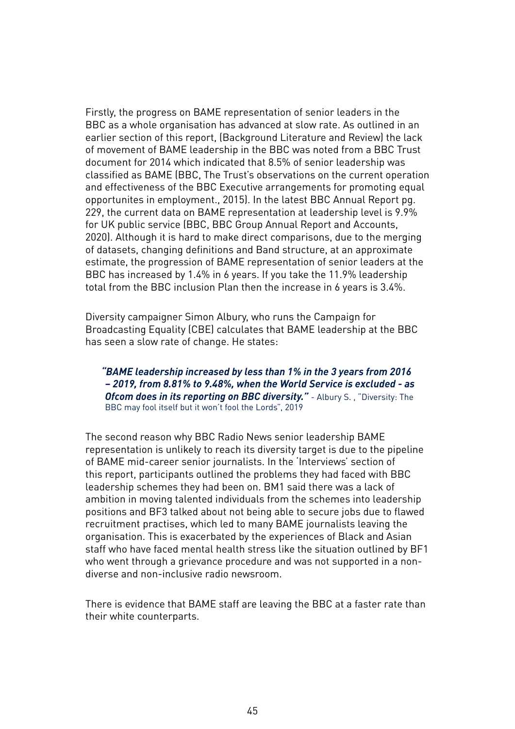Firstly, the progress on BAME representation of senior leaders in the BBC as a whole organisation has advanced at slow rate. As outlined in an earlier section of this report, (Background Literature and Review) the lack of movement of BAME leadership in the BBC was noted from a BBC Trust document for 2014 which indicated that 8.5% of senior leadership was classified as BAME (BBC, The Trust's observations on the current operation and effectiveness of the BBC Executive arrangements for promoting equal opportunites in employment., 2015). In the latest BBC Annual Report pg. 229, the current data on BAME representation at leadership level is 9.9% for UK public service (BBC, BBC Group Annual Report and Accounts, 2020). Although it is hard to make direct comparisons, due to the merging of datasets, changing definitions and Band structure, at an approximate estimate, the progression of BAME representation of senior leaders at the BBC has increased by 1.4% in 6 years. If you take the 11.9% leadership total from the BBC inclusion Plan then the increase in 6 years is 3.4%.

Diversity campaigner Simon Albury, who runs the Campaign for Broadcasting Equality (CBE) calculates that BAME leadership at the BBC has seen a slow rate of change. He states:

> ***"BAME leadership increased by less than 1% in the 3 years from 2016 – 2019, from 8.81% to 9.48%, when the World Service is excluded - as Ofcom does in its reporting on BBC diversity."*** - Albury S. , "Diversity: The BBC may fool itself but it won't fool the Lords", 2019

The second reason why BBC Radio News senior leadership BAME representation is unlikely to reach its diversity target is due to the pipeline of BAME mid-career senior journalists. In the 'Interviews' section of this report, participants outlined the problems they had faced with BBC leadership schemes they had been on. BM1 said there was a lack of ambition in moving talented individuals from the schemes into leadership positions and BF3 talked about not being able to secure jobs due to flawed recruitment practises, which led to many BAME journalists leaving the organisation. This is exacerbated by the experiences of Black and Asian staff who have faced mental health stress like the situation outlined by BF1 who went through a grievance procedure and was not supported in a non-diverse and non-inclusive radio newsroom.

There is evidence that BAME staff are leaving the BBC at a faster rate than their white counterparts.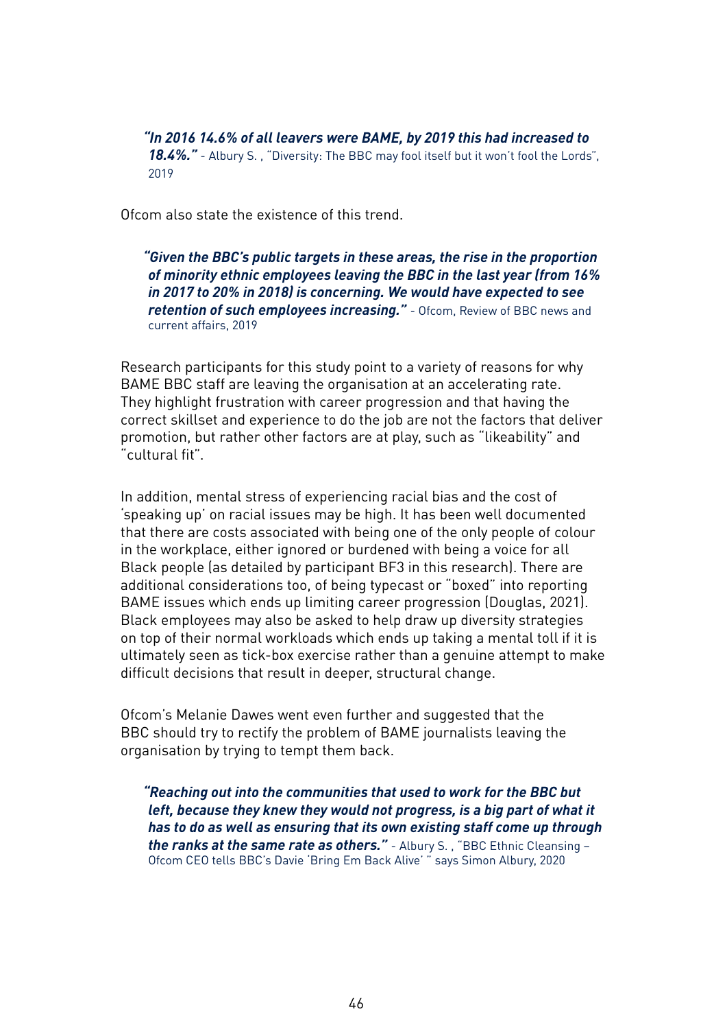> ***"In 2016 14.6% of all leavers were BAME, by 2019 this had increased to 18.4%."*** - Albury S. , "Diversity: The BBC may fool itself but it won't fool the Lords", 2019

Ofcom also state the existence of this trend.

> ***"Given the BBC's public targets in these areas, the rise in the proportion of minority ethnic employees leaving the BBC in the last year (from 16% in 2017 to 20% in 2018) is concerning. We would have expected to see retention of such employees increasing."*** - Ofcom, Review of BBC news and current affairs, 2019

Research participants for this study point to a variety of reasons for why BAME BBC staff are leaving the organisation at an accelerating rate. They highlight frustration with career progression and that having the correct skillset and experience to do the job are not the factors that deliver promotion, but rather other factors are at play, such as "likeability" and "cultural fit".

In addition, mental stress of experiencing racial bias and the cost of 'speaking up' on racial issues may be high. It has been well documented that there are costs associated with being one of the only people of colour in the workplace, either ignored or burdened with being a voice for all Black people (as detailed by participant BF3 in this research). There are additional considerations too, of being typecast or "boxed" into reporting BAME issues which ends up limiting career progression (Douglas, 2021). Black employees may also be asked to help draw up diversity strategies on top of their normal workloads which ends up taking a mental toll if it is ultimately seen as tick-box exercise rather than a genuine attempt to make difficult decisions that result in deeper, structural change.

Ofcom's Melanie Dawes went even further and suggested that the BBC should try to rectify the problem of BAME journalists leaving the organisation by trying to tempt them back.

> ***"Reaching out into the communities that used to work for the BBC but left, because they knew they would not progress, is a big part of what it has to do as well as ensuring that its own existing staff come up through the ranks at the same rate as others."*** - Albury S. , "BBC Ethnic Cleansing – Ofcom CEO tells BBC's Davie 'Bring Em Back Alive' " says Simon Albury, 2020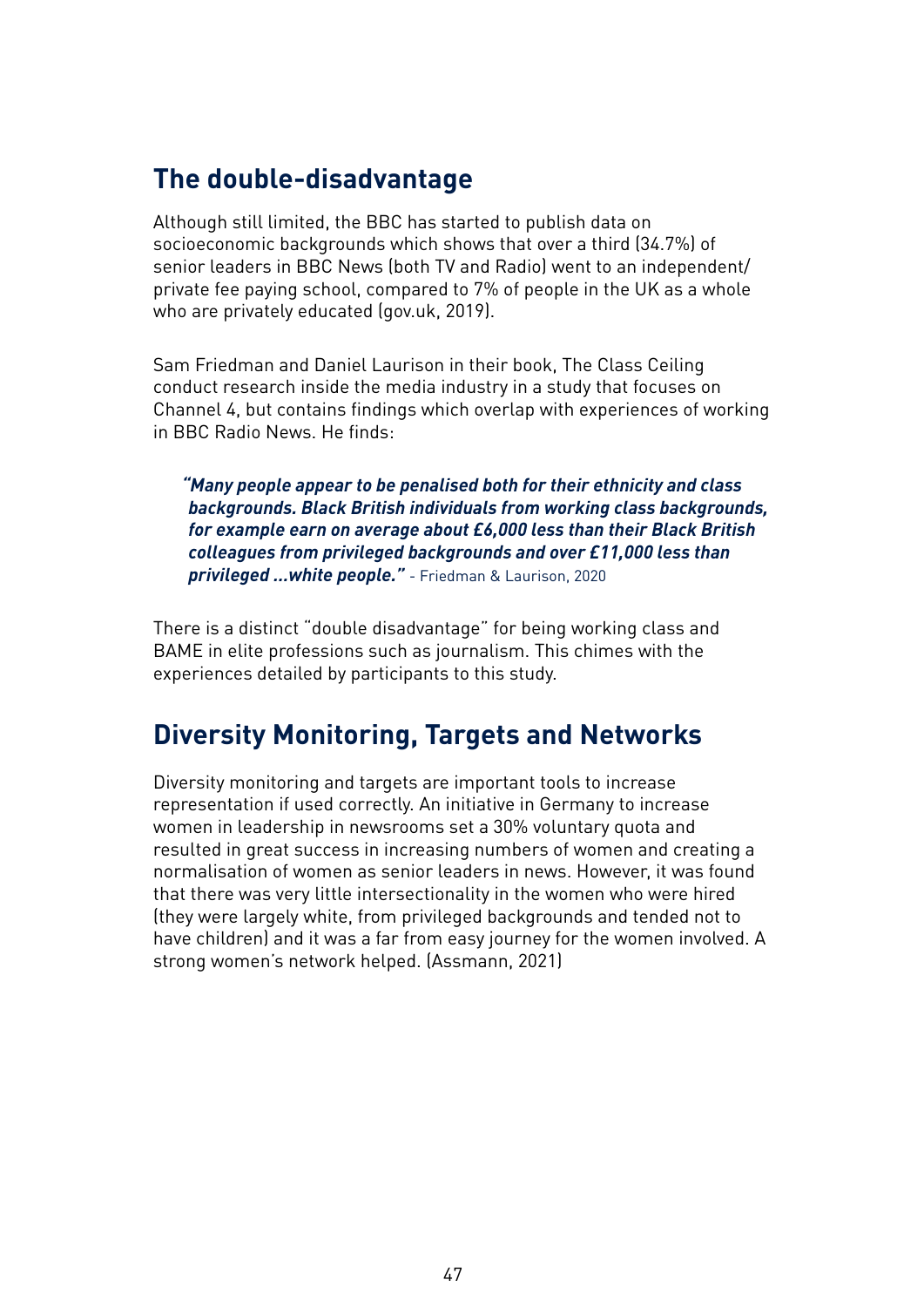## The double-disadvantage

Although still limited, the BBC has started to publish data on socioeconomic backgrounds which shows that over a third (34.7%) of senior leaders in BBC News (both TV and Radio) went to an independent/private fee paying school, compared to 7% of people in the UK as a whole who are privately educated (gov.uk, 2019).

Sam Friedman and Daniel Laurison in their book, The Class Ceiling conduct research inside the media industry in a study that focuses on Channel 4, but contains findings which overlap with experiences of working in BBC Radio News. He finds:

> ***"Many people appear to be penalised both for their ethnicity and class backgrounds. Black British individuals from working class backgrounds, for example earn on average about £6,000 less than their Black British colleagues from privileged backgrounds and over £11,000 less than privileged ...white people."*** - Friedman & Laurison, 2020

There is a distinct "double disadvantage" for being working class and BAME in elite professions such as journalism. This chimes with the experiences detailed by participants to this study.

## Diversity Monitoring, Targets and Networks

Diversity monitoring and targets are important tools to increase representation if used correctly. An initiative in Germany to increase women in leadership in newsrooms set a 30% voluntary quota and resulted in great success in increasing numbers of women and creating a normalisation of women as senior leaders in news. However, it was found that there was very little intersectionality in the women who were hired (they were largely white, from privileged backgrounds and tended not to have children) and it was a far from easy journey for the women involved. A strong women's network helped. (Assmann, 2021)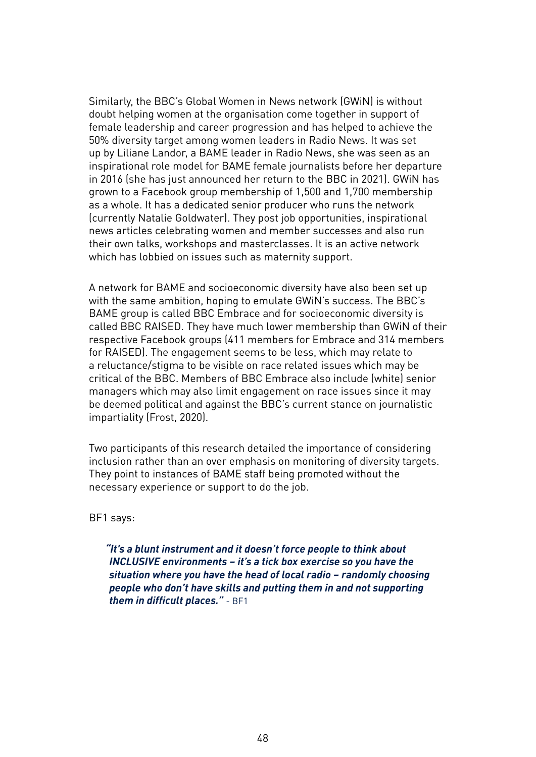Similarly, the BBC's Global Women in News network (GWiN) is without doubt helping women at the organisation come together in support of female leadership and career progression and has helped to achieve the 50% diversity target among women leaders in Radio News. It was set up by Liliane Landor, a BAME leader in Radio News, she was seen as an inspirational role model for BAME female journalists before her departure in 2016 (she has just announced her return to the BBC in 2021). GWiN has grown to a Facebook group membership of 1,500 and 1,700 membership as a whole. It has a dedicated senior producer who runs the network (currently Natalie Goldwater). They post job opportunities, inspirational news articles celebrating women and member successes and also run their own talks, workshops and masterclasses. It is an active network which has lobbied on issues such as maternity support.

A network for BAME and socioeconomic diversity have also been set up with the same ambition, hoping to emulate GWiN's success. The BBC's BAME group is called BBC Embrace and for socioeconomic diversity is called BBC RAISED. They have much lower membership than GWiN of their respective Facebook groups (411 members for Embrace and 314 members for RAISED). The engagement seems to be less, which may relate to a reluctance/stigma to be visible on race related issues which may be critical of the BBC. Members of BBC Embrace also include (white) senior managers which may also limit engagement on race issues since it may be deemed political and against the BBC's current stance on journalistic impartiality (Frost, 2020).

Two participants of this research detailed the importance of considering inclusion rather than an over emphasis on monitoring of diversity targets. They point to instances of BAME staff being promoted without the necessary experience or support to do the job.

BF1 says:

> ***"It's a blunt instrument and it doesn't force people to think about INCLUSIVE environments – it's a tick box exercise so you have the situation where you have the head of local radio – randomly choosing people who don't have skills and putting them in and not supporting them in difficult places."*** - BF1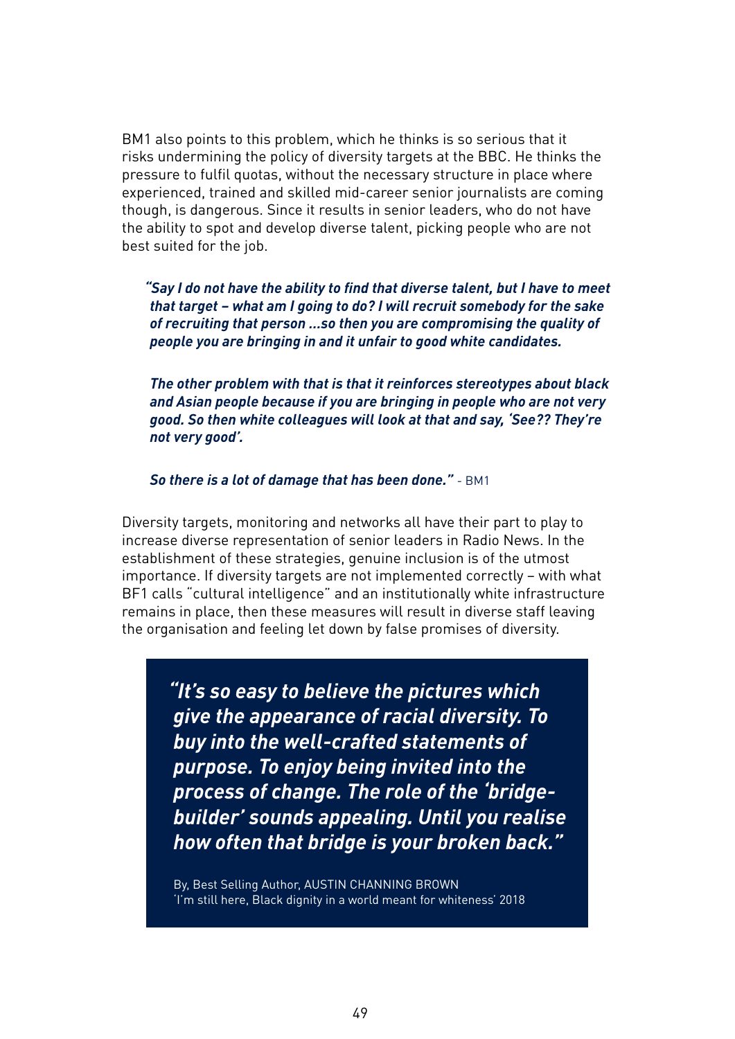BM1 also points to this problem, which he thinks is so serious that it risks undermining the policy of diversity targets at the BBC. He thinks the pressure to fulfil quotas, without the necessary structure in place where experienced, trained and skilled mid-career senior journalists are coming though, is dangerous. Since it results in senior leaders, who do not have the ability to spot and develop diverse talent, picking people who are not best suited for the job.

> ***"Say I do not have the ability to find that diverse talent, but I have to meet that target – what am I going to do? I will recruit somebody for the sake of recruiting that person ...so then you are compromising the quality of people you are bringing in and it unfair to good white candidates.***
>
> ***The other problem with that is that it reinforces stereotypes about black and Asian people because if you are bringing in people who are not very good. So then white colleagues will look at that and say, 'See?? They're not very good'.***
>
> ***So there is a lot of damage that has been done."*** - BM1

Diversity targets, monitoring and networks all have their part to play to increase diverse representation of senior leaders in Radio News. In the establishment of these strategies, genuine inclusion is of the utmost importance. If diversity targets are not implemented correctly – with what BF1 calls "cultural intelligence" and an institutionally white infrastructure remains in place, then these measures will result in diverse staff leaving the organisation and feeling let down by false promises of diversity.

> ***"It's so easy to believe the pictures which give the appearance of racial diversity. To buy into the well-crafted statements of purpose. To enjoy being invited into the process of change. The role of the 'bridge-builder' sounds appealing. Until you realise how often that bridge is your broken back."***
>
> By, Best Selling Author, AUSTIN CHANNING BROWN
> 'I'm still here, Black dignity in a world meant for whiteness' 2018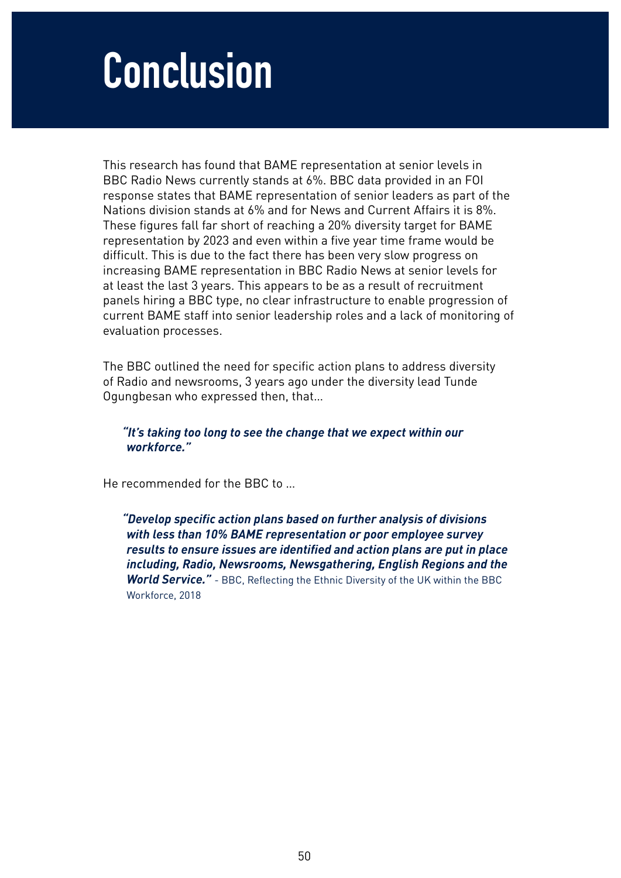# Conclusion

This research has found that BAME representation at senior levels in BBC Radio News currently stands at 6%. BBC data provided in an FOI response states that BAME representation of senior leaders as part of the Nations division stands at 6% and for News and Current Affairs it is 8%. These figures fall far short of reaching a 20% diversity target for BAME representation by 2023 and even within a five year time frame would be difficult. This is due to the fact there has been very slow progress on increasing BAME representation in BBC Radio News at senior levels for at least the last 3 years. This appears to be as a result of recruitment panels hiring a BBC type, no clear infrastructure to enable progression of current BAME staff into senior leadership roles and a lack of monitoring of evaluation processes.

The BBC outlined the need for specific action plans to address diversity of Radio and newsrooms, 3 years ago under the diversity lead Tunde Ogungbesan who expressed then, that...

> ***"It's taking too long to see the change that we expect within our workforce."***

He recommended for the BBC to ...

> ***"Develop specific action plans based on further analysis of divisions with less than 10% BAME representation or poor employee survey results to ensure issues are identified and action plans are put in place including, Radio, Newsrooms, Newsgathering, English Regions and the World Service."*** - BBC, Reflecting the Ethnic Diversity of the UK within the BBC Workforce, 2018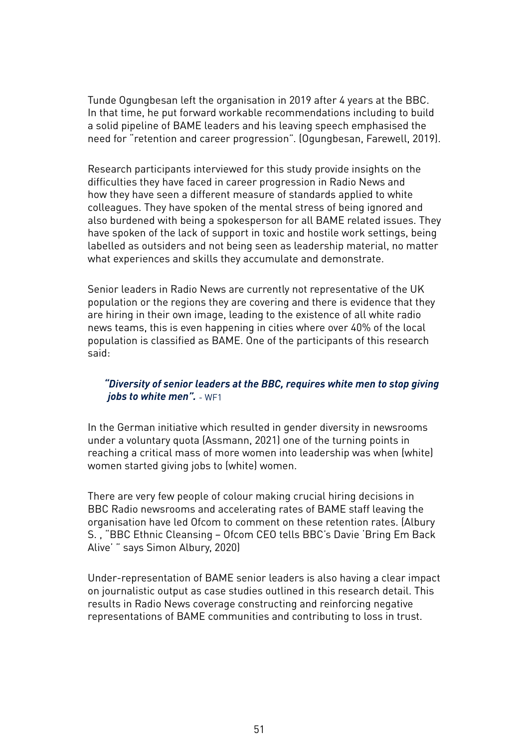Tunde Ogungbesan left the organisation in 2019 after 4 years at the BBC. In that time, he put forward workable recommendations including to build a solid pipeline of BAME leaders and his leaving speech emphasised the need for "retention and career progression". (Ogungbesan, Farewell, 2019).

Research participants interviewed for this study provide insights on the difficulties they have faced in career progression in Radio News and how they have seen a different measure of standards applied to white colleagues. They have spoken of the mental stress of being ignored and also burdened with being a spokesperson for all BAME related issues. They have spoken of the lack of support in toxic and hostile work settings, being labelled as outsiders and not being seen as leadership material, no matter what experiences and skills they accumulate and demonstrate.

Senior leaders in Radio News are currently not representative of the UK population or the regions they are covering and there is evidence that they are hiring in their own image, leading to the existence of all white radio news teams, this is even happening in cities where over 40% of the local population is classified as BAME. One of the participants of this research said:

> ***"Diversity of senior leaders at the BBC, requires white men to stop giving jobs to white men".*** - WF1

In the German initiative which resulted in gender diversity in newsrooms under a voluntary quota (Assmann, 2021) one of the turning points in reaching a critical mass of more women into leadership was when (white) women started giving jobs to (white) women.

There are very few people of colour making crucial hiring decisions in BBC Radio newsrooms and accelerating rates of BAME staff leaving the organisation have led Ofcom to comment on these retention rates. (Albury S. , "BBC Ethnic Cleansing – Ofcom CEO tells BBC's Davie 'Bring Em Back Alive' " says Simon Albury, 2020)

Under-representation of BAME senior leaders is also having a clear impact on journalistic output as case studies outlined in this research detail. This results in Radio News coverage constructing and reinforcing negative representations of BAME communities and contributing to loss in trust.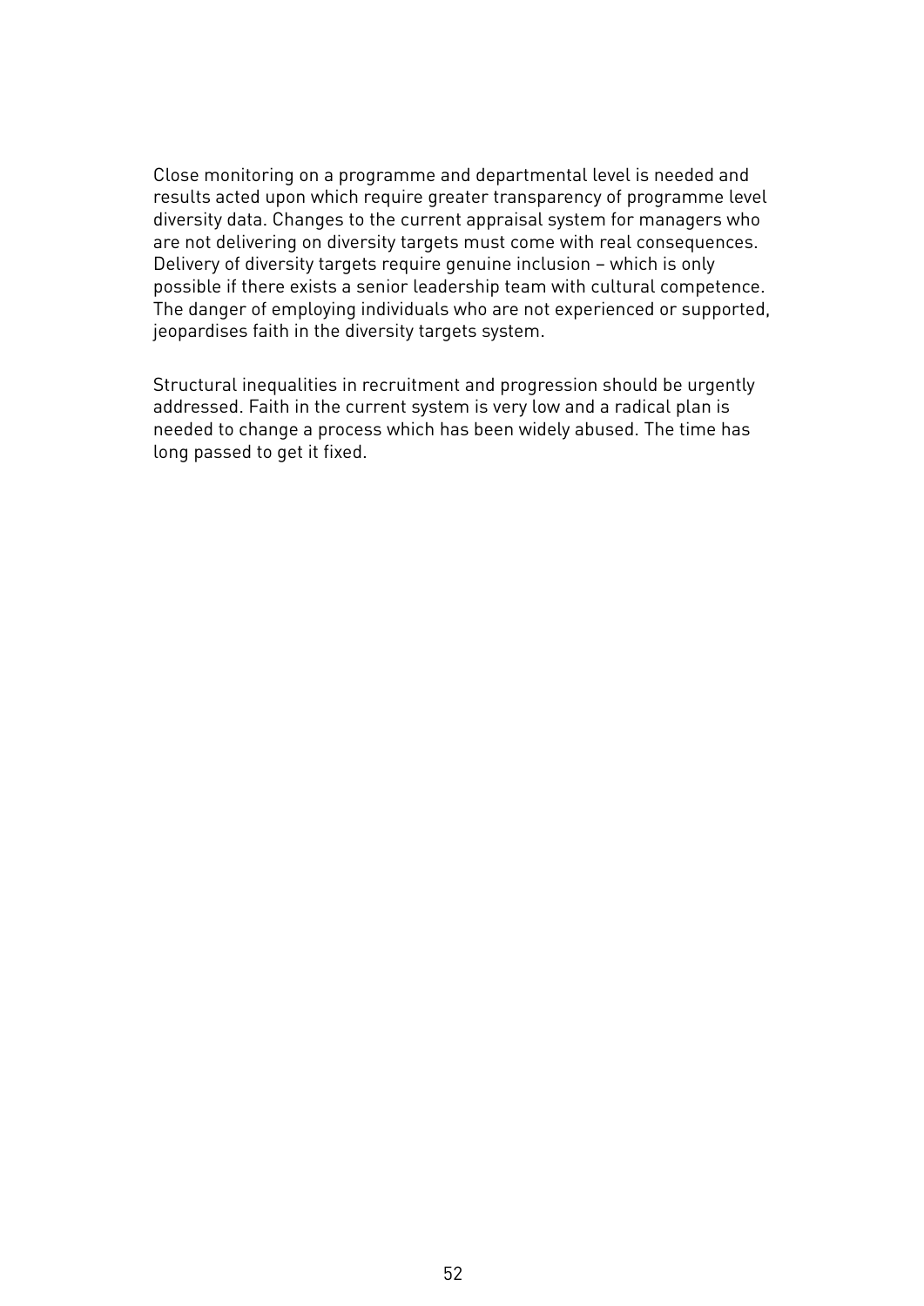Close monitoring on a programme and departmental level is needed and results acted upon which require greater transparency of programme level diversity data. Changes to the current appraisal system for managers who are not delivering on diversity targets must come with real consequences. Delivery of diversity targets require genuine inclusion – which is only possible if there exists a senior leadership team with cultural competence. The danger of employing individuals who are not experienced or supported, jeopardises faith in the diversity targets system.

Structural inequalities in recruitment and progression should be urgently addressed. Faith in the current system is very low and a radical plan is needed to change a process which has been widely abused. The time has long passed to get it fixed.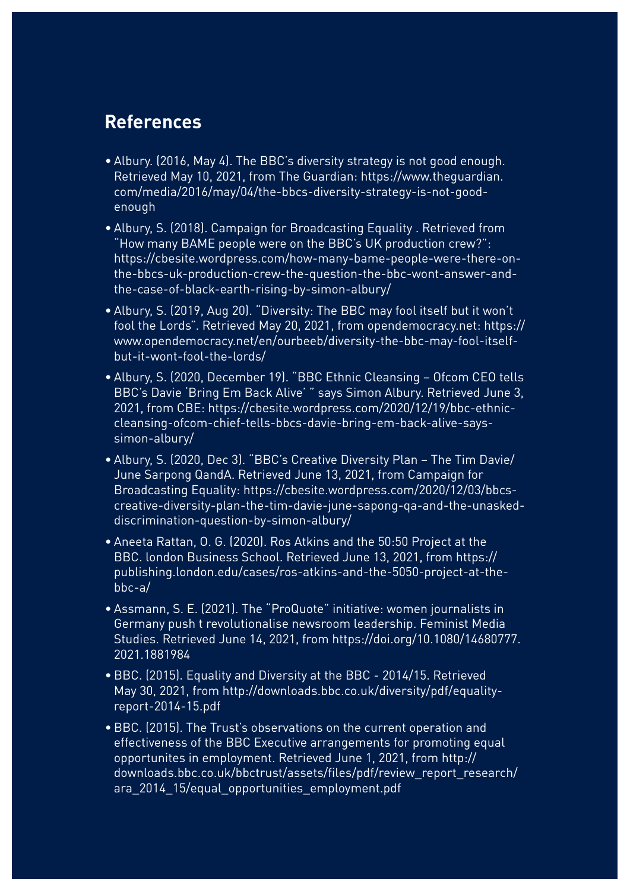## References

- Albury. (2016, May 4). The BBC's diversity strategy is not good enough. Retrieved May 10, 2021, from The Guardian: https://www.theguardian.com/media/2016/may/04/the-bbcs-diversity-strategy-is-not-good-enough
- Albury, S. (2018). Campaign for Broadcasting Equality . Retrieved from "How many BAME people were on the BBC's UK production crew?": https://cbesite.wordpress.com/how-many-bame-people-were-there-on-the-bbcs-uk-production-crew-the-question-the-bbc-wont-answer-and-the-case-of-black-earth-rising-by-simon-albury/
- Albury, S. (2019, Aug 20). "Diversity: The BBC may fool itself but it won't fool the Lords". Retrieved May 20, 2021, from opendemocracy.net: https://www.opendemocracy.net/en/ourbeeb/diversity-the-bbc-may-fool-itself-but-it-wont-fool-the-lords/
- Albury, S. (2020, December 19). "BBC Ethnic Cleansing – Ofcom CEO tells BBC's Davie 'Bring Em Back Alive' " says Simon Albury. Retrieved June 3, 2021, from CBE: https://cbesite.wordpress.com/2020/12/19/bbc-ethnic-cleansing-ofcom-chief-tells-bbcs-davie-bring-em-back-alive-says-simon-albury/
- Albury, S. (2020, Dec 3). "BBC's Creative Diversity Plan – The Tim Davie/June Sarpong QandA. Retrieved June 13, 2021, from Campaign for Broadcasting Equality: https://cbesite.wordpress.com/2020/12/03/bbcs-creative-diversity-plan-the-tim-davie-june-sapong-qa-and-the-unasked-discrimination-question-by-simon-albury/
- Aneeta Rattan, O. G. (2020). Ros Atkins and the 50:50 Project at the BBC. london Business School. Retrieved June 13, 2021, from https://publishing.london.edu/cases/ros-atkins-and-the-5050-project-at-the-bbc-a/
- Assmann, S. E. (2021). The "ProQuote" initiative: women journalists in Germany push t revolutionalise newsroom leadership. Feminist Media Studies. Retrieved June 14, 2021, from https://doi.org/10.1080/14680777.2021.1881984
- BBC. (2015). Equality and Diversity at the BBC - 2014/15. Retrieved May 30, 2021, from http://downloads.bbc.co.uk/diversity/pdf/equality-report-2014-15.pdf
- BBC. (2015). The Trust's observations on the current operation and effectiveness of the BBC Executive arrangements for promoting equal opportunites in employment. Retrieved June 1, 2021, from http://downloads.bbc.co.uk/bbctrust/assets/files/pdf/review_report_research/ara_2014_15/equal_opportunities_employment.pdf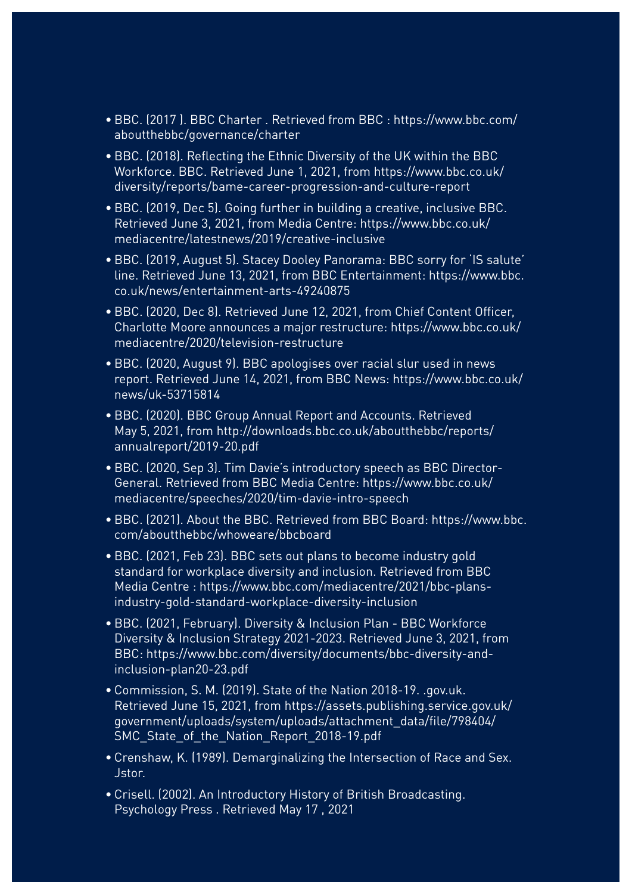- BBC. (2017 ). BBC Charter . Retrieved from BBC : https://www.bbc.com/aboutthebbc/governance/charter
- BBC. (2018). Reflecting the Ethnic Diversity of the UK within the BBC Workforce. BBC. Retrieved June 1, 2021, from https://www.bbc.co.uk/diversity/reports/bame-career-progression-and-culture-report
- BBC. (2019, Dec 5). Going further in building a creative, inclusive BBC. Retrieved June 3, 2021, from Media Centre: https://www.bbc.co.uk/mediacentre/latestnews/2019/creative-inclusive
- BBC. (2019, August 5). Stacey Dooley Panorama: BBC sorry for 'IS salute' line. Retrieved June 13, 2021, from BBC Entertainment: https://www.bbc.co.uk/news/entertainment-arts-49240875
- BBC. (2020, Dec 8). Retrieved June 12, 2021, from Chief Content Officer, Charlotte Moore announces a major restructure: https://www.bbc.co.uk/mediacentre/2020/television-restructure
- BBC. (2020, August 9). BBC apologises over racial slur used in news report. Retrieved June 14, 2021, from BBC News: https://www.bbc.co.uk/news/uk-53715814
- BBC. (2020). BBC Group Annual Report and Accounts. Retrieved May 5, 2021, from http://downloads.bbc.co.uk/aboutthebbc/reports/annualreport/2019-20.pdf
- BBC. (2020, Sep 3). Tim Davie's introductory speech as BBC Director-General. Retrieved from BBC Media Centre: https://www.bbc.co.uk/mediacentre/speeches/2020/tim-davie-intro-speech
- BBC. (2021). About the BBC. Retrieved from BBC Board: https://www.bbc.com/aboutthebbc/whoweare/bbcboard
- BBC. (2021, Feb 23). BBC sets out plans to become industry gold standard for workplace diversity and inclusion. Retrieved from BBC Media Centre : https://www.bbc.com/mediacentre/2021/bbc-plans-industry-gold-standard-workplace-diversity-inclusion
- BBC. (2021, February). Diversity & Inclusion Plan - BBC Workforce Diversity & Inclusion Strategy 2021-2023. Retrieved June 3, 2021, from BBC: https://www.bbc.com/diversity/documents/bbc-diversity-and-inclusion-plan20-23.pdf
- Commission, S. M. (2019). State of the Nation 2018-19. .gov.uk. Retrieved June 15, 2021, from https://assets.publishing.service.gov.uk/government/uploads/system/uploads/attachment_data/file/798404/SMC_State_of_the_Nation_Report_2018-19.pdf
- Crenshaw, K. (1989). Demarginalizing the Intersection of Race and Sex. Jstor.
- Crisell. (2002). An Introductory History of British Broadcasting. Psychology Press . Retrieved May 17 , 2021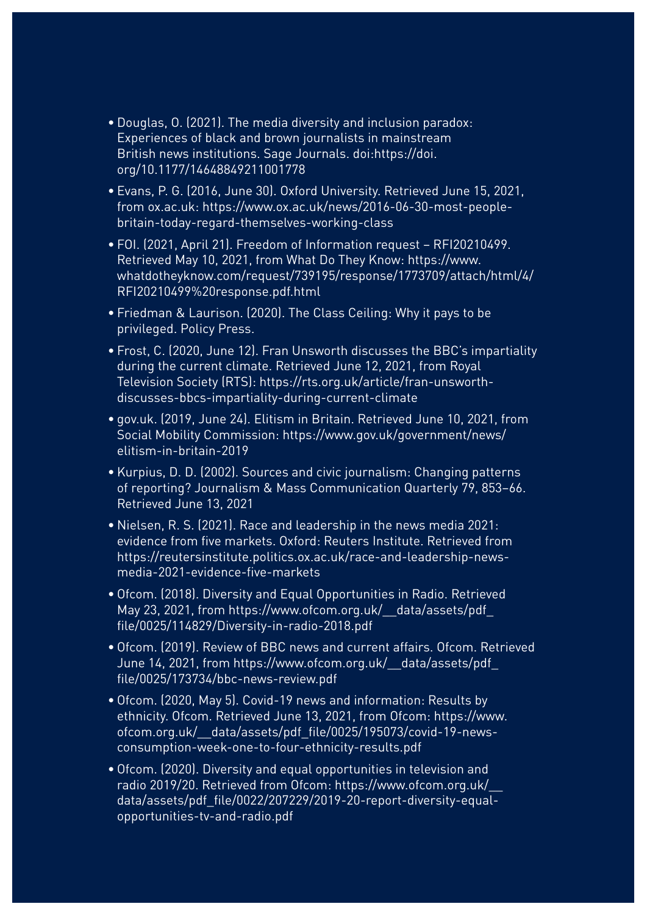- Douglas, O. (2021). The media diversity and inclusion paradox: Experiences of black and brown journalists in mainstream British news institutions. Sage Journals. doi:https://doi.org/10.1177/14648849211001778
- Evans, P. G. (2016, June 30). Oxford University. Retrieved June 15, 2021, from ox.ac.uk: https://www.ox.ac.uk/news/2016-06-30-most-people-britain-today-regard-themselves-working-class
- FOI. (2021, April 21). Freedom of Information request – RFI20210499. Retrieved May 10, 2021, from What Do They Know: https://www.whatdotheyknow.com/request/739195/response/1773709/attach/html/4/RFI20210499%20response.pdf.html
- Friedman & Laurison. (2020). The Class Ceiling: Why it pays to be privileged. Policy Press.
- Frost, C. (2020, June 12). Fran Unsworth discusses the BBC's impartiality during the current climate. Retrieved June 12, 2021, from Royal Television Society (RTS): https://rts.org.uk/article/fran-unsworth-discusses-bbcs-impartiality-during-current-climate
- gov.uk. (2019, June 24). Elitism in Britain. Retrieved June 10, 2021, from Social Mobility Commission: https://www.gov.uk/government/news/elitism-in-britain-2019
- Kurpius, D. D. (2002). Sources and civic journalism: Changing patterns of reporting? Journalism & Mass Communication Quarterly 79, 853–66. Retrieved June 13, 2021
- Nielsen, R. S. (2021). Race and leadership in the news media 2021: evidence from five markets. Oxford: Reuters Institute. Retrieved from https://reutersinstitute.politics.ox.ac.uk/race-and-leadership-news-media-2021-evidence-five-markets
- Ofcom. (2018). Diversity and Equal Opportunities in Radio. Retrieved May 23, 2021, from https://www.ofcom.org.uk/__data/assets/pdf_file/0025/114829/Diversity-in-radio-2018.pdf
- Ofcom. (2019). Review of BBC news and current affairs. Ofcom. Retrieved June 14, 2021, from https://www.ofcom.org.uk/__data/assets/pdf_file/0025/173734/bbc-news-review.pdf
- Ofcom. (2020, May 5). Covid-19 news and information: Results by ethnicity. Ofcom. Retrieved June 13, 2021, from Ofcom: https://www.ofcom.org.uk/__data/assets/pdf_file/0025/195073/covid-19-news-consumption-week-one-to-four-ethnicity-results.pdf
- Ofcom. (2020). Diversity and equal opportunities in television and radio 2019/20. Retrieved from Ofcom: https://www.ofcom.org.uk/__data/assets/pdf_file/0022/207229/2019-20-report-diversity-equal-opportunities-tv-and-radio.pdf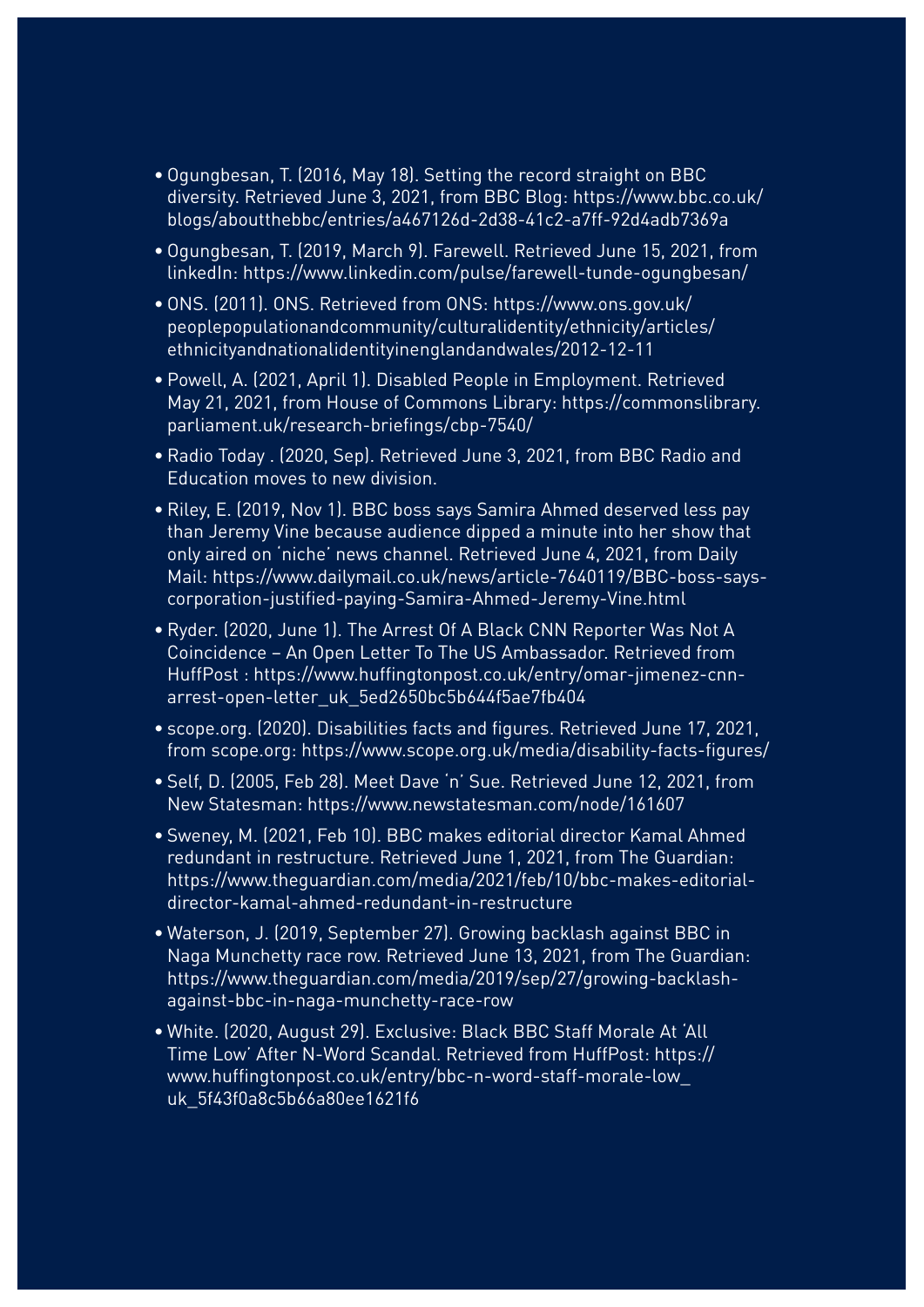- Ogungbesan, T. (2016, May 18). Setting the record straight on BBC diversity. Retrieved June 3, 2021, from BBC Blog: https://www.bbc.co.uk/blogs/aboutthebbc/entries/a467126d-2d38-41c2-a7ff-92d4adb7369a
- Ogungbesan, T. (2019, March 9). Farewell. Retrieved June 15, 2021, from linkedIn: https://www.linkedin.com/pulse/farewell-tunde-ogungbesan/
- ONS. (2011). ONS. Retrieved from ONS: https://www.ons.gov.uk/peoplepopulationandcommunity/culturalidentity/ethnicity/articles/ethnicityandnationalidentityinenglandandwales/2012-12-11
- Powell, A. (2021, April 1). Disabled People in Employment. Retrieved May 21, 2021, from House of Commons Library: https://commonslibrary.parliament.uk/research-briefings/cbp-7540/
- Radio Today . (2020, Sep). Retrieved June 3, 2021, from BBC Radio and Education moves to new division.
- Riley, E. (2019, Nov 1). BBC boss says Samira Ahmed deserved less pay than Jeremy Vine because audience dipped a minute into her show that only aired on 'niche' news channel. Retrieved June 4, 2021, from Daily Mail: https://www.dailymail.co.uk/news/article-7640119/BBC-boss-says-corporation-justified-paying-Samira-Ahmed-Jeremy-Vine.html
- Ryder. (2020, June 1). The Arrest Of A Black CNN Reporter Was Not A Coincidence – An Open Letter To The US Ambassador. Retrieved from HuffPost : https://www.huffingtonpost.co.uk/entry/omar-jimenez-cnn-arrest-open-letter_uk_5ed2650bc5b644f5ae7fb404
- scope.org. (2020). Disabilities facts and figures. Retrieved June 17, 2021, from scope.org: https://www.scope.org.uk/media/disability-facts-figures/
- Self, D. (2005, Feb 28). Meet Dave 'n' Sue. Retrieved June 12, 2021, from New Statesman: https://www.newstatesman.com/node/161607
- Sweney, M. (2021, Feb 10). BBC makes editorial director Kamal Ahmed redundant in restructure. Retrieved June 1, 2021, from The Guardian: https://www.theguardian.com/media/2021/feb/10/bbc-makes-editorial-director-kamal-ahmed-redundant-in-restructure
- Waterson, J. (2019, September 27). Growing backlash against BBC in Naga Munchetty race row. Retrieved June 13, 2021, from The Guardian: https://www.theguardian.com/media/2019/sep/27/growing-backlash-against-bbc-in-naga-munchetty-race-row
- White. (2020, August 29). Exclusive: Black BBC Staff Morale At 'All Time Low' After N-Word Scandal. Retrieved from HuffPost: https://www.huffingtonpost.co.uk/entry/bbc-n-word-staff-morale-low_uk_5f43f0a8c5b66a80ee1621f6